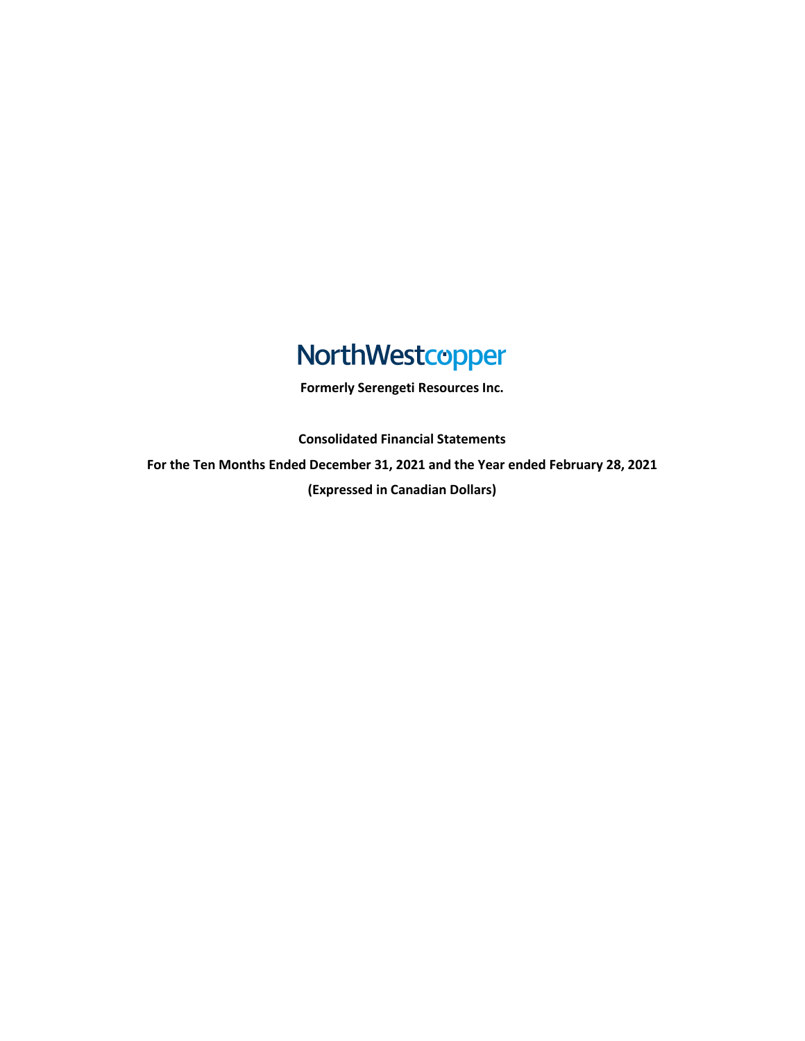# NorthWestcopper

**Formerly Serengeti Resources Inc.**

**Consolidated Financial Statements**

**For the Ten Months Ended December 31, 2021 and the Year ended February 28, 2021**

**(Expressed in Canadian Dollars)**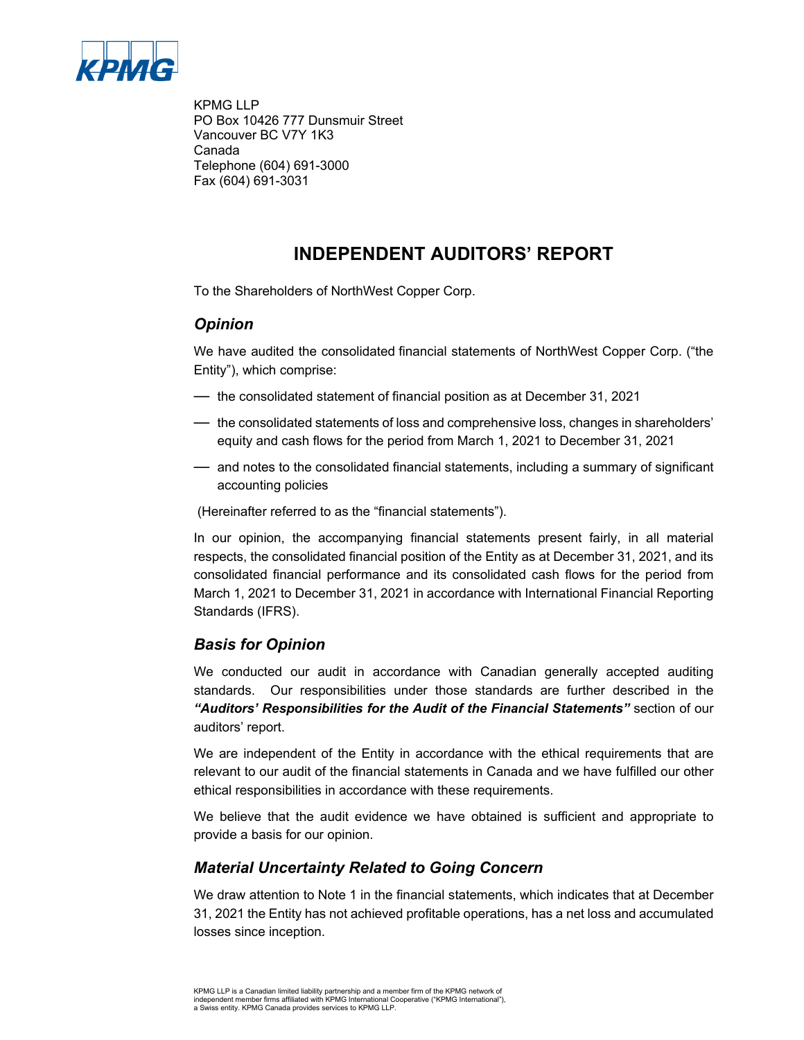KPMG LLP
PO Box 10426 777 Dunsmuir Street
Vancouver BC V7Y 1K3
Canada
Telephone (604) 691-3000
Fax (604) 691-3031

# INDEPENDENT AUDITORS' REPORT

To the Shareholders of NorthWest Copper Corp.

## *Opinion*

We have audited the consolidated financial statements of NorthWest Copper Corp. ("the Entity"), which comprise:

- the consolidated statement of financial position as at December 31, 2021
- the consolidated statements of loss and comprehensive loss, changes in shareholders' equity and cash flows for the period from March 1, 2021 to December 31, 2021
- and notes to the consolidated financial statements, including a summary of significant accounting policies

(Hereinafter referred to as the "financial statements").

In our opinion, the accompanying financial statements present fairly, in all material respects, the consolidated financial position of the Entity as at December 31, 2021, and its consolidated financial performance and its consolidated cash flows for the period from March 1, 2021 to December 31, 2021 in accordance with International Financial Reporting Standards (IFRS).

## *Basis for Opinion*

We conducted our audit in accordance with Canadian generally accepted auditing standards. Our responsibilities under those standards are further described in the ***"Auditors' Responsibilities for the Audit of the Financial Statements"*** section of our auditors' report.

We are independent of the Entity in accordance with the ethical requirements that are relevant to our audit of the financial statements in Canada and we have fulfilled our other ethical responsibilities in accordance with these requirements.

We believe that the audit evidence we have obtained is sufficient and appropriate to provide a basis for our opinion.

## *Material Uncertainty Related to Going Concern*

We draw attention to Note 1 in the financial statements, which indicates that at December 31, 2021 the Entity has not achieved profitable operations, has a net loss and accumulated losses since inception.

KPMG LLP is a Canadian limited liability partnership and a member firm of the KPMG network of independent member firms affiliated with KPMG International Cooperative ("KPMG International"), a Swiss entity. KPMG Canada provides services to KPMG LLP.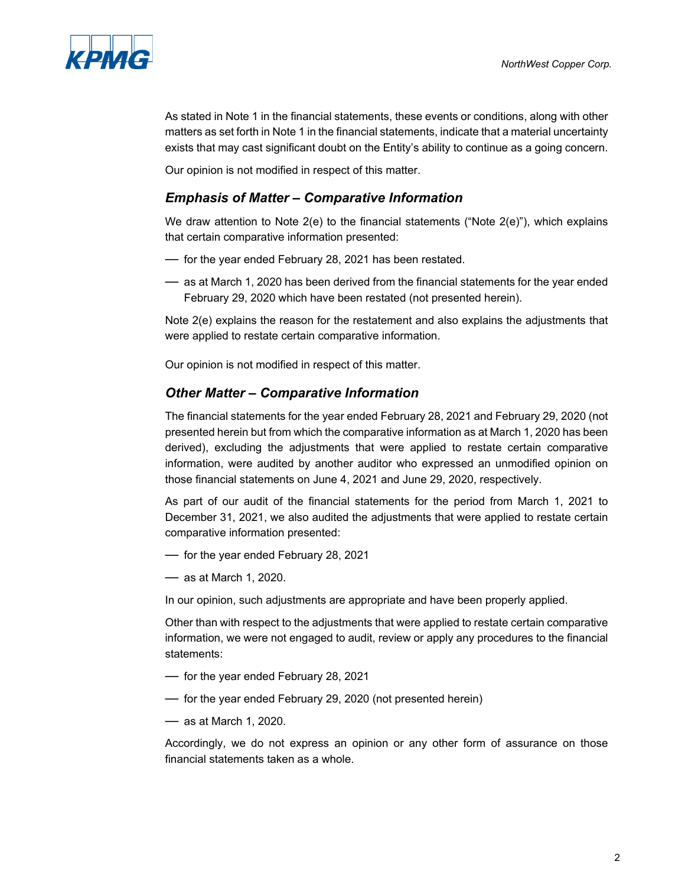As stated in Note 1 in the financial statements, these events or conditions, along with other matters as set forth in Note 1 in the financial statements, indicate that a material uncertainty exists that may cast significant doubt on the Entity's ability to continue as a going concern.

Our opinion is not modified in respect of this matter.

## *Emphasis of Matter – Comparative Information*

We draw attention to Note 2(e) to the financial statements ("Note 2(e)"), which explains that certain comparative information presented:

- for the year ended February 28, 2021 has been restated.
- as at March 1, 2020 has been derived from the financial statements for the year ended February 29, 2020 which have been restated (not presented herein).

Note 2(e) explains the reason for the restatement and also explains the adjustments that were applied to restate certain comparative information.

Our opinion is not modified in respect of this matter.

## *Other Matter – Comparative Information*

The financial statements for the year ended February 28, 2021 and February 29, 2020 (not presented herein but from which the comparative information as at March 1, 2020 has been derived), excluding the adjustments that were applied to restate certain comparative information, were audited by another auditor who expressed an unmodified opinion on those financial statements on June 4, 2021 and June 29, 2020, respectively.

As part of our audit of the financial statements for the period from March 1, 2021 to December 31, 2021, we also audited the adjustments that were applied to restate certain comparative information presented:

- for the year ended February 28, 2021
- as at March 1, 2020.

In our opinion, such adjustments are appropriate and have been properly applied.

Other than with respect to the adjustments that were applied to restate certain comparative information, we were not engaged to audit, review or apply any procedures to the financial statements:

- for the year ended February 28, 2021
- for the year ended February 29, 2020 (not presented herein)
- as at March 1, 2020.

Accordingly, we do not express an opinion or any other form of assurance on those financial statements taken as a whole.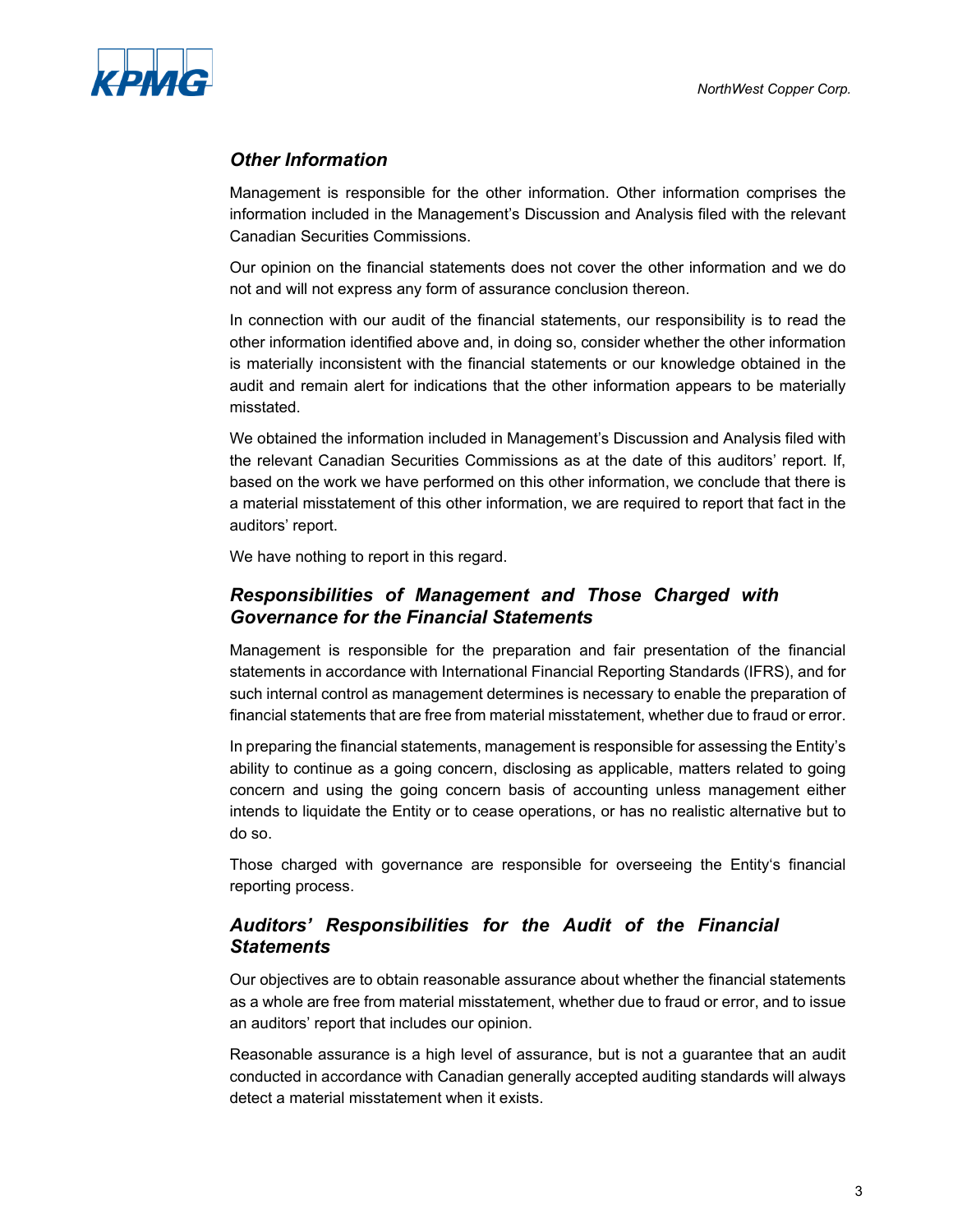### *Other Information*

Management is responsible for the other information. Other information comprises the information included in the Management's Discussion and Analysis filed with the relevant Canadian Securities Commissions.

Our opinion on the financial statements does not cover the other information and we do not and will not express any form of assurance conclusion thereon.

In connection with our audit of the financial statements, our responsibility is to read the other information identified above and, in doing so, consider whether the other information is materially inconsistent with the financial statements or our knowledge obtained in the audit and remain alert for indications that the other information appears to be materially misstated.

We obtained the information included in Management's Discussion and Analysis filed with the relevant Canadian Securities Commissions as at the date of this auditors' report. If, based on the work we have performed on this other information, we conclude that there is a material misstatement of this other information, we are required to report that fact in the auditors' report.

We have nothing to report in this regard.

### *Responsibilities of Management and Those Charged with Governance for the Financial Statements*

Management is responsible for the preparation and fair presentation of the financial statements in accordance with International Financial Reporting Standards (IFRS), and for such internal control as management determines is necessary to enable the preparation of financial statements that are free from material misstatement, whether due to fraud or error.

In preparing the financial statements, management is responsible for assessing the Entity's ability to continue as a going concern, disclosing as applicable, matters related to going concern and using the going concern basis of accounting unless management either intends to liquidate the Entity or to cease operations, or has no realistic alternative but to do so.

Those charged with governance are responsible for overseeing the Entity's financial reporting process.

### *Auditors' Responsibilities for the Audit of the Financial Statements*

Our objectives are to obtain reasonable assurance about whether the financial statements as a whole are free from material misstatement, whether due to fraud or error, and to issue an auditors' report that includes our opinion.

Reasonable assurance is a high level of assurance, but is not a guarantee that an audit conducted in accordance with Canadian generally accepted auditing standards will always detect a material misstatement when it exists.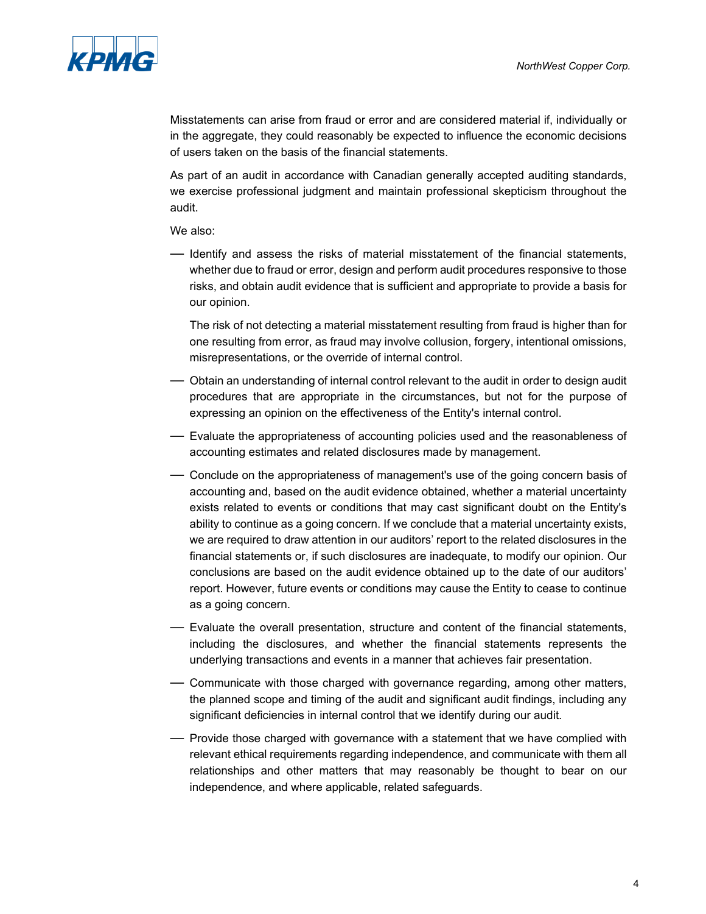Misstatements can arise from fraud or error and are considered material if, individually or in the aggregate, they could reasonably be expected to influence the economic decisions of users taken on the basis of the financial statements.

As part of an audit in accordance with Canadian generally accepted auditing standards, we exercise professional judgment and maintain professional skepticism throughout the audit.

We also:

- Identify and assess the risks of material misstatement of the financial statements, whether due to fraud or error, design and perform audit procedures responsive to those risks, and obtain audit evidence that is sufficient and appropriate to provide a basis for our opinion.

  The risk of not detecting a material misstatement resulting from fraud is higher than for one resulting from error, as fraud may involve collusion, forgery, intentional omissions, misrepresentations, or the override of internal control.

- Obtain an understanding of internal control relevant to the audit in order to design audit procedures that are appropriate in the circumstances, but not for the purpose of expressing an opinion on the effectiveness of the Entity's internal control.

- Evaluate the appropriateness of accounting policies used and the reasonableness of accounting estimates and related disclosures made by management.

- Conclude on the appropriateness of management's use of the going concern basis of accounting and, based on the audit evidence obtained, whether a material uncertainty exists related to events or conditions that may cast significant doubt on the Entity's ability to continue as a going concern. If we conclude that a material uncertainty exists, we are required to draw attention in our auditors' report to the related disclosures in the financial statements or, if such disclosures are inadequate, to modify our opinion. Our conclusions are based on the audit evidence obtained up to the date of our auditors' report. However, future events or conditions may cause the Entity to cease to continue as a going concern.

- Evaluate the overall presentation, structure and content of the financial statements, including the disclosures, and whether the financial statements represents the underlying transactions and events in a manner that achieves fair presentation.

- Communicate with those charged with governance regarding, among other matters, the planned scope and timing of the audit and significant audit findings, including any significant deficiencies in internal control that we identify during our audit.

- Provide those charged with governance with a statement that we have complied with relevant ethical requirements regarding independence, and communicate with them all relationships and other matters that may reasonably be thought to bear on our independence, and where applicable, related safeguards.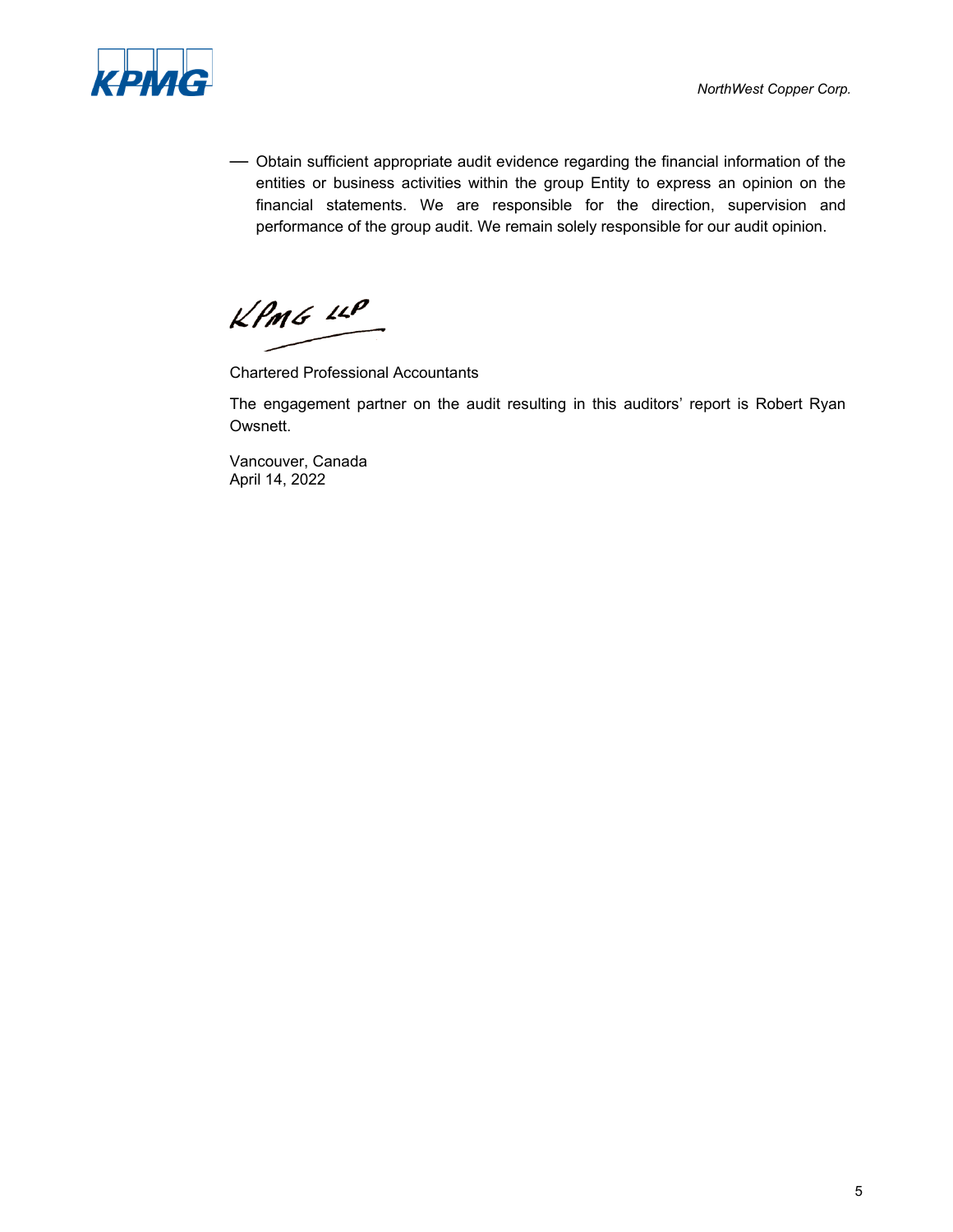- Obtain sufficient appropriate audit evidence regarding the financial information of the entities or business activities within the group Entity to express an opinion on the financial statements. We are responsible for the direction, supervision and performance of the group audit. We remain solely responsible for our audit opinion.

KPMG LLP

Chartered Professional Accountants

The engagement partner on the audit resulting in this auditors' report is Robert Ryan Owsnett.

Vancouver, Canada
April 14, 2022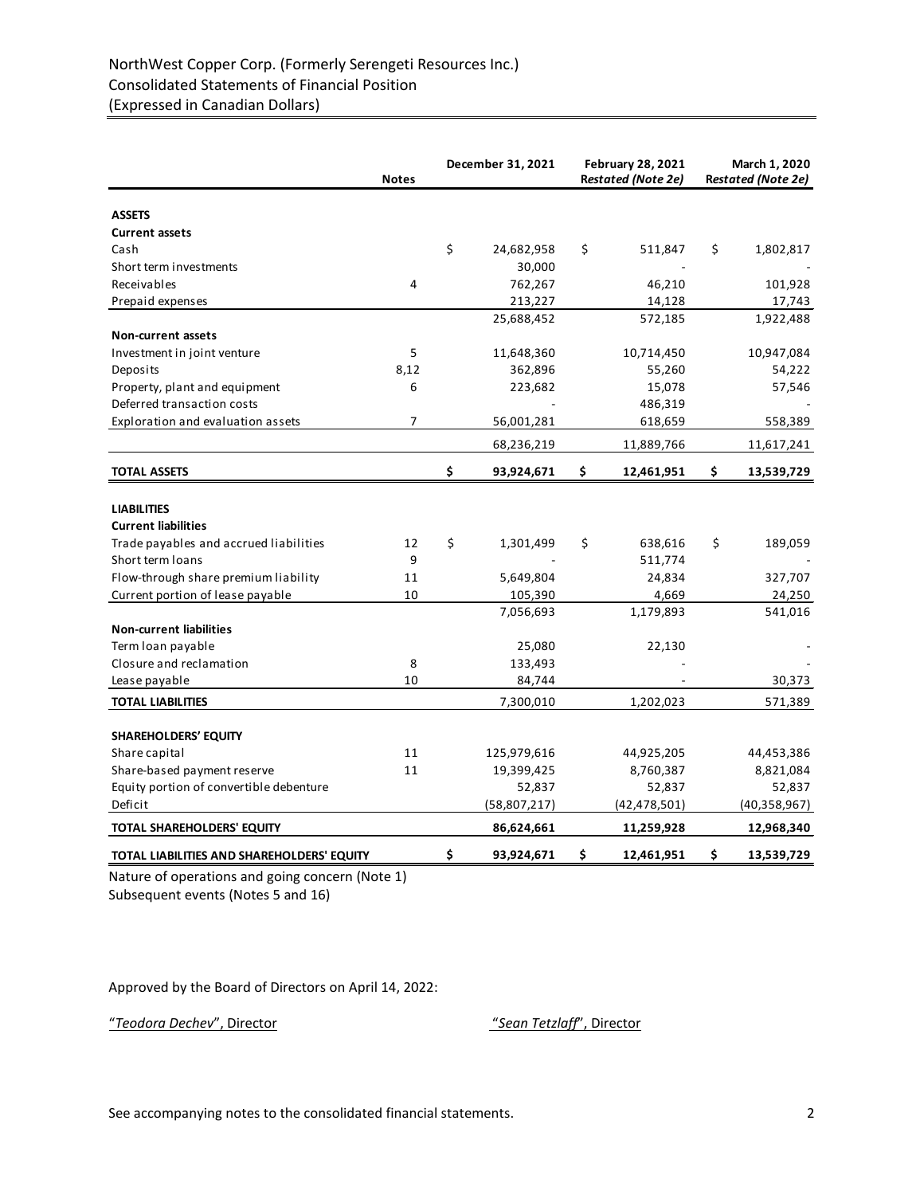NorthWest Copper Corp. (Formerly Serengeti Resources Inc.)
Consolidated Statements of Financial Position
(Expressed in Canadian Dollars)

| | Notes | December 31, 2021 | February 28, 2021 *Restated (Note 2e)* | March 1, 2020 *Restated (Note 2e)* |
|---|---|---|---|---|
| **ASSETS** | | | | |
| **Current assets** | | | | |
| Cash | | $ 24,682,958 | $ 511,847 | $ 1,802,817 |
| Short term investments | | 30,000 | - | - |
| Receivables | 4 | 762,267 | 46,210 | 101,928 |
| Prepaid expenses | | 213,227 | 14,128 | 17,743 |
| | | 25,688,452 | 572,185 | 1,922,488 |
| **Non-current assets** | | | | |
| Investment in joint venture | 5 | 11,648,360 | 10,714,450 | 10,947,084 |
| Deposits | 8,12 | 362,896 | 55,260 | 54,222 |
| Property, plant and equipment | 6 | 223,682 | 15,078 | 57,546 |
| Deferred transaction costs | | - | 486,319 | - |
| Exploration and evaluation assets | 7 | 56,001,281 | 618,659 | 558,389 |
| | | 68,236,219 | 11,889,766 | 11,617,241 |
| **TOTAL ASSETS** | | **$ 93,924,671** | **$ 12,461,951** | **$ 13,539,729** |
| **LIABILITIES** | | | | |
| **Current liabilities** | | | | |
| Trade payables and accrued liabilities | 12 | $ 1,301,499 | $ 638,616 | $ 189,059 |
| Short term loans | 9 | - | 511,774 | - |
| Flow-through share premium liability | 11 | 5,649,804 | 24,834 | 327,707 |
| Current portion of lease payable | 10 | 105,390 | 4,669 | 24,250 |
| | | 7,056,693 | 1,179,893 | 541,016 |
| **Non-current liabilities** | | | | |
| Term loan payable | | 25,080 | 22,130 | - |
| Closure and reclamation | 8 | 133,493 | - | - |
| Lease payable | 10 | 84,744 | - | 30,373 |
| **TOTAL LIABILITIES** | | 7,300,010 | 1,202,023 | 571,389 |
| **SHAREHOLDERS' EQUITY** | | | | |
| Share capital | 11 | 125,979,616 | 44,925,205 | 44,453,386 |
| Share-based payment reserve | 11 | 19,399,425 | 8,760,387 | 8,821,084 |
| Equity portion of convertible debenture | | 52,837 | 52,837 | 52,837 |
| Deficit | | (58,807,217) | (42,478,501) | (40,358,967) |
| **TOTAL SHAREHOLDERS' EQUITY** | | **86,624,661** | **11,259,928** | **12,968,340** |
| **TOTAL LIABILITIES AND SHAREHOLDERS' EQUITY** | | **$ 93,924,671** | **$ 12,461,951** | **$ 13,539,729** |

Nature of operations and going concern (Note 1)
Subsequent events (Notes 5 and 16)

Approved by the Board of Directors on April 14, 2022:

"*Teodora Dechev*", Director "*Sean Tetzlaff*", Director

See accompanying notes to the consolidated financial statements.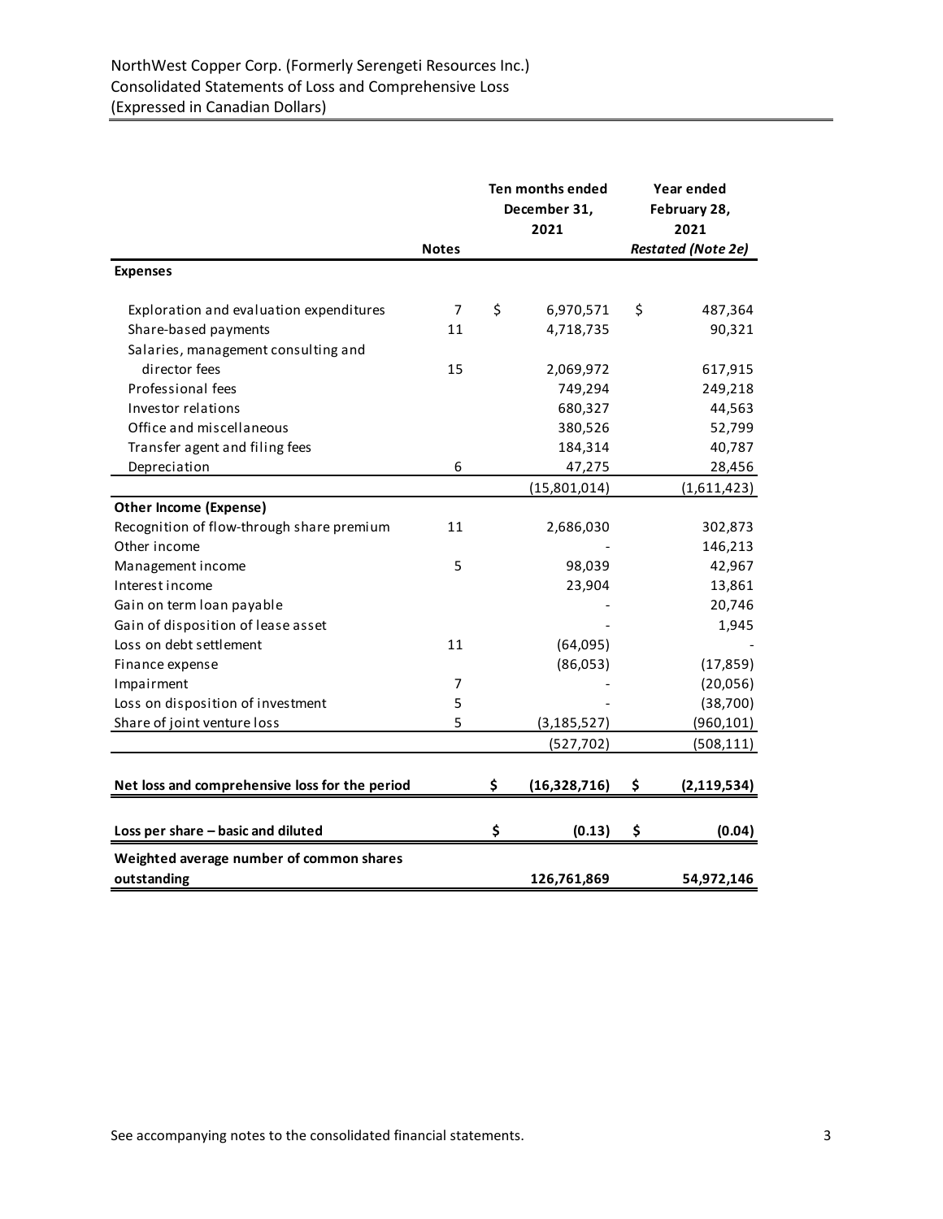NorthWest Copper Corp. (Formerly Serengeti Resources Inc.)
Consolidated Statements of Loss and Comprehensive Loss
(Expressed in Canadian Dollars)

| | Notes | Ten months ended December 31, 2021 | Year ended February 28, 2021 *Restated (Note 2e)* |
|---|---|---|---|
| **Expenses** | | | |
| Exploration and evaluation expenditures | 7 | $ 6,970,571 | $ 487,364 |
| Share-based payments | 11 | 4,718,735 | 90,321 |
| Salaries, management consulting and director fees | 15 | 2,069,972 | 617,915 |
| Professional fees | | 749,294 | 249,218 |
| Investor relations | | 680,327 | 44,563 |
| Office and miscellaneous | | 380,526 | 52,799 |
| Transfer agent and filing fees | | 184,314 | 40,787 |
| Depreciation | 6 | 47,275 | 28,456 |
| | | (15,801,014) | (1,611,423) |
| **Other Income (Expense)** | | | |
| Recognition of flow-through share premium | 11 | 2,686,030 | 302,873 |
| Other income | | - | 146,213 |
| Management income | 5 | 98,039 | 42,967 |
| Interest income | | 23,904 | 13,861 |
| Gain on term loan payable | | - | 20,746 |
| Gain of disposition of lease asset | | - | 1,945 |
| Loss on debt settlement | 11 | (64,095) | - |
| Finance expense | | (86,053) | (17,859) |
| Impairment | 7 | - | (20,056) |
| Loss on disposition of investment | 5 | - | (38,700) |
| Share of joint venture loss | 5 | (3,185,527) | (960,101) |
| | | (527,702) | (508,111) |
| **Net loss and comprehensive loss for the period** | | **$ (16,328,716)** | **$ (2,119,534)** |
| **Loss per share – basic and diluted** | | **$ (0.13)** | **$ (0.04)** |
| **Weighted average number of common shares outstanding** | | **126,761,869** | **54,972,146** |

See accompanying notes to the consolidated financial statements.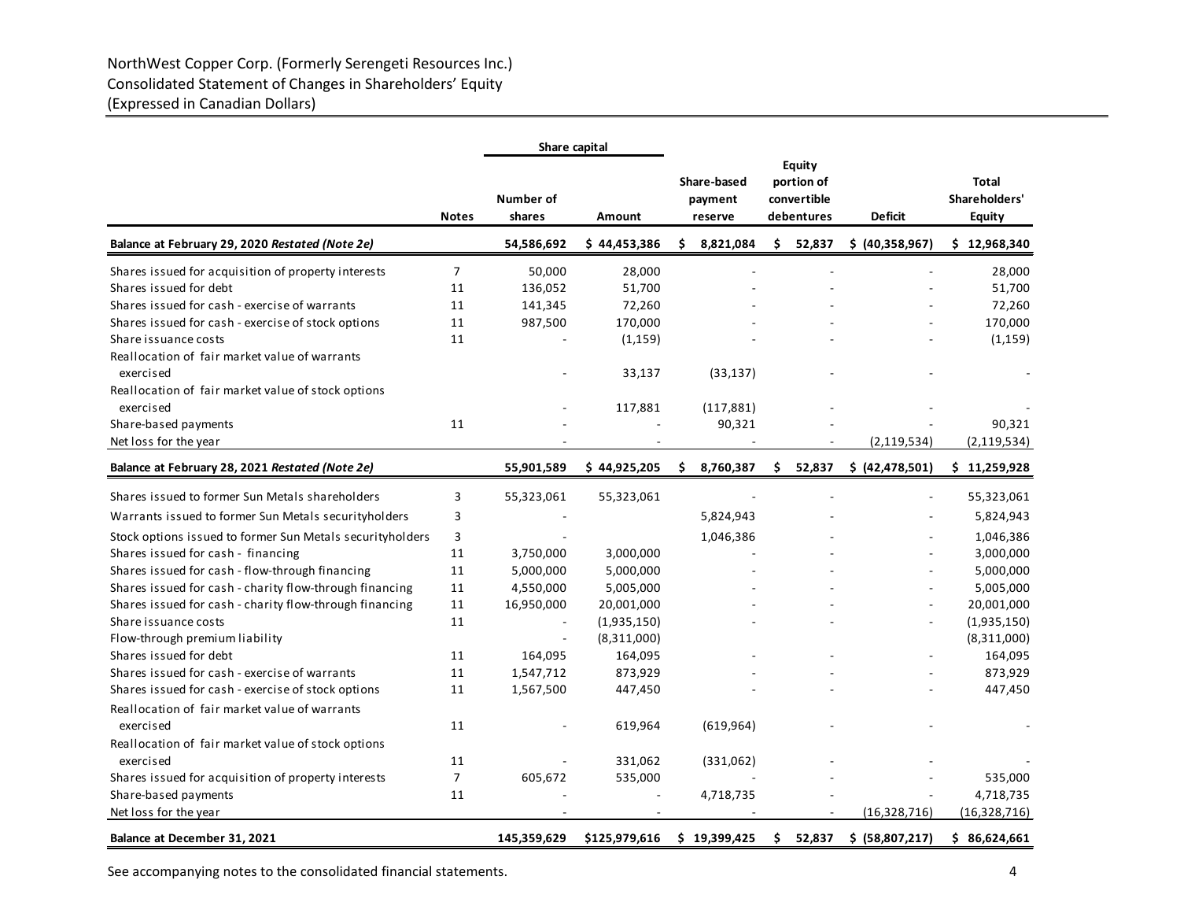NorthWest Copper Corp. (Formerly Serengeti Resources Inc.)
Consolidated Statement of Changes in Shareholders' Equity
(Expressed in Canadian Dollars)

| | Notes | Share capital | | Share-based payment reserve | Equity portion of convertible debentures | Deficit | Total Shareholders' Equity |
|---|---|---|---|---|---|---|---|
| | | Number of shares | Amount | | | | |
| **Balance at February 29, 2020 *Restated (Note 2e)*** | | **54,586,692** | **$ 44,453,386** | **$ 8,821,084** | **$ 52,837** | **$ (40,358,967)** | **$ 12,968,340** |
| Shares issued for acquisition of property interests | 7 | 50,000 | 28,000 | - | - | - | 28,000 |
| Shares issued for debt | 11 | 136,052 | 51,700 | - | - | - | 51,700 |
| Shares issued for cash - exercise of warrants | 11 | 141,345 | 72,260 | - | - | - | 72,260 |
| Shares issued for cash - exercise of stock options | 11 | 987,500 | 170,000 | - | - | - | 170,000 |
| Share issuance costs | 11 | - | (1,159) | - | - | - | (1,159) |
| Reallocation of fair market value of warrants exercised | | - | 33,137 | (33,137) | - | - | - |
| Reallocation of fair market value of stock options exercised | | - | 117,881 | (117,881) | - | - | - |
| Share-based payments | 11 | - | - | 90,321 | - | - | 90,321 |
| Net loss for the year | | - | - | - | - | (2,119,534) | (2,119,534) |
| **Balance at February 28, 2021 *Restated (Note 2e)*** | | **55,901,589** | **$ 44,925,205** | **$ 8,760,387** | **$ 52,837** | **$ (42,478,501)** | **$ 11,259,928** |
| Shares issued to former Sun Metals shareholders | 3 | 55,323,061 | 55,323,061 | - | - | - | 55,323,061 |
| Warrants issued to former Sun Metals securityholders | 3 | - | | 5,824,943 | - | - | 5,824,943 |
| Stock options issued to former Sun Metals securityholders | 3 | - | | 1,046,386 | - | - | 1,046,386 |
| Shares issued for cash - financing | 11 | 3,750,000 | 3,000,000 | - | - | - | 3,000,000 |
| Shares issued for cash - flow-through financing | 11 | 5,000,000 | 5,000,000 | - | - | - | 5,000,000 |
| Shares issued for cash - charity flow-through financing | 11 | 4,550,000 | 5,005,000 | - | - | - | 5,005,000 |
| Shares issued for cash - charity flow-through financing | 11 | 16,950,000 | 20,001,000 | - | - | - | 20,001,000 |
| Share issuance costs | 11 | - | (1,935,150) | - | - | - | (1,935,150) |
| Flow-through premium liability | | - | (8,311,000) | | | | (8,311,000) |
| Shares issued for debt | 11 | 164,095 | 164,095 | - | - | - | 164,095 |
| Shares issued for cash - exercise of warrants | 11 | 1,547,712 | 873,929 | - | - | - | 873,929 |
| Shares issued for cash - exercise of stock options | 11 | 1,567,500 | 447,450 | - | - | - | 447,450 |
| Reallocation of fair market value of warrants exercised | 11 | - | 619,964 | (619,964) | - | - | - |
| Reallocation of fair market value of stock options exercised | 11 | - | 331,062 | (331,062) | - | - | - |
| Shares issued for acquisition of property interests | 7 | 605,672 | 535,000 | - | - | - | 535,000 |
| Share-based payments | 11 | - | - | 4,718,735 | - | - | 4,718,735 |
| Net loss for the year | | - | - | - | - | (16,328,716) | (16,328,716) |
| **Balance at December 31, 2021** | | **145,359,629** | **$125,979,616** | **$ 19,399,425** | **$ 52,837** | **$ (58,807,217)** | **$ 86,624,661** |

See accompanying notes to the consolidated financial statements.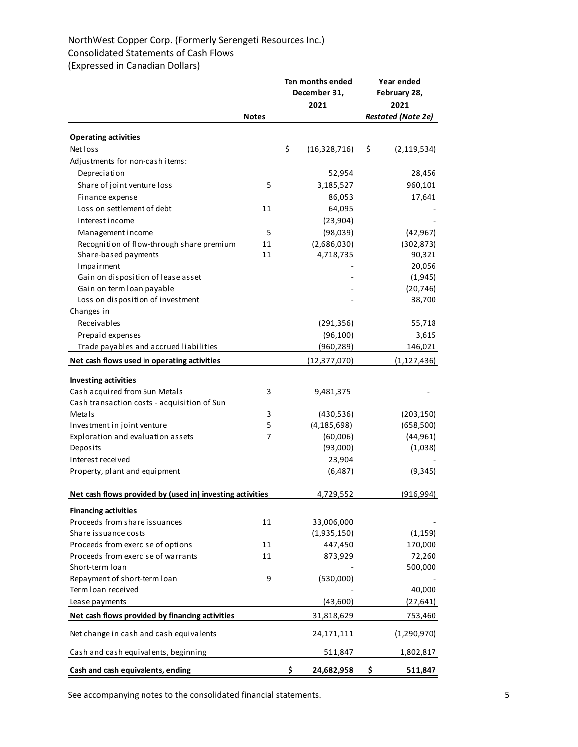NorthWest Copper Corp. (Formerly Serengeti Resources Inc.)
Consolidated Statements of Cash Flows
(Expressed in Canadian Dollars)

| | Notes | Ten months ended December 31, 2021 | Year ended February 28, 2021 |
|---|---|---|---|
| | | | *Restated (Note 2e)* |
| **Operating activities** | | | |
| Net loss | | $ (16,328,716) | $ (2,119,534) |
| Adjustments for non-cash items: | | | |
| Depreciation | | 52,954 | 28,456 |
| Share of joint venture loss | 5 | 3,185,527 | 960,101 |
| Finance expense | | 86,053 | 17,641 |
| Loss on settlement of debt | 11 | 64,095 | - |
| Interest income | | (23,904) | - |
| Management income | 5 | (98,039) | (42,967) |
| Recognition of flow-through share premium | 11 | (2,686,030) | (302,873) |
| Share-based payments | 11 | 4,718,735 | 90,321 |
| Impairment | | - | 20,056 |
| Gain on disposition of lease asset | | - | (1,945) |
| Gain on term loan payable | | - | (20,746) |
| Loss on disposition of investment | | - | 38,700 |
| Changes in | | | |
| Receivables | | (291,356) | 55,718 |
| Prepaid expenses | | (96,100) | 3,615 |
| Trade payables and accrued liabilities | | (960,289) | 146,021 |
| **Net cash flows used in operating activities** | | (12,377,070) | (1,127,436) |
| **Investing activities** | | | |
| Cash acquired from Sun Metals | 3 | 9,481,375 | - |
| Cash transaction costs - acquisition of Sun Metals | 3 | (430,536) | (203,150) |
| Investment in joint venture | 5 | (4,185,698) | (658,500) |
| Exploration and evaluation assets | 7 | (60,006) | (44,961) |
| Deposits | | (93,000) | (1,038) |
| Interest received | | 23,904 | - |
| Property, plant and equipment | | (6,487) | (9,345) |
| **Net cash flows provided by (used in) investing activities** | | 4,729,552 | (916,994) |
| **Financing activities** | | | |
| Proceeds from share issuances | 11 | 33,006,000 | - |
| Share issuance costs | | (1,935,150) | (1,159) |
| Proceeds from exercise of options | 11 | 447,450 | 170,000 |
| Proceeds from exercise of warrants | 11 | 873,929 | 72,260 |
| Short-term loan | | - | 500,000 |
| Repayment of short-term loan | 9 | (530,000) | - |
| Term loan received | | - | 40,000 |
| Lease payments | | (43,600) | (27,641) |
| **Net cash flows provided by financing activities** | | 31,818,629 | 753,460 |
| Net change in cash and cash equivalents | | 24,171,111 | (1,290,970) |
| Cash and cash equivalents, beginning | | 511,847 | 1,802,817 |
| **Cash and cash equivalents, ending** | | **$ 24,682,958** | **$ 511,847** |

See accompanying notes to the consolidated financial statements.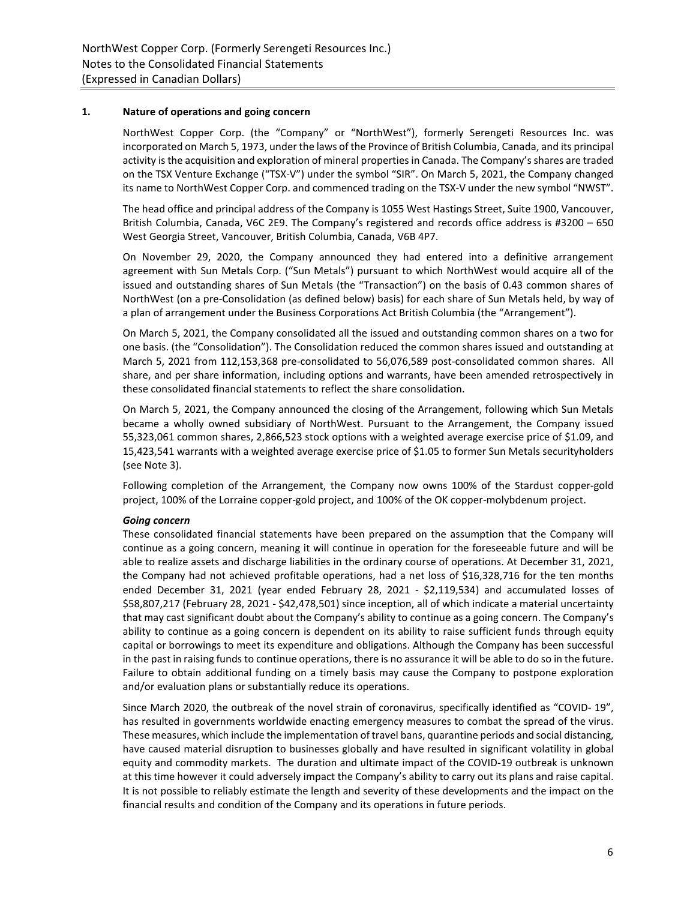## 1. Nature of operations and going concern

NorthWest Copper Corp. (the "Company" or "NorthWest"), formerly Serengeti Resources Inc. was incorporated on March 5, 1973, under the laws of the Province of British Columbia, Canada, and its principal activity is the acquisition and exploration of mineral properties in Canada. The Company's shares are traded on the TSX Venture Exchange ("TSX-V") under the symbol "SIR". On March 5, 2021, the Company changed its name to NorthWest Copper Corp. and commenced trading on the TSX-V under the new symbol "NWST".

The head office and principal address of the Company is 1055 West Hastings Street, Suite 1900, Vancouver, British Columbia, Canada, V6C 2E9. The Company's registered and records office address is #3200 – 650 West Georgia Street, Vancouver, British Columbia, Canada, V6B 4P7.

On November 29, 2020, the Company announced they had entered into a definitive arrangement agreement with Sun Metals Corp. ("Sun Metals") pursuant to which NorthWest would acquire all of the issued and outstanding shares of Sun Metals (the "Transaction") on the basis of 0.43 common shares of NorthWest (on a pre-Consolidation (as defined below) basis) for each share of Sun Metals held, by way of a plan of arrangement under the Business Corporations Act British Columbia (the "Arrangement").

On March 5, 2021, the Company consolidated all the issued and outstanding common shares on a two for one basis. (the "Consolidation"). The Consolidation reduced the common shares issued and outstanding at March 5, 2021 from 112,153,368 pre-consolidated to 56,076,589 post-consolidated common shares. All share, and per share information, including options and warrants, have been amended retrospectively in these consolidated financial statements to reflect the share consolidation.

On March 5, 2021, the Company announced the closing of the Arrangement, following which Sun Metals became a wholly owned subsidiary of NorthWest. Pursuant to the Arrangement, the Company issued 55,323,061 common shares, 2,866,523 stock options with a weighted average exercise price of $1.09, and 15,423,541 warrants with a weighted average exercise price of $1.05 to former Sun Metals securityholders (see Note 3).

Following completion of the Arrangement, the Company now owns 100% of the Stardust copper-gold project, 100% of the Lorraine copper-gold project, and 100% of the OK copper-molybdenum project.

### *Going concern*

These consolidated financial statements have been prepared on the assumption that the Company will continue as a going concern, meaning it will continue in operation for the foreseeable future and will be able to realize assets and discharge liabilities in the ordinary course of operations. At December 31, 2021, the Company had not achieved profitable operations, had a net loss of $16,328,716 for the ten months ended December 31, 2021 (year ended February 28, 2021 - $2,119,534) and accumulated losses of $58,807,217 (February 28, 2021 - $42,478,501) since inception, all of which indicate a material uncertainty that may cast significant doubt about the Company's ability to continue as a going concern. The Company's ability to continue as a going concern is dependent on its ability to raise sufficient funds through equity capital or borrowings to meet its expenditure and obligations. Although the Company has been successful in the past in raising funds to continue operations, there is no assurance it will be able to do so in the future. Failure to obtain additional funding on a timely basis may cause the Company to postpone exploration and/or evaluation plans or substantially reduce its operations.

Since March 2020, the outbreak of the novel strain of coronavirus, specifically identified as "COVID- 19", has resulted in governments worldwide enacting emergency measures to combat the spread of the virus. These measures, which include the implementation of travel bans, quarantine periods and social distancing, have caused material disruption to businesses globally and have resulted in significant volatility in global equity and commodity markets. The duration and ultimate impact of the COVID-19 outbreak is unknown at this time however it could adversely impact the Company's ability to carry out its plans and raise capital. It is not possible to reliably estimate the length and severity of these developments and the impact on the financial results and condition of the Company and its operations in future periods.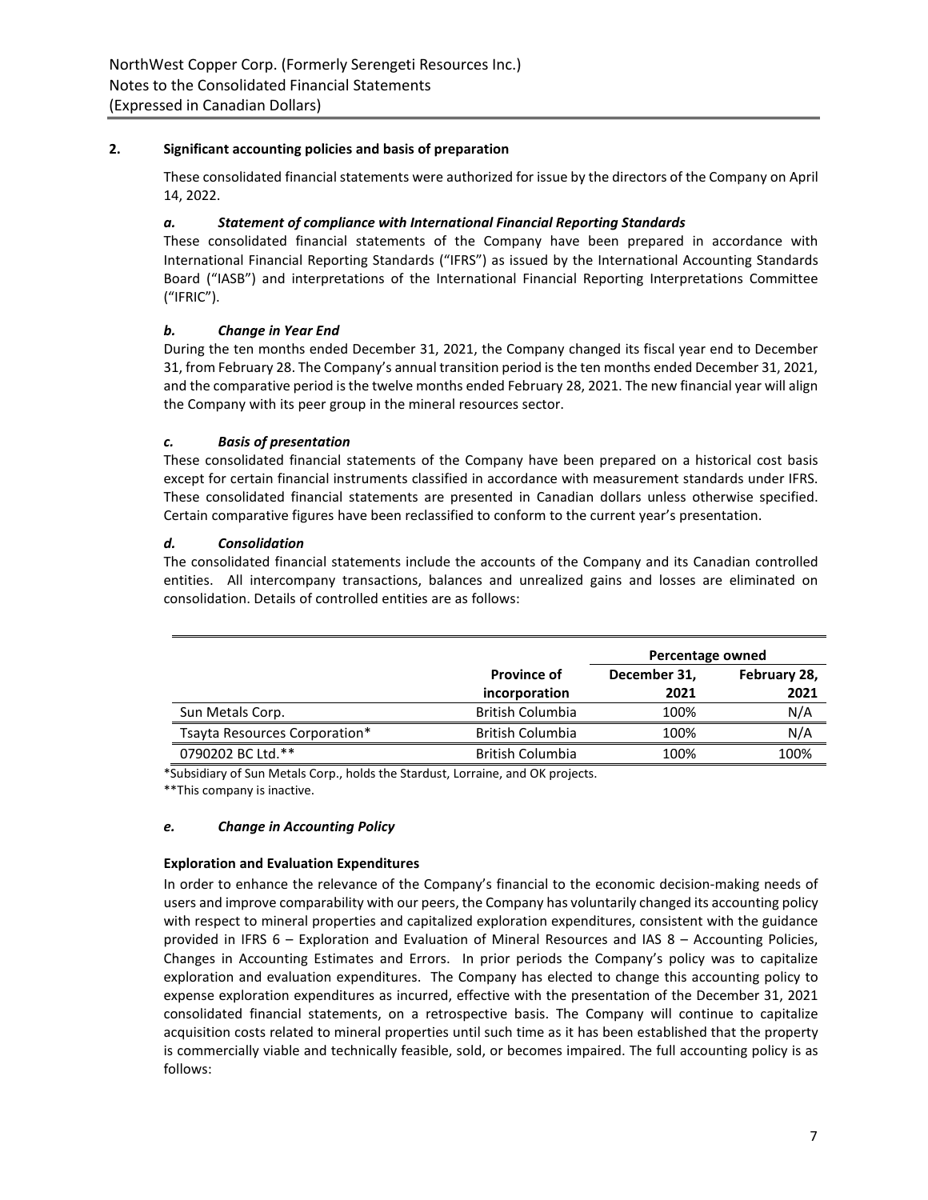## 2. Significant accounting policies and basis of preparation

These consolidated financial statements were authorized for issue by the directors of the Company on April 14, 2022.

### *a. Statement of compliance with International Financial Reporting Standards*

These consolidated financial statements of the Company have been prepared in accordance with International Financial Reporting Standards ("IFRS") as issued by the International Accounting Standards Board ("IASB") and interpretations of the International Financial Reporting Interpretations Committee ("IFRIC").

### *b. Change in Year End*

During the ten months ended December 31, 2021, the Company changed its fiscal year end to December 31, from February 28. The Company's annual transition period is the ten months ended December 31, 2021, and the comparative period is the twelve months ended February 28, 2021. The new financial year will align the Company with its peer group in the mineral resources sector.

### *c. Basis of presentation*

These consolidated financial statements of the Company have been prepared on a historical cost basis except for certain financial instruments classified in accordance with measurement standards under IFRS. These consolidated financial statements are presented in Canadian dollars unless otherwise specified. Certain comparative figures have been reclassified to conform to the current year's presentation.

### *d. Consolidation*

The consolidated financial statements include the accounts of the Company and its Canadian controlled entities. All intercompany transactions, balances and unrealized gains and losses are eliminated on consolidation. Details of controlled entities are as follows:

| | | **Percentage owned** | |
|---|---|---|---|
| | **Province of incorporation** | **December 31, 2021** | **February 28, 2021** |
| Sun Metals Corp. | British Columbia | 100% | N/A |
| Tsayta Resources Corporation* | British Columbia | 100% | N/A |
| 0790202 BC Ltd.** | British Columbia | 100% | 100% |

*Subsidiary of Sun Metals Corp., holds the Stardust, Lorraine, and OK projects.

**This company is inactive.

### *e. Change in Accounting Policy*

**Exploration and Evaluation Expenditures**

In order to enhance the relevance of the Company's financial to the economic decision-making needs of users and improve comparability with our peers, the Company has voluntarily changed its accounting policy with respect to mineral properties and capitalized exploration expenditures, consistent with the guidance provided in IFRS 6 – Exploration and Evaluation of Mineral Resources and IAS 8 – Accounting Policies, Changes in Accounting Estimates and Errors. In prior periods the Company's policy was to capitalize exploration and evaluation expenditures. The Company has elected to change this accounting policy to expense exploration expenditures as incurred, effective with the presentation of the December 31, 2021 consolidated financial statements, on a retrospective basis. The Company will continue to capitalize acquisition costs related to mineral properties until such time as it has been established that the property is commercially viable and technically feasible, sold, or becomes impaired. The full accounting policy is as follows: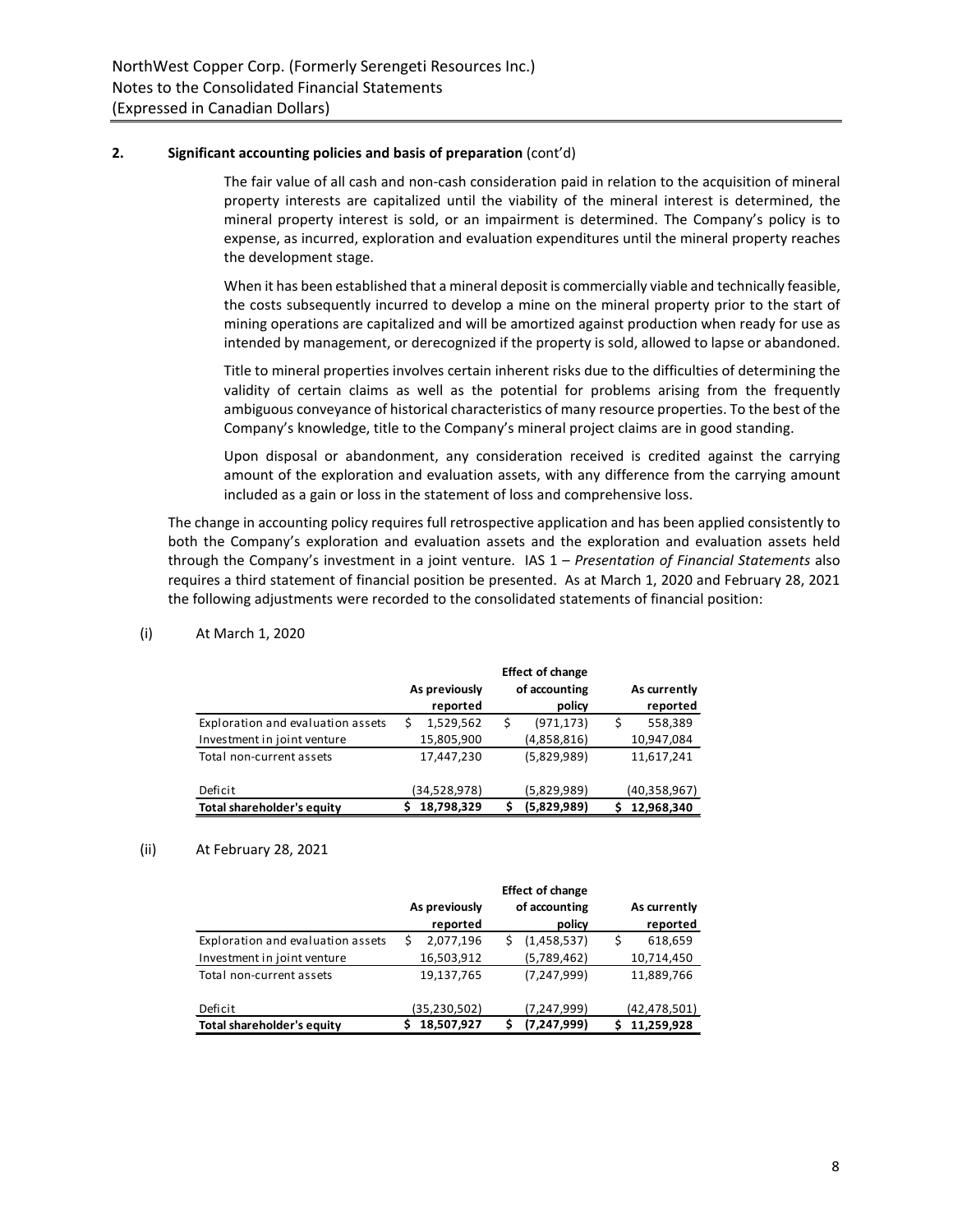**2. Significant accounting policies and basis of preparation** (cont'd)

The fair value of all cash and non-cash consideration paid in relation to the acquisition of mineral property interests are capitalized until the viability of the mineral interest is determined, the mineral property interest is sold, or an impairment is determined. The Company's policy is to expense, as incurred, exploration and evaluation expenditures until the mineral property reaches the development stage.

When it has been established that a mineral deposit is commercially viable and technically feasible, the costs subsequently incurred to develop a mine on the mineral property prior to the start of mining operations are capitalized and will be amortized against production when ready for use as intended by management, or derecognized if the property is sold, allowed to lapse or abandoned.

Title to mineral properties involves certain inherent risks due to the difficulties of determining the validity of certain claims as well as the potential for problems arising from the frequently ambiguous conveyance of historical characteristics of many resource properties. To the best of the Company's knowledge, title to the Company's mineral project claims are in good standing.

Upon disposal or abandonment, any consideration received is credited against the carrying amount of the exploration and evaluation assets, with any difference from the carrying amount included as a gain or loss in the statement of loss and comprehensive loss.

The change in accounting policy requires full retrospective application and has been applied consistently to both the Company's exploration and evaluation assets and the exploration and evaluation assets held through the Company's investment in a joint venture. IAS 1 – *Presentation of Financial Statements* also requires a third statement of financial position be presented. As at March 1, 2020 and February 28, 2021 the following adjustments were recorded to the consolidated statements of financial position:

(i) At March 1, 2020

| | As previously reported | Effect of change of accounting policy | As currently reported |
|---|---|---|---|
| Exploration and evaluation assets | $ 1,529,562 | $ (971,173) | $ 558,389 |
| Investment in joint venture | 15,805,900 | (4,858,816) | 10,947,084 |
| Total non-current assets | 17,447,230 | (5,829,989) | 11,617,241 |
| Deficit | (34,528,978) | (5,829,989) | (40,358,967) |
| **Total shareholder's equity** | **$ 18,798,329** | **$ (5,829,989)** | **$ 12,968,340** |

(ii) At February 28, 2021

| | As previously reported | Effect of change of accounting policy | As currently reported |
|---|---|---|---|
| Exploration and evaluation assets | $ 2,077,196 | $ (1,458,537) | $ 618,659 |
| Investment in joint venture | 16,503,912 | (5,789,462) | 10,714,450 |
| Total non-current assets | 19,137,765 | (7,247,999) | 11,889,766 |
| Deficit | (35,230,502) | (7,247,999) | (42,478,501) |
| **Total shareholder's equity** | **$ 18,507,927** | **$ (7,247,999)** | **$ 11,259,928** |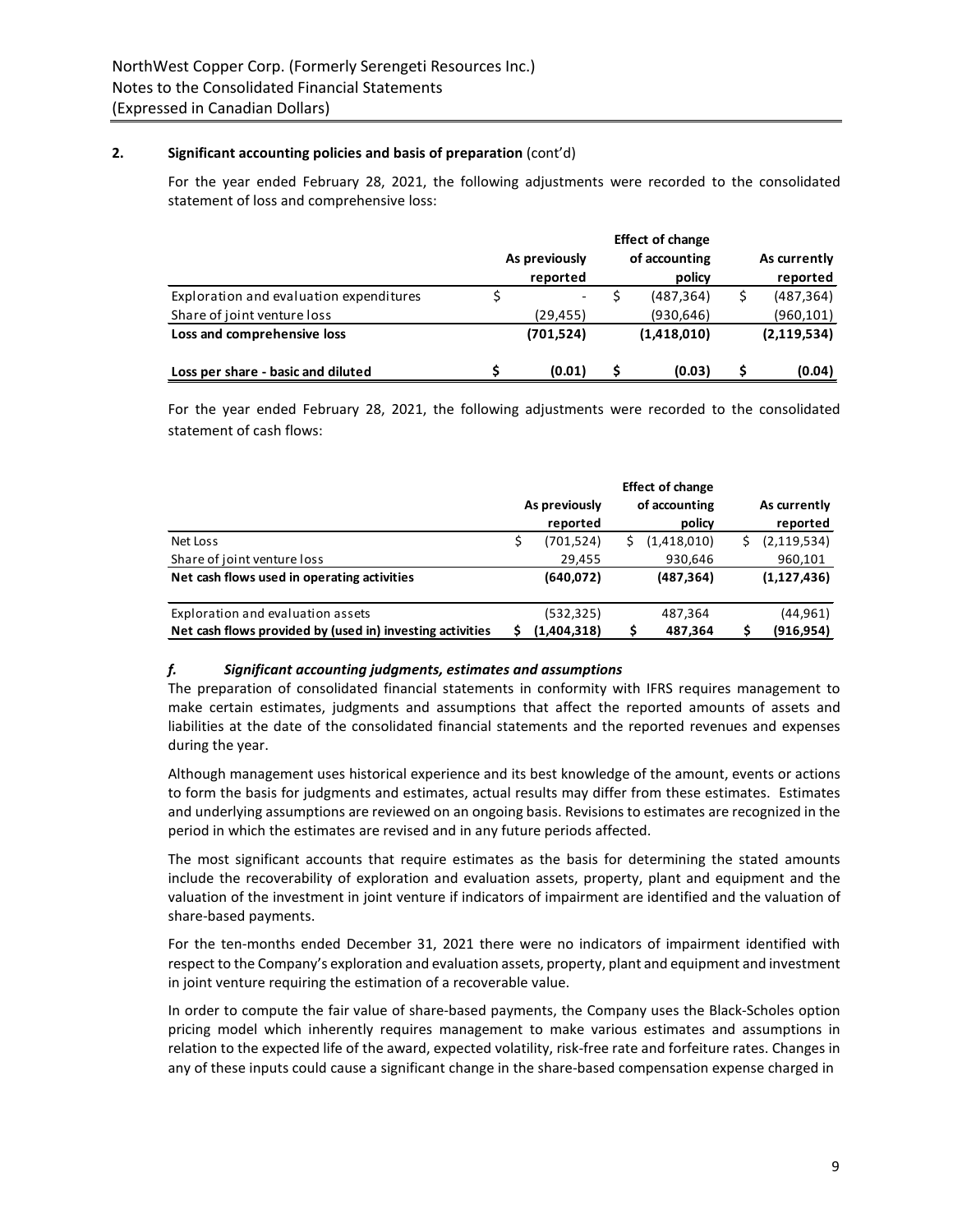**2. Significant accounting policies and basis of preparation** (cont'd)

For the year ended February 28, 2021, the following adjustments were recorded to the consolidated statement of loss and comprehensive loss:

| | As previously reported | Effect of change of accounting policy | As currently reported |
|---|---|---|---|
| Exploration and evaluation expenditures | $ - | $ (487,364) | $ (487,364) |
| Share of joint venture loss | (29,455) | (930,646) | (960,101) |
| **Loss and comprehensive loss** | **(701,524)** | **(1,418,010)** | **(2,119,534)** |
| **Loss per share - basic and diluted** | **$ (0.01)** | **$ (0.03)** | **$ (0.04)** |

For the year ended February 28, 2021, the following adjustments were recorded to the consolidated statement of cash flows:

| | As previously reported | Effect of change of accounting policy | As currently reported |
|---|---|---|---|
| Net Loss | $ (701,524) | $ (1,418,010) | $ (2,119,534) |
| Share of joint venture loss | 29,455 | 930,646 | 960,101 |
| **Net cash flows used in operating activities** | **(640,072)** | **(487,364)** | **(1,127,436)** |
| Exploration and evaluation assets | (532,325) | 487,364 | (44,961) |
| **Net cash flows provided by (used in) investing activities** | **$ (1,404,318)** | **$ 487,364** | **$ (916,954)** |

***f. Significant accounting judgments, estimates and assumptions***

The preparation of consolidated financial statements in conformity with IFRS requires management to make certain estimates, judgments and assumptions that affect the reported amounts of assets and liabilities at the date of the consolidated financial statements and the reported revenues and expenses during the year.

Although management uses historical experience and its best knowledge of the amount, events or actions to form the basis for judgments and estimates, actual results may differ from these estimates. Estimates and underlying assumptions are reviewed on an ongoing basis. Revisions to estimates are recognized in the period in which the estimates are revised and in any future periods affected.

The most significant accounts that require estimates as the basis for determining the stated amounts include the recoverability of exploration and evaluation assets, property, plant and equipment and the valuation of the investment in joint venture if indicators of impairment are identified and the valuation of share-based payments.

For the ten-months ended December 31, 2021 there were no indicators of impairment identified with respect to the Company's exploration and evaluation assets, property, plant and equipment and investment in joint venture requiring the estimation of a recoverable value.

In order to compute the fair value of share-based payments, the Company uses the Black-Scholes option pricing model which inherently requires management to make various estimates and assumptions in relation to the expected life of the award, expected volatility, risk-free rate and forfeiture rates. Changes in any of these inputs could cause a significant change in the share-based compensation expense charged in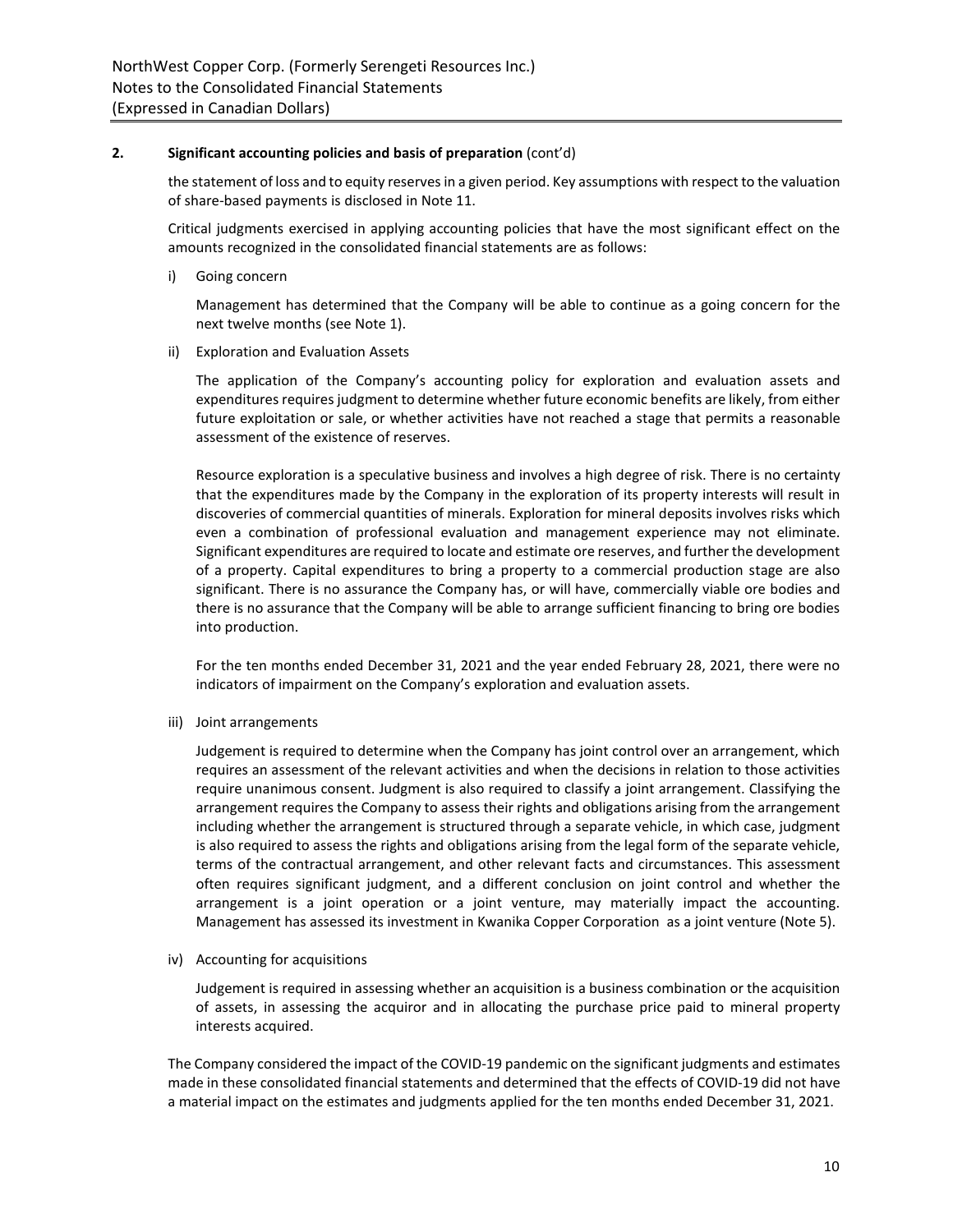## 2. Significant accounting policies and basis of preparation (cont'd)

the statement of loss and to equity reserves in a given period. Key assumptions with respect to the valuation of share-based payments is disclosed in Note 11.

Critical judgments exercised in applying accounting policies that have the most significant effect on the amounts recognized in the consolidated financial statements are as follows:

i) Going concern

Management has determined that the Company will be able to continue as a going concern for the next twelve months (see Note 1).

ii) Exploration and Evaluation Assets

The application of the Company's accounting policy for exploration and evaluation assets and expenditures requires judgment to determine whether future economic benefits are likely, from either future exploitation or sale, or whether activities have not reached a stage that permits a reasonable assessment of the existence of reserves.

Resource exploration is a speculative business and involves a high degree of risk. There is no certainty that the expenditures made by the Company in the exploration of its property interests will result in discoveries of commercial quantities of minerals. Exploration for mineral deposits involves risks which even a combination of professional evaluation and management experience may not eliminate. Significant expenditures are required to locate and estimate ore reserves, and further the development of a property. Capital expenditures to bring a property to a commercial production stage are also significant. There is no assurance the Company has, or will have, commercially viable ore bodies and there is no assurance that the Company will be able to arrange sufficient financing to bring ore bodies into production.

For the ten months ended December 31, 2021 and the year ended February 28, 2021, there were no indicators of impairment on the Company's exploration and evaluation assets.

iii) Joint arrangements

Judgement is required to determine when the Company has joint control over an arrangement, which requires an assessment of the relevant activities and when the decisions in relation to those activities require unanimous consent. Judgment is also required to classify a joint arrangement. Classifying the arrangement requires the Company to assess their rights and obligations arising from the arrangement including whether the arrangement is structured through a separate vehicle, in which case, judgment is also required to assess the rights and obligations arising from the legal form of the separate vehicle, terms of the contractual arrangement, and other relevant facts and circumstances. This assessment often requires significant judgment, and a different conclusion on joint control and whether the arrangement is a joint operation or a joint venture, may materially impact the accounting. Management has assessed its investment in Kwanika Copper Corporation as a joint venture (Note 5).

iv) Accounting for acquisitions

Judgement is required in assessing whether an acquisition is a business combination or the acquisition of assets, in assessing the acquiror and in allocating the purchase price paid to mineral property interests acquired.

The Company considered the impact of the COVID-19 pandemic on the significant judgments and estimates made in these consolidated financial statements and determined that the effects of COVID-19 did not have a material impact on the estimates and judgments applied for the ten months ended December 31, 2021.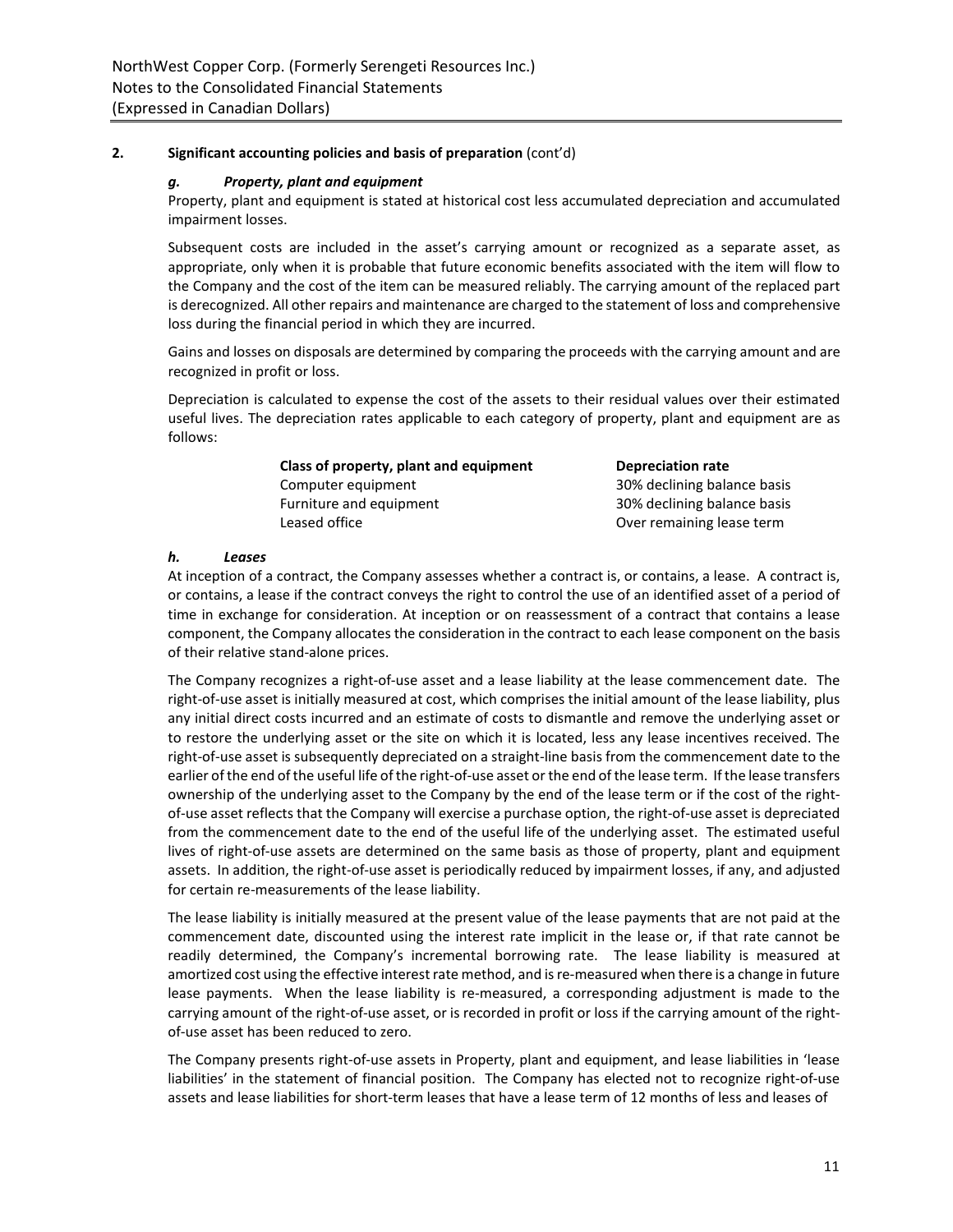**2. Significant accounting policies and basis of preparation** (cont'd)

***g. Property, plant and equipment***

Property, plant and equipment is stated at historical cost less accumulated depreciation and accumulated impairment losses.

Subsequent costs are included in the asset's carrying amount or recognized as a separate asset, as appropriate, only when it is probable that future economic benefits associated with the item will flow to the Company and the cost of the item can be measured reliably. The carrying amount of the replaced part is derecognized. All other repairs and maintenance are charged to the statement of loss and comprehensive loss during the financial period in which they are incurred.

Gains and losses on disposals are determined by comparing the proceeds with the carrying amount and are recognized in profit or loss.

Depreciation is calculated to expense the cost of the assets to their residual values over their estimated useful lives. The depreciation rates applicable to each category of property, plant and equipment are as follows:

| Class of property, plant and equipment | Depreciation rate |
|---|---|
| Computer equipment | 30% declining balance basis |
| Furniture and equipment | 30% declining balance basis |
| Leased office | Over remaining lease term |

***h. Leases***

At inception of a contract, the Company assesses whether a contract is, or contains, a lease. A contract is, or contains, a lease if the contract conveys the right to control the use of an identified asset of a period of time in exchange for consideration. At inception or on reassessment of a contract that contains a lease component, the Company allocates the consideration in the contract to each lease component on the basis of their relative stand-alone prices.

The Company recognizes a right-of-use asset and a lease liability at the lease commencement date. The right-of-use asset is initially measured at cost, which comprises the initial amount of the lease liability, plus any initial direct costs incurred and an estimate of costs to dismantle and remove the underlying asset or to restore the underlying asset or the site on which it is located, less any lease incentives received. The right-of-use asset is subsequently depreciated on a straight-line basis from the commencement date to the earlier of the end of the useful life of the right-of-use asset or the end of the lease term. If the lease transfers ownership of the underlying asset to the Company by the end of the lease term or if the cost of the right-of-use asset reflects that the Company will exercise a purchase option, the right-of-use asset is depreciated from the commencement date to the end of the useful life of the underlying asset. The estimated useful lives of right-of-use assets are determined on the same basis as those of property, plant and equipment assets. In addition, the right-of-use asset is periodically reduced by impairment losses, if any, and adjusted for certain re-measurements of the lease liability.

The lease liability is initially measured at the present value of the lease payments that are not paid at the commencement date, discounted using the interest rate implicit in the lease or, if that rate cannot be readily determined, the Company's incremental borrowing rate. The lease liability is measured at amortized cost using the effective interest rate method, and is re-measured when there is a change in future lease payments. When the lease liability is re-measured, a corresponding adjustment is made to the carrying amount of the right-of-use asset, or is recorded in profit or loss if the carrying amount of the right-of-use asset has been reduced to zero.

The Company presents right-of-use assets in Property, plant and equipment, and lease liabilities in 'lease liabilities' in the statement of financial position. The Company has elected not to recognize right-of-use assets and lease liabilities for short-term leases that have a lease term of 12 months of less and leases of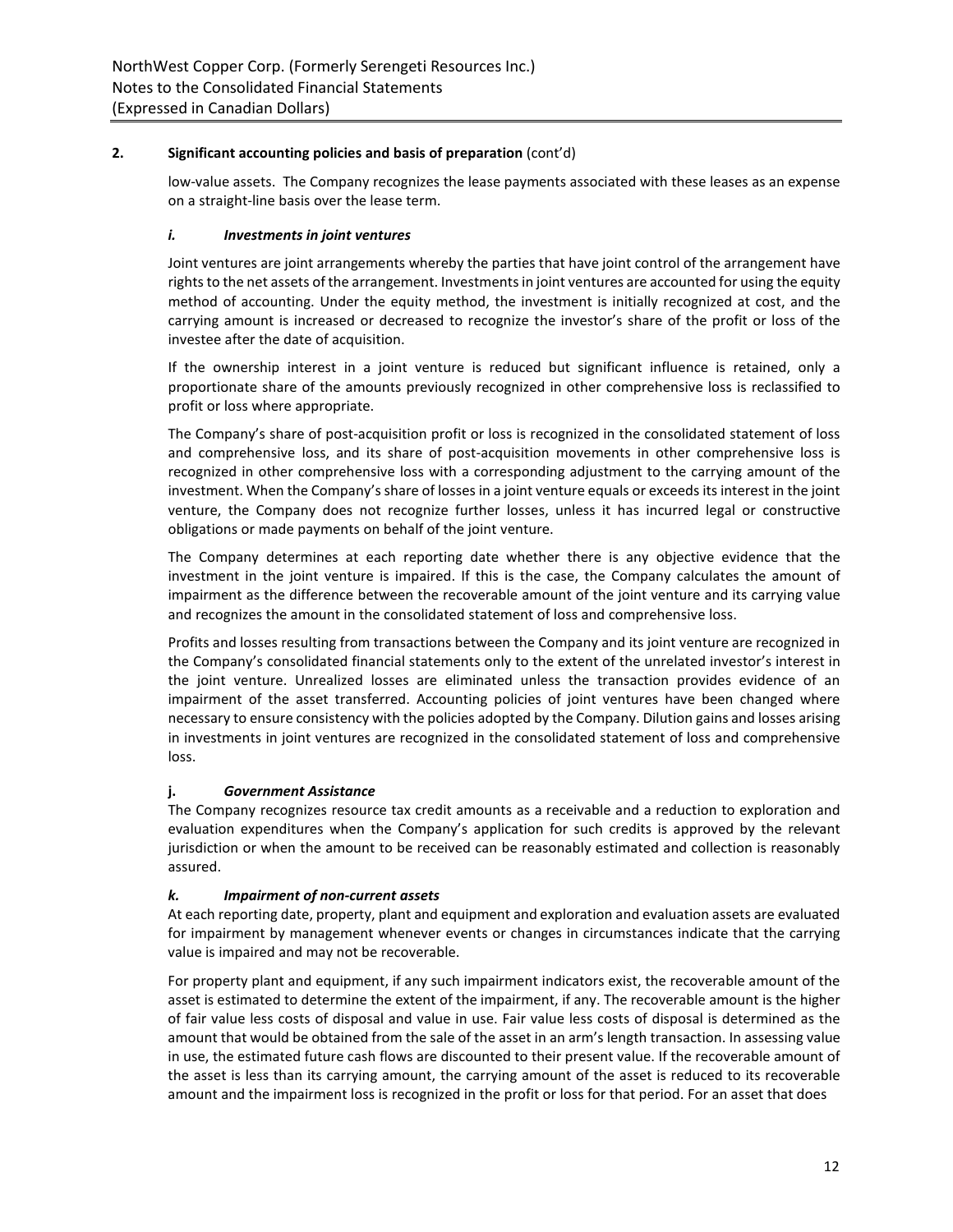## 2. Significant accounting policies and basis of preparation (cont'd)

low-value assets. The Company recognizes the lease payments associated with these leases as an expense on a straight-line basis over the lease term.

### *i. Investments in joint ventures*

Joint ventures are joint arrangements whereby the parties that have joint control of the arrangement have rights to the net assets of the arrangement. Investments in joint ventures are accounted for using the equity method of accounting. Under the equity method, the investment is initially recognized at cost, and the carrying amount is increased or decreased to recognize the investor's share of the profit or loss of the investee after the date of acquisition.

If the ownership interest in a joint venture is reduced but significant influence is retained, only a proportionate share of the amounts previously recognized in other comprehensive loss is reclassified to profit or loss where appropriate.

The Company's share of post-acquisition profit or loss is recognized in the consolidated statement of loss and comprehensive loss, and its share of post-acquisition movements in other comprehensive loss is recognized in other comprehensive loss with a corresponding adjustment to the carrying amount of the investment. When the Company's share of losses in a joint venture equals or exceeds its interest in the joint venture, the Company does not recognize further losses, unless it has incurred legal or constructive obligations or made payments on behalf of the joint venture.

The Company determines at each reporting date whether there is any objective evidence that the investment in the joint venture is impaired. If this is the case, the Company calculates the amount of impairment as the difference between the recoverable amount of the joint venture and its carrying value and recognizes the amount in the consolidated statement of loss and comprehensive loss.

Profits and losses resulting from transactions between the Company and its joint venture are recognized in the Company's consolidated financial statements only to the extent of the unrelated investor's interest in the joint venture. Unrealized losses are eliminated unless the transaction provides evidence of an impairment of the asset transferred. Accounting policies of joint ventures have been changed where necessary to ensure consistency with the policies adopted by the Company. Dilution gains and losses arising in investments in joint ventures are recognized in the consolidated statement of loss and comprehensive loss.

### j. *Government Assistance*

The Company recognizes resource tax credit amounts as a receivable and a reduction to exploration and evaluation expenditures when the Company's application for such credits is approved by the relevant jurisdiction or when the amount to be received can be reasonably estimated and collection is reasonably assured.

### *k. Impairment of non-current assets*

At each reporting date, property, plant and equipment and exploration and evaluation assets are evaluated for impairment by management whenever events or changes in circumstances indicate that the carrying value is impaired and may not be recoverable.

For property plant and equipment, if any such impairment indicators exist, the recoverable amount of the asset is estimated to determine the extent of the impairment, if any. The recoverable amount is the higher of fair value less costs of disposal and value in use. Fair value less costs of disposal is determined as the amount that would be obtained from the sale of the asset in an arm's length transaction. In assessing value in use, the estimated future cash flows are discounted to their present value. If the recoverable amount of the asset is less than its carrying amount, the carrying amount of the asset is reduced to its recoverable amount and the impairment loss is recognized in the profit or loss for that period. For an asset that does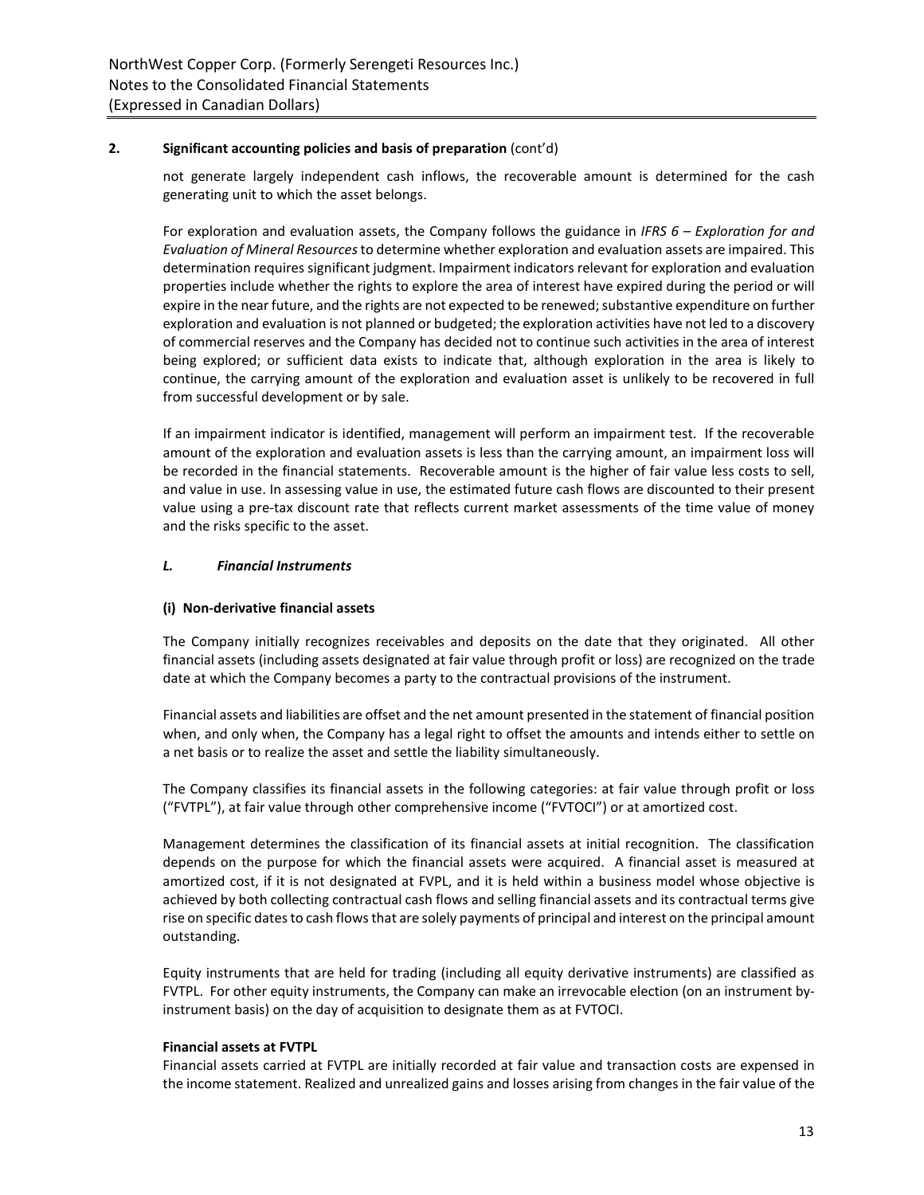## 2. Significant accounting policies and basis of preparation (cont'd)

not generate largely independent cash inflows, the recoverable amount is determined for the cash generating unit to which the asset belongs.

For exploration and evaluation assets, the Company follows the guidance in *IFRS 6 – Exploration for and Evaluation of Mineral Resources* to determine whether exploration and evaluation assets are impaired. This determination requires significant judgment. Impairment indicators relevant for exploration and evaluation properties include whether the rights to explore the area of interest have expired during the period or will expire in the near future, and the rights are not expected to be renewed; substantive expenditure on further exploration and evaluation is not planned or budgeted; the exploration activities have not led to a discovery of commercial reserves and the Company has decided not to continue such activities in the area of interest being explored; or sufficient data exists to indicate that, although exploration in the area is likely to continue, the carrying amount of the exploration and evaluation asset is unlikely to be recovered in full from successful development or by sale.

If an impairment indicator is identified, management will perform an impairment test. If the recoverable amount of the exploration and evaluation assets is less than the carrying amount, an impairment loss will be recorded in the financial statements. Recoverable amount is the higher of fair value less costs to sell, and value in use. In assessing value in use, the estimated future cash flows are discounted to their present value using a pre-tax discount rate that reflects current market assessments of the time value of money and the risks specific to the asset.

### *L. Financial Instruments*

#### (i) Non-derivative financial assets

The Company initially recognizes receivables and deposits on the date that they originated. All other financial assets (including assets designated at fair value through profit or loss) are recognized on the trade date at which the Company becomes a party to the contractual provisions of the instrument.

Financial assets and liabilities are offset and the net amount presented in the statement of financial position when, and only when, the Company has a legal right to offset the amounts and intends either to settle on a net basis or to realize the asset and settle the liability simultaneously.

The Company classifies its financial assets in the following categories: at fair value through profit or loss ("FVTPL"), at fair value through other comprehensive income ("FVTOCI") or at amortized cost.

Management determines the classification of its financial assets at initial recognition. The classification depends on the purpose for which the financial assets were acquired. A financial asset is measured at amortized cost, if it is not designated at FVPL, and it is held within a business model whose objective is achieved by both collecting contractual cash flows and selling financial assets and its contractual terms give rise on specific dates to cash flows that are solely payments of principal and interest on the principal amount outstanding.

Equity instruments that are held for trading (including all equity derivative instruments) are classified as FVTPL. For other equity instruments, the Company can make an irrevocable election (on an instrument by-instrument basis) on the day of acquisition to designate them as at FVTOCI.

**Financial assets at FVTPL**

Financial assets carried at FVTPL are initially recorded at fair value and transaction costs are expensed in the income statement. Realized and unrealized gains and losses arising from changes in the fair value of the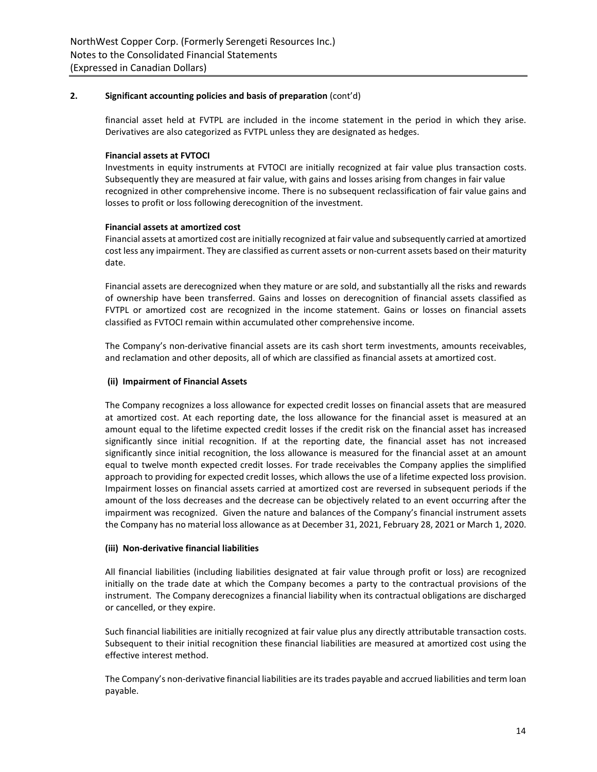## 2. Significant accounting policies and basis of preparation (cont'd)

financial asset held at FVTPL are included in the income statement in the period in which they arise. Derivatives are also categorized as FVTPL unless they are designated as hedges.

**Financial assets at FVTOCI**

Investments in equity instruments at FVTOCI are initially recognized at fair value plus transaction costs. Subsequently they are measured at fair value, with gains and losses arising from changes in fair value recognized in other comprehensive income. There is no subsequent reclassification of fair value gains and losses to profit or loss following derecognition of the investment.

**Financial assets at amortized cost**

Financial assets at amortized cost are initially recognized at fair value and subsequently carried at amortized cost less any impairment. They are classified as current assets or non-current assets based on their maturity date.

Financial assets are derecognized when they mature or are sold, and substantially all the risks and rewards of ownership have been transferred. Gains and losses on derecognition of financial assets classified as FVTPL or amortized cost are recognized in the income statement. Gains or losses on financial assets classified as FVTOCI remain within accumulated other comprehensive income.

The Company's non-derivative financial assets are its cash short term investments, amounts receivables, and reclamation and other deposits, all of which are classified as financial assets at amortized cost.

**(ii) Impairment of Financial Assets**

The Company recognizes a loss allowance for expected credit losses on financial assets that are measured at amortized cost. At each reporting date, the loss allowance for the financial asset is measured at an amount equal to the lifetime expected credit losses if the credit risk on the financial asset has increased significantly since initial recognition. If at the reporting date, the financial asset has not increased significantly since initial recognition, the loss allowance is measured for the financial asset at an amount equal to twelve month expected credit losses. For trade receivables the Company applies the simplified approach to providing for expected credit losses, which allows the use of a lifetime expected loss provision. Impairment losses on financial assets carried at amortized cost are reversed in subsequent periods if the amount of the loss decreases and the decrease can be objectively related to an event occurring after the impairment was recognized. Given the nature and balances of the Company's financial instrument assets the Company has no material loss allowance as at December 31, 2021, February 28, 2021 or March 1, 2020.

**(iii) Non-derivative financial liabilities**

All financial liabilities (including liabilities designated at fair value through profit or loss) are recognized initially on the trade date at which the Company becomes a party to the contractual provisions of the instrument. The Company derecognizes a financial liability when its contractual obligations are discharged or cancelled, or they expire.

Such financial liabilities are initially recognized at fair value plus any directly attributable transaction costs. Subsequent to their initial recognition these financial liabilities are measured at amortized cost using the effective interest method.

The Company's non-derivative financial liabilities are its trades payable and accrued liabilities and term loan payable.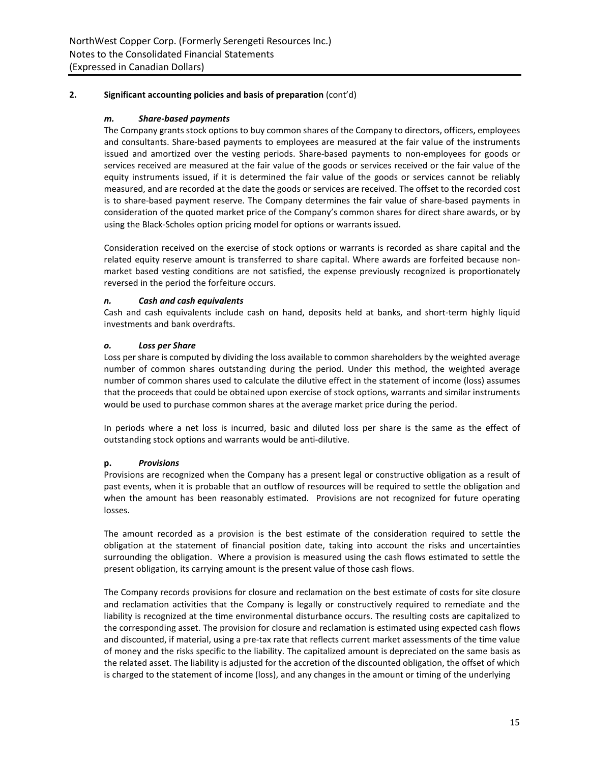## 2. Significant accounting policies and basis of preparation (cont'd)

### *m. Share-based payments*

The Company grants stock options to buy common shares of the Company to directors, officers, employees and consultants. Share-based payments to employees are measured at the fair value of the instruments issued and amortized over the vesting periods. Share-based payments to non-employees for goods or services received are measured at the fair value of the goods or services received or the fair value of the equity instruments issued, if it is determined the fair value of the goods or services cannot be reliably measured, and are recorded at the date the goods or services are received. The offset to the recorded cost is to share-based payment reserve. The Company determines the fair value of share-based payments in consideration of the quoted market price of the Company's common shares for direct share awards, or by using the Black-Scholes option pricing model for options or warrants issued.

Consideration received on the exercise of stock options or warrants is recorded as share capital and the related equity reserve amount is transferred to share capital. Where awards are forfeited because non-market based vesting conditions are not satisfied, the expense previously recognized is proportionately reversed in the period the forfeiture occurs.

### *n. Cash and cash equivalents*

Cash and cash equivalents include cash on hand, deposits held at banks, and short-term highly liquid investments and bank overdrafts.

### *o. Loss per Share*

Loss per share is computed by dividing the loss available to common shareholders by the weighted average number of common shares outstanding during the period. Under this method, the weighted average number of common shares used to calculate the dilutive effect in the statement of income (loss) assumes that the proceeds that could be obtained upon exercise of stock options, warrants and similar instruments would be used to purchase common shares at the average market price during the period.

In periods where a net loss is incurred, basic and diluted loss per share is the same as the effect of outstanding stock options and warrants would be anti-dilutive.

### p. *Provisions*

Provisions are recognized when the Company has a present legal or constructive obligation as a result of past events, when it is probable that an outflow of resources will be required to settle the obligation and when the amount has been reasonably estimated. Provisions are not recognized for future operating losses.

The amount recorded as a provision is the best estimate of the consideration required to settle the obligation at the statement of financial position date, taking into account the risks and uncertainties surrounding the obligation. Where a provision is measured using the cash flows estimated to settle the present obligation, its carrying amount is the present value of those cash flows.

The Company records provisions for closure and reclamation on the best estimate of costs for site closure and reclamation activities that the Company is legally or constructively required to remediate and the liability is recognized at the time environmental disturbance occurs. The resulting costs are capitalized to the corresponding asset. The provision for closure and reclamation is estimated using expected cash flows and discounted, if material, using a pre-tax rate that reflects current market assessments of the time value of money and the risks specific to the liability. The capitalized amount is depreciated on the same basis as the related asset. The liability is adjusted for the accretion of the discounted obligation, the offset of which is charged to the statement of income (loss), and any changes in the amount or timing of the underlying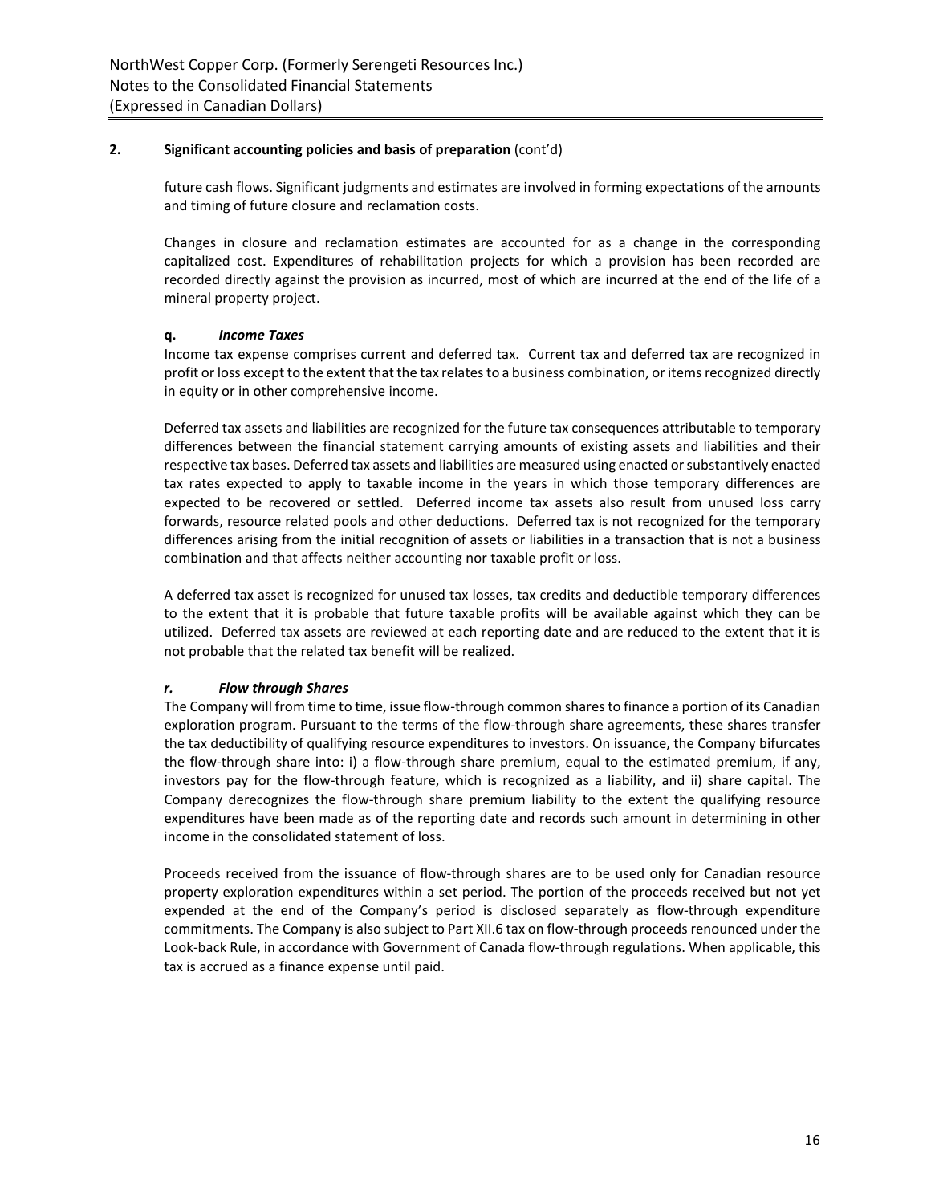## 2. Significant accounting policies and basis of preparation (cont'd)

future cash flows. Significant judgments and estimates are involved in forming expectations of the amounts and timing of future closure and reclamation costs.

Changes in closure and reclamation estimates are accounted for as a change in the corresponding capitalized cost. Expenditures of rehabilitation projects for which a provision has been recorded are recorded directly against the provision as incurred, most of which are incurred at the end of the life of a mineral property project.

### q. *Income Taxes*

Income tax expense comprises current and deferred tax. Current tax and deferred tax are recognized in profit or loss except to the extent that the tax relates to a business combination, or items recognized directly in equity or in other comprehensive income.

Deferred tax assets and liabilities are recognized for the future tax consequences attributable to temporary differences between the financial statement carrying amounts of existing assets and liabilities and their respective tax bases. Deferred tax assets and liabilities are measured using enacted or substantively enacted tax rates expected to apply to taxable income in the years in which those temporary differences are expected to be recovered or settled. Deferred income tax assets also result from unused loss carry forwards, resource related pools and other deductions. Deferred tax is not recognized for the temporary differences arising from the initial recognition of assets or liabilities in a transaction that is not a business combination and that affects neither accounting nor taxable profit or loss.

A deferred tax asset is recognized for unused tax losses, tax credits and deductible temporary differences to the extent that it is probable that future taxable profits will be available against which they can be utilized. Deferred tax assets are reviewed at each reporting date and are reduced to the extent that it is not probable that the related tax benefit will be realized.

### *r. Flow through Shares*

The Company will from time to time, issue flow-through common shares to finance a portion of its Canadian exploration program. Pursuant to the terms of the flow-through share agreements, these shares transfer the tax deductibility of qualifying resource expenditures to investors. On issuance, the Company bifurcates the flow-through share into: i) a flow-through share premium, equal to the estimated premium, if any, investors pay for the flow-through feature, which is recognized as a liability, and ii) share capital. The Company derecognizes the flow-through share premium liability to the extent the qualifying resource expenditures have been made as of the reporting date and records such amount in determining in other income in the consolidated statement of loss.

Proceeds received from the issuance of flow-through shares are to be used only for Canadian resource property exploration expenditures within a set period. The portion of the proceeds received but not yet expended at the end of the Company's period is disclosed separately as flow-through expenditure commitments. The Company is also subject to Part XII.6 tax on flow-through proceeds renounced under the Look-back Rule, in accordance with Government of Canada flow-through regulations. When applicable, this tax is accrued as a finance expense until paid.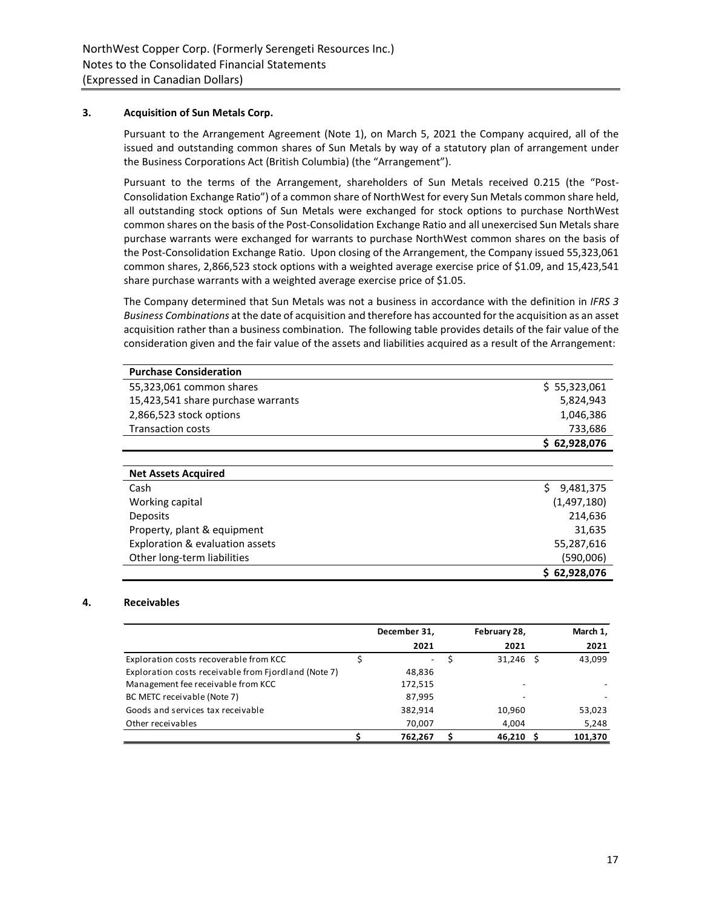### 3. Acquisition of Sun Metals Corp.

Pursuant to the Arrangement Agreement (Note 1), on March 5, 2021 the Company acquired, all of the issued and outstanding common shares of Sun Metals by way of a statutory plan of arrangement under the Business Corporations Act (British Columbia) (the "Arrangement").

Pursuant to the terms of the Arrangement, shareholders of Sun Metals received 0.215 (the "Post-Consolidation Exchange Ratio") of a common share of NorthWest for every Sun Metals common share held, all outstanding stock options of Sun Metals were exchanged for stock options to purchase NorthWest common shares on the basis of the Post-Consolidation Exchange Ratio and all unexercised Sun Metals share purchase warrants were exchanged for warrants to purchase NorthWest common shares on the basis of the Post-Consolidation Exchange Ratio. Upon closing of the Arrangement, the Company issued 55,323,061 common shares, 2,866,523 stock options with a weighted average exercise price of $1.09, and 15,423,541 share purchase warrants with a weighted average exercise price of $1.05.

The Company determined that Sun Metals was not a business in accordance with the definition in *IFRS 3 Business Combinations* at the date of acquisition and therefore has accounted for the acquisition as an asset acquisition rather than a business combination. The following table provides details of the fair value of the consideration given and the fair value of the assets and liabilities acquired as a result of the Arrangement:

| **Purchase Consideration** | |
|---|---:|
| 55,323,061 common shares | $ 55,323,061 |
| 15,423,541 share purchase warrants | 5,824,943 |
| 2,866,523 stock options | 1,046,386 |
| Transaction costs | 733,686 |
| | **$ 62,928,076** |

| **Net Assets Acquired** | |
|---|---:|
| Cash | $ 9,481,375 |
| Working capital | (1,497,180) |
| Deposits | 214,636 |
| Property, plant & equipment | 31,635 |
| Exploration & evaluation assets | 55,287,616 |
| Other long-term liabilities | (590,006) |
| | **$ 62,928,076** |

### 4. Receivables

| | December 31, 2021 | February 28, 2021 | March 1, 2021 |
|---|---:|---:|---:|
| Exploration costs recoverable from KCC | $ - | $ 31,246 | $ 43,099 |
| Exploration costs receivable from Fjordland (Note 7) | 48,836 | | |
| Management fee receivable from KCC | 172,515 | - | - |
| BC METC receivable (Note 7) | 87,995 | - | - |
| Goods and services tax receivable | 382,914 | 10,960 | 53,023 |
| Other receivables | 70,007 | 4,004 | 5,248 |
| | **$ 762,267** | **$ 46,210** | **$ 101,370** |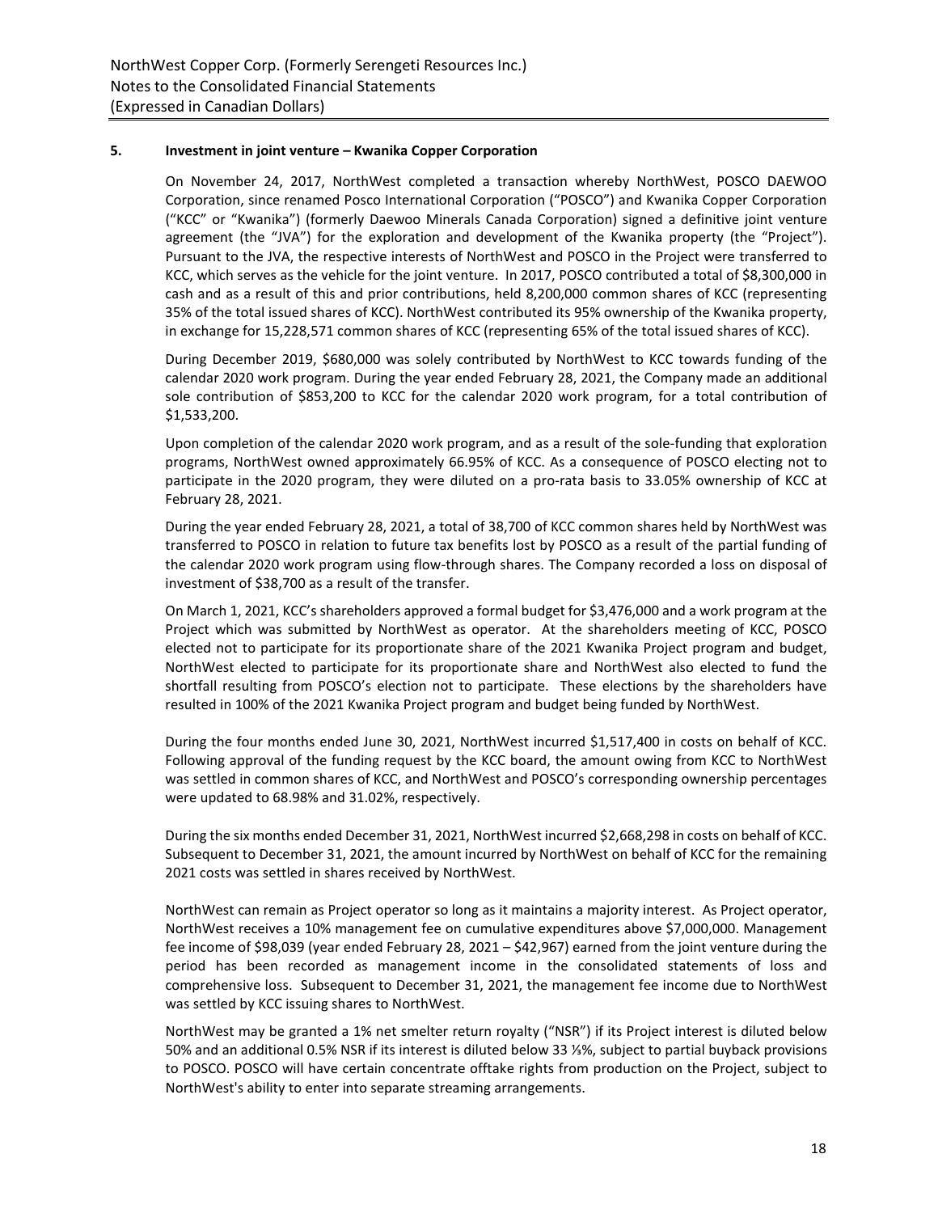## 5. Investment in joint venture – Kwanika Copper Corporation

On November 24, 2017, NorthWest completed a transaction whereby NorthWest, POSCO DAEWOO Corporation, since renamed Posco International Corporation ("POSCO") and Kwanika Copper Corporation ("KCC" or "Kwanika") (formerly Daewoo Minerals Canada Corporation) signed a definitive joint venture agreement (the "JVA") for the exploration and development of the Kwanika property (the "Project"). Pursuant to the JVA, the respective interests of NorthWest and POSCO in the Project were transferred to KCC, which serves as the vehicle for the joint venture. In 2017, POSCO contributed a total of $8,300,000 in cash and as a result of this and prior contributions, held 8,200,000 common shares of KCC (representing 35% of the total issued shares of KCC). NorthWest contributed its 95% ownership of the Kwanika property, in exchange for 15,228,571 common shares of KCC (representing 65% of the total issued shares of KCC).

During December 2019, $680,000 was solely contributed by NorthWest to KCC towards funding of the calendar 2020 work program. During the year ended February 28, 2021, the Company made an additional sole contribution of $853,200 to KCC for the calendar 2020 work program, for a total contribution of $1,533,200.

Upon completion of the calendar 2020 work program, and as a result of the sole-funding that exploration programs, NorthWest owned approximately 66.95% of KCC. As a consequence of POSCO electing not to participate in the 2020 program, they were diluted on a pro-rata basis to 33.05% ownership of KCC at February 28, 2021.

During the year ended February 28, 2021, a total of 38,700 of KCC common shares held by NorthWest was transferred to POSCO in relation to future tax benefits lost by POSCO as a result of the partial funding of the calendar 2020 work program using flow-through shares. The Company recorded a loss on disposal of investment of $38,700 as a result of the transfer.

On March 1, 2021, KCC's shareholders approved a formal budget for $3,476,000 and a work program at the Project which was submitted by NorthWest as operator. At the shareholders meeting of KCC, POSCO elected not to participate for its proportionate share of the 2021 Kwanika Project program and budget, NorthWest elected to participate for its proportionate share and NorthWest also elected to fund the shortfall resulting from POSCO's election not to participate. These elections by the shareholders have resulted in 100% of the 2021 Kwanika Project program and budget being funded by NorthWest.

During the four months ended June 30, 2021, NorthWest incurred $1,517,400 in costs on behalf of KCC. Following approval of the funding request by the KCC board, the amount owing from KCC to NorthWest was settled in common shares of KCC, and NorthWest and POSCO's corresponding ownership percentages were updated to 68.98% and 31.02%, respectively.

During the six months ended December 31, 2021, NorthWest incurred $2,668,298 in costs on behalf of KCC. Subsequent to December 31, 2021, the amount incurred by NorthWest on behalf of KCC for the remaining 2021 costs was settled in shares received by NorthWest.

NorthWest can remain as Project operator so long as it maintains a majority interest. As Project operator, NorthWest receives a 10% management fee on cumulative expenditures above $7,000,000. Management fee income of $98,039 (year ended February 28, 2021 – $42,967) earned from the joint venture during the period has been recorded as management income in the consolidated statements of loss and comprehensive loss. Subsequent to December 31, 2021, the management fee income due to NorthWest was settled by KCC issuing shares to NorthWest.

NorthWest may be granted a 1% net smelter return royalty ("NSR") if its Project interest is diluted below 50% and an additional 0.5% NSR if its interest is diluted below 33 ⅓%, subject to partial buyback provisions to POSCO. POSCO will have certain concentrate offtake rights from production on the Project, subject to NorthWest's ability to enter into separate streaming arrangements.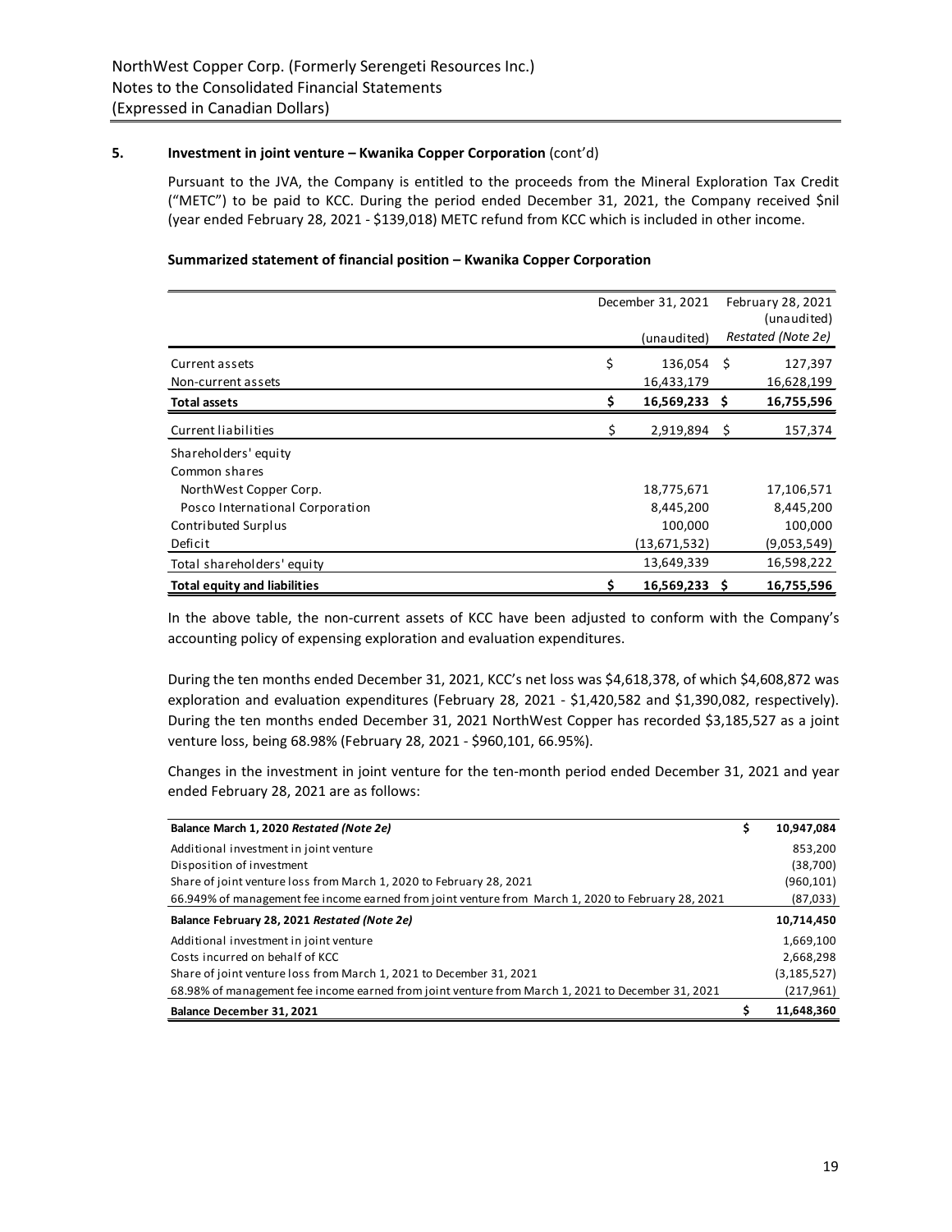## 5. Investment in joint venture – Kwanika Copper Corporation (cont'd)

Pursuant to the JVA, the Company is entitled to the proceeds from the Mineral Exploration Tax Credit ("METC") to be paid to KCC. During the period ended December 31, 2021, the Company received $nil (year ended February 28, 2021 - $139,018) METC refund from KCC which is included in other income.

**Summarized statement of financial position – Kwanika Copper Corporation**

| | December 31, 2021 (unaudited) | February 28, 2021 (unaudited) *Restated (Note 2e)* |
|---|---|---|
| Current assets | $ 136,054 | $ 127,397 |
| Non-current assets | 16,433,179 | 16,628,199 |
| **Total assets** | **$ 16,569,233** | **$ 16,755,596** |
| Current liabilities | $ 2,919,894 | $ 157,374 |
| Shareholders' equity | | |
| Common shares | | |
| NorthWest Copper Corp. | 18,775,671 | 17,106,571 |
| Posco International Corporation | 8,445,200 | 8,445,200 |
| Contributed Surplus | 100,000 | 100,000 |
| Deficit | (13,671,532) | (9,053,549) |
| Total shareholders' equity | 13,649,339 | 16,598,222 |
| **Total equity and liabilities** | **$ 16,569,233** | **$ 16,755,596** |

In the above table, the non-current assets of KCC have been adjusted to conform with the Company's accounting policy of expensing exploration and evaluation expenditures.

During the ten months ended December 31, 2021, KCC's net loss was $4,618,378, of which $4,608,872 was exploration and evaluation expenditures (February 28, 2021 - $1,420,582 and $1,390,082, respectively). During the ten months ended December 31, 2021 NorthWest Copper has recorded $3,185,527 as a joint venture loss, being 68.98% (February 28, 2021 - $960,101, 66.95%).

Changes in the investment in joint venture for the ten-month period ended December 31, 2021 and year ended February 28, 2021 are as follows:

| | |
|---|---|
| **Balance March 1, 2020 *Restated (Note 2e)*** | **$ 10,947,084** |
| Additional investment in joint venture | 853,200 |
| Disposition of investment | (38,700) |
| Share of joint venture loss from March 1, 2020 to February 28, 2021 | (960,101) |
| 66.949% of management fee income earned from joint venture from March 1, 2020 to February 28, 2021 | (87,033) |
| **Balance February 28, 2021 *Restated (Note 2e)*** | **10,714,450** |
| Additional investment in joint venture | 1,669,100 |
| Costs incurred on behalf of KCC | 2,668,298 |
| Share of joint venture loss from March 1, 2021 to December 31, 2021 | (3,185,527) |
| 68.98% of management fee income earned from joint venture from March 1, 2021 to December 31, 2021 | (217,961) |
| **Balance December 31, 2021** | **$ 11,648,360** |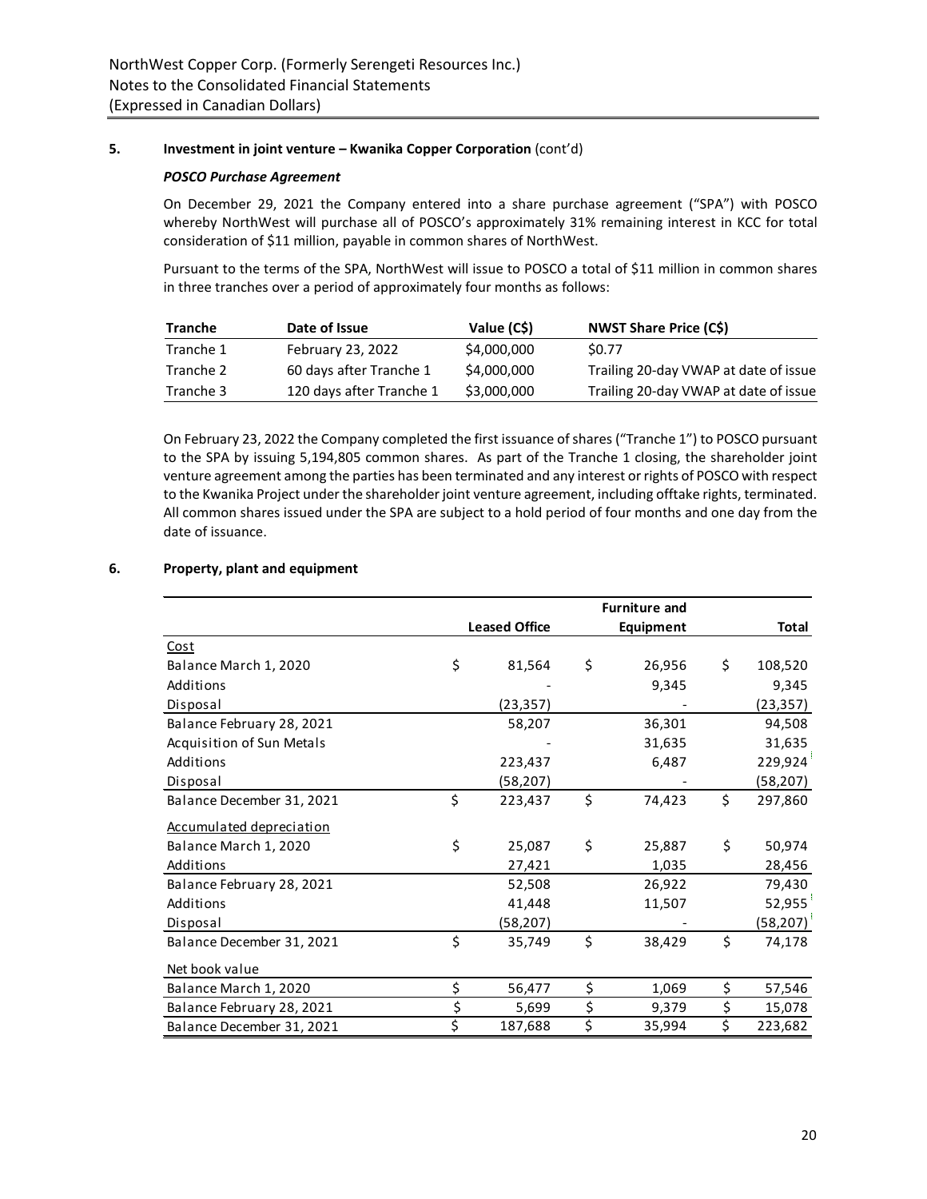## 5. Investment in joint venture – Kwanika Copper Corporation (cont'd)

### *POSCO Purchase Agreement*

On December 29, 2021 the Company entered into a share purchase agreement ("SPA") with POSCO whereby NorthWest will purchase all of POSCO's approximately 31% remaining interest in KCC for total consideration of $11 million, payable in common shares of NorthWest.

Pursuant to the terms of the SPA, NorthWest will issue to POSCO a total of $11 million in common shares in three tranches over a period of approximately four months as follows:

| Tranche | Date of Issue | Value (C$) | NWST Share Price (C$) |
|---|---|---|---|
| Tranche 1 | February 23, 2022 | $4,000,000 | $0.77 |
| Tranche 2 | 60 days after Tranche 1 | $4,000,000 | Trailing 20-day VWAP at date of issue |
| Tranche 3 | 120 days after Tranche 1 | $3,000,000 | Trailing 20-day VWAP at date of issue |

On February 23, 2022 the Company completed the first issuance of shares ("Tranche 1") to POSCO pursuant to the SPA by issuing 5,194,805 common shares. As part of the Tranche 1 closing, the shareholder joint venture agreement among the parties has been terminated and any interest or rights of POSCO with respect to the Kwanika Project under the shareholder joint venture agreement, including offtake rights, terminated. All common shares issued under the SPA are subject to a hold period of four months and one day from the date of issuance.

## 6. Property, plant and equipment

| | Leased Office | Furniture and Equipment | Total |
|---|---|---|---|
| Cost | | | |
| Balance March 1, 2020 | $ 81,564 | $ 26,956 | $ 108,520 |
| Additions | - | 9,345 | 9,345 |
| Disposal | (23,357) | - | (23,357) |
| Balance February 28, 2021 | 58,207 | 36,301 | 94,508 |
| Acquisition of Sun Metals | - | 31,635 | 31,635 |
| Additions | 223,437 | 6,487 | 229,924 |
| Disposal | (58,207) | - | (58,207) |
| Balance December 31, 2021 | $ 223,437 | $ 74,423 | $ 297,860 |
| Accumulated depreciation | | | |
| Balance March 1, 2020 | $ 25,087 | $ 25,887 | $ 50,974 |
| Additions | 27,421 | 1,035 | 28,456 |
| Balance February 28, 2021 | 52,508 | 26,922 | 79,430 |
| Additions | 41,448 | 11,507 | 52,955 |
| Disposal | (58,207) | - | (58,207) |
| Balance December 31, 2021 | $ 35,749 | $ 38,429 | $ 74,178 |
| Net book value | | | |
| Balance March 1, 2020 | $ 56,477 | $ 1,069 | $ 57,546 |
| Balance February 28, 2021 | $ 5,699 | $ 9,379 | $ 15,078 |
| Balance December 31, 2021 | $ 187,688 | $ 35,994 | $ 223,682 |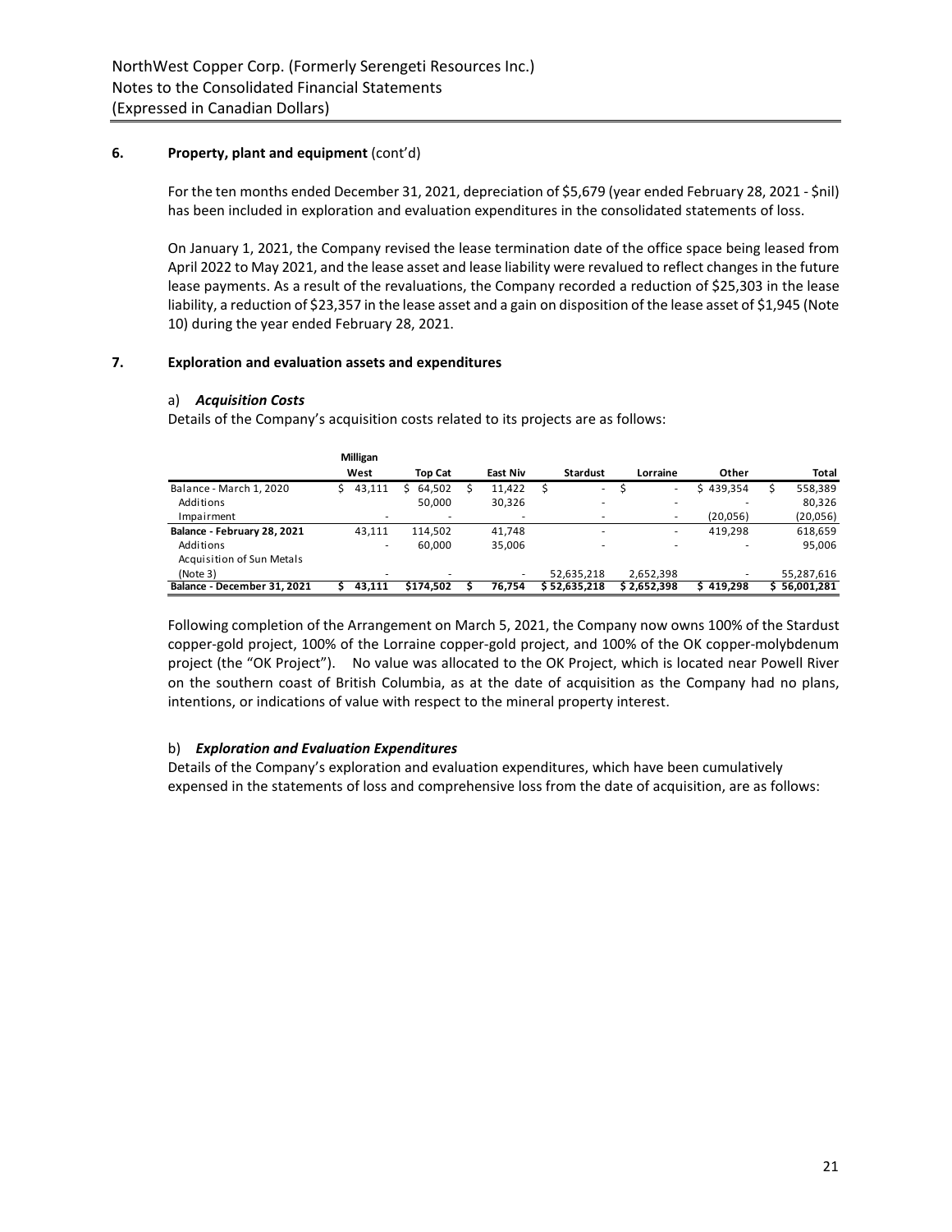## 6. Property, plant and equipment (cont'd)

For the ten months ended December 31, 2021, depreciation of $5,679 (year ended February 28, 2021 - $nil) has been included in exploration and evaluation expenditures in the consolidated statements of loss.

On January 1, 2021, the Company revised the lease termination date of the office space being leased from April 2022 to May 2021, and the lease asset and lease liability were revalued to reflect changes in the future lease payments. As a result of the revaluations, the Company recorded a reduction of $25,303 in the lease liability, a reduction of $23,357 in the lease asset and a gain on disposition of the lease asset of $1,945 (Note 10) during the year ended February 28, 2021.

## 7. Exploration and evaluation assets and expenditures

### a) *Acquisition Costs*

Details of the Company's acquisition costs related to its projects are as follows:

| | Milligan West | Top Cat | East Niv | Stardust | Lorraine | Other | Total |
|---|---|---|---|---|---|---|---|
| Balance - March 1, 2020 | $ 43,111 | $ 64,502 | $ 11,422 | $ - | $ - | $ 439,354 | $ 558,389 |
| Additions | - | 50,000 | 30,326 | - | - | - | 80,326 |
| Impairment | - | - | - | - | - | (20,056) | (20,056) |
| **Balance - February 28, 2021** | 43,111 | 114,502 | 41,748 | - | - | 419,298 | 618,659 |
| Additions | - | 60,000 | 35,006 | - | - | - | 95,006 |
| Acquisition of Sun Metals (Note 3) | - | - | - | 52,635,218 | 2,652,398 | - | 55,287,616 |
| **Balance - December 31, 2021** | **$ 43,111** | **$174,502** | **$ 76,754** | **$ 52,635,218** | **$ 2,652,398** | **$ 419,298** | **$ 56,001,281** |

Following completion of the Arrangement on March 5, 2021, the Company now owns 100% of the Stardust copper-gold project, 100% of the Lorraine copper-gold project, and 100% of the OK copper-molybdenum project (the "OK Project"). No value was allocated to the OK Project, which is located near Powell River on the southern coast of British Columbia, as at the date of acquisition as the Company had no plans, intentions, or indications of value with respect to the mineral property interest.

### b) *Exploration and Evaluation Expenditures*

Details of the Company's exploration and evaluation expenditures, which have been cumulatively expensed in the statements of loss and comprehensive loss from the date of acquisition, are as follows: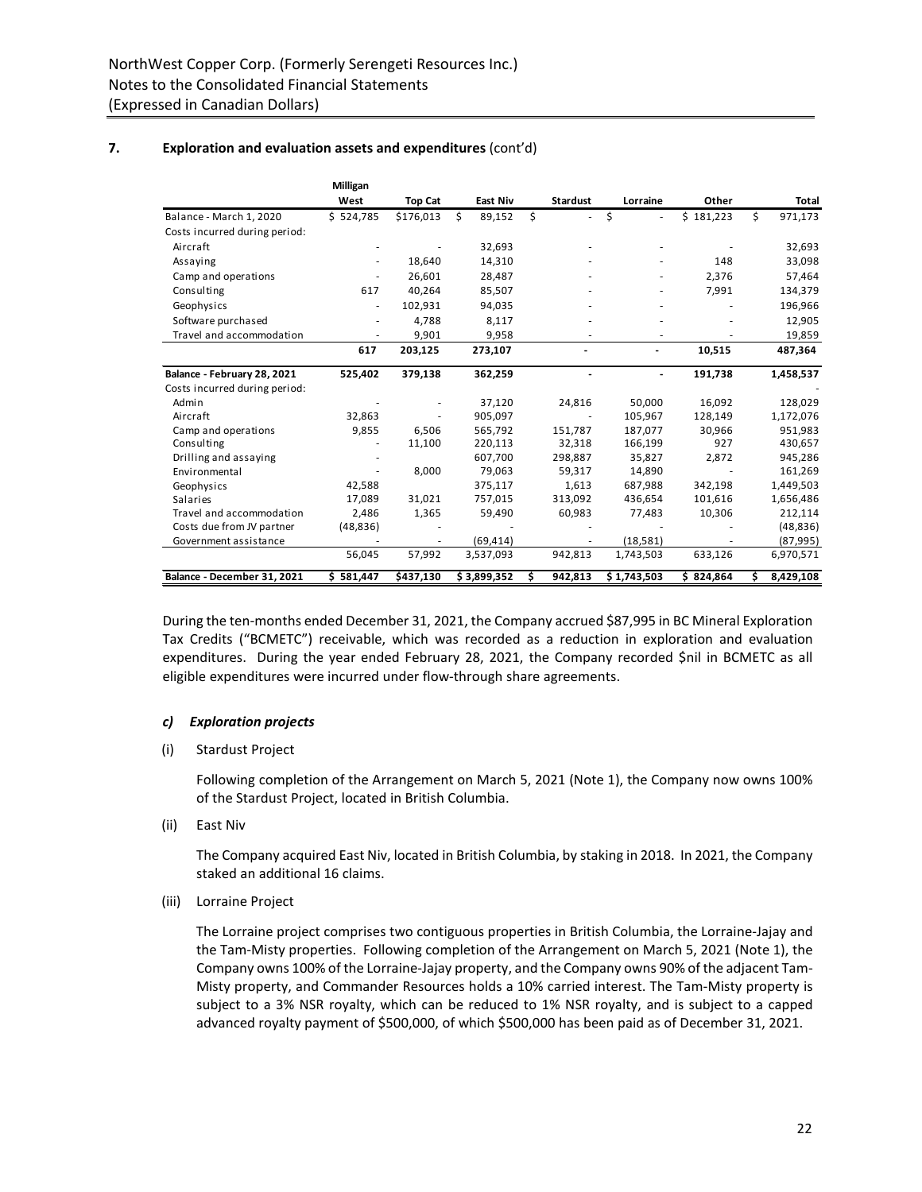## 7. Exploration and evaluation assets and expenditures (cont'd)

| | Milligan West | Top Cat | East Niv | Stardust | Lorraine | Other | Total |
|---|---|---|---|---|---|---|---|
| Balance - March 1, 2020 | $ 524,785 | $176,013 | $ 89,152 | $ - | $ - | $ 181,223 | $ 971,173 |
| Costs incurred during period: | | | | | | | |
| Aircraft | - | - | 32,693 | - | - | - | 32,693 |
| Assaying | - | 18,640 | 14,310 | - | - | 148 | 33,098 |
| Camp and operations | - | 26,601 | 28,487 | - | - | 2,376 | 57,464 |
| Consulting | 617 | 40,264 | 85,507 | - | - | 7,991 | 134,379 |
| Geophysics | - | 102,931 | 94,035 | - | - | - | 196,966 |
| Software purchased | - | 4,788 | 8,117 | - | - | - | 12,905 |
| Travel and accommodation | - | 9,901 | 9,958 | - | - | - | 19,859 |
| | **617** | **203,125** | **273,107** | **-** | **-** | **10,515** | **487,364** |
| **Balance - February 28, 2021** | **525,402** | **379,138** | **362,259** | **-** | **-** | **191,738** | **1,458,537** |
| Costs incurred during period: | | | | | | | - |
| Admin | - | - | 37,120 | 24,816 | 50,000 | 16,092 | 128,029 |
| Aircraft | 32,863 | - | 905,097 | - | 105,967 | 128,149 | 1,172,076 |
| Camp and operations | 9,855 | 6,506 | 565,792 | 151,787 | 187,077 | 30,966 | 951,983 |
| Consulting | - | 11,100 | 220,113 | 32,318 | 166,199 | 927 | 430,657 |
| Drilling and assaying | - | | 607,700 | 298,887 | 35,827 | 2,872 | 945,286 |
| Environmental | - | 8,000 | 79,063 | 59,317 | 14,890 | - | 161,269 |
| Geophysics | 42,588 | | 375,117 | 1,613 | 687,988 | 342,198 | 1,449,503 |
| Salaries | 17,089 | 31,021 | 757,015 | 313,092 | 436,654 | 101,616 | 1,656,486 |
| Travel and accommodation | 2,486 | 1,365 | 59,490 | 60,983 | 77,483 | 10,306 | 212,114 |
| Costs due from JV partner | (48,836) | - | - | - | - | - | (48,836) |
| Government assistance | - | - | (69,414) | - | (18,581) | - | (87,995) |
| | 56,045 | 57,992 | 3,537,093 | 942,813 | 1,743,503 | 633,126 | 6,970,571 |
| **Balance - December 31, 2021** | **$ 581,447** | **$437,130** | **$ 3,899,352** | **$ 942,813** | **$ 1,743,503** | **$ 824,864** | **$ 8,429,108** |

During the ten-months ended December 31, 2021, the Company accrued $87,995 in BC Mineral Exploration Tax Credits ("BCMETC") receivable, which was recorded as a reduction in exploration and evaluation expenditures. During the year ended February 28, 2021, the Company recorded $nil in BCMETC as all eligible expenditures were incurred under flow-through share agreements.

### *c) Exploration projects*

(i) Stardust Project

Following completion of the Arrangement on March 5, 2021 (Note 1), the Company now owns 100% of the Stardust Project, located in British Columbia.

(ii) East Niv

The Company acquired East Niv, located in British Columbia, by staking in 2018. In 2021, the Company staked an additional 16 claims.

(iii) Lorraine Project

The Lorraine project comprises two contiguous properties in British Columbia, the Lorraine-Jajay and the Tam-Misty properties. Following completion of the Arrangement on March 5, 2021 (Note 1), the Company owns 100% of the Lorraine-Jajay property, and the Company owns 90% of the adjacent Tam-Misty property, and Commander Resources holds a 10% carried interest. The Tam-Misty property is subject to a 3% NSR royalty, which can be reduced to 1% NSR royalty, and is subject to a capped advanced royalty payment of $500,000, of which $500,000 has been paid as of December 31, 2021.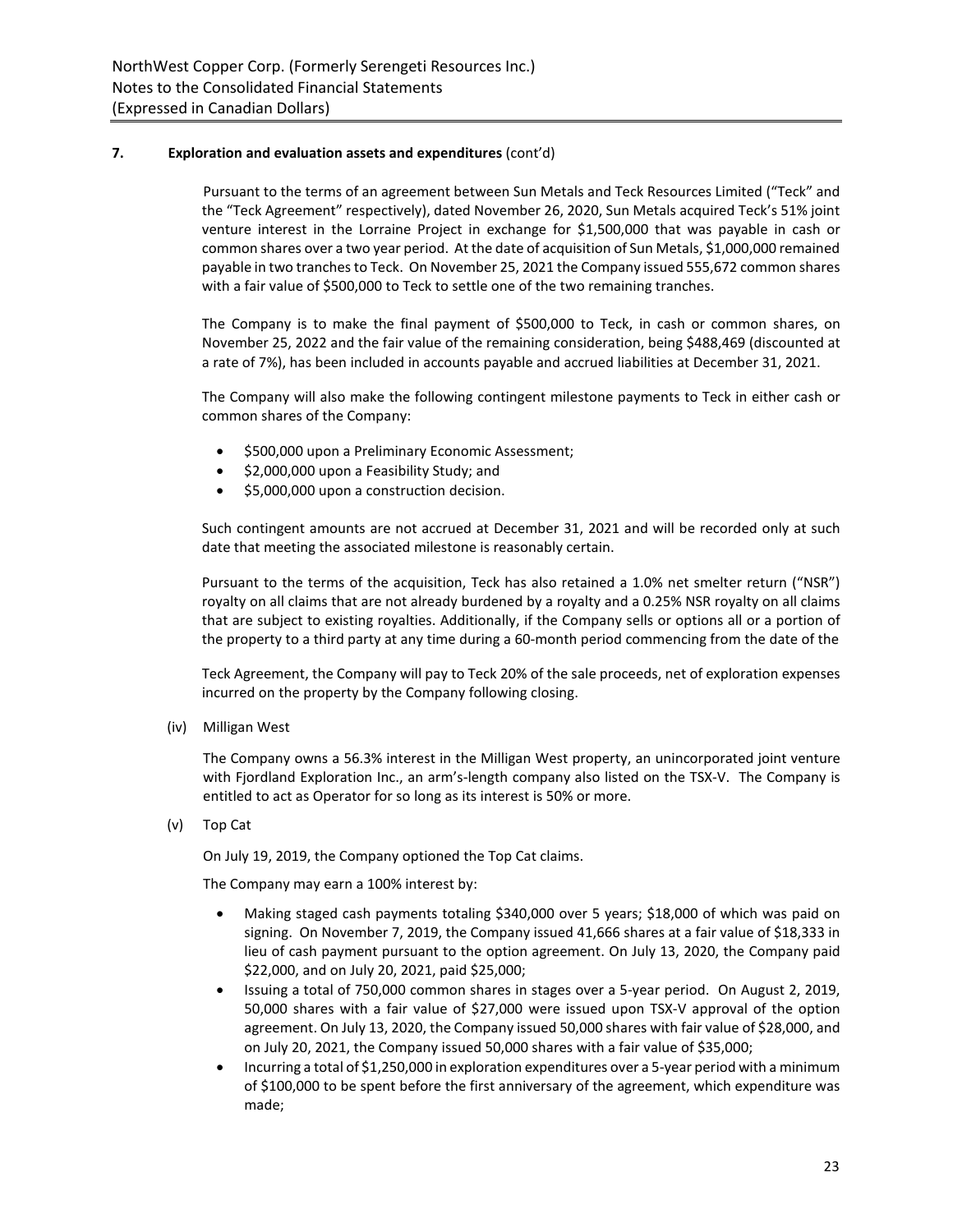**7. Exploration and evaluation assets and expenditures** (cont'd)

Pursuant to the terms of an agreement between Sun Metals and Teck Resources Limited ("Teck" and the "Teck Agreement" respectively), dated November 26, 2020, Sun Metals acquired Teck's 51% joint venture interest in the Lorraine Project in exchange for $1,500,000 that was payable in cash or common shares over a two year period. At the date of acquisition of Sun Metals, $1,000,000 remained payable in two tranches to Teck. On November 25, 2021 the Company issued 555,672 common shares with a fair value of $500,000 to Teck to settle one of the two remaining tranches.

The Company is to make the final payment of $500,000 to Teck, in cash or common shares, on November 25, 2022 and the fair value of the remaining consideration, being $488,469 (discounted at a rate of 7%), has been included in accounts payable and accrued liabilities at December 31, 2021.

The Company will also make the following contingent milestone payments to Teck in either cash or common shares of the Company:

- $500,000 upon a Preliminary Economic Assessment;
- $2,000,000 upon a Feasibility Study; and
- $5,000,000 upon a construction decision.

Such contingent amounts are not accrued at December 31, 2021 and will be recorded only at such date that meeting the associated milestone is reasonably certain.

Pursuant to the terms of the acquisition, Teck has also retained a 1.0% net smelter return ("NSR") royalty on all claims that are not already burdened by a royalty and a 0.25% NSR royalty on all claims that are subject to existing royalties. Additionally, if the Company sells or options all or a portion of the property to a third party at any time during a 60-month period commencing from the date of the Teck Agreement, the Company will pay to Teck 20% of the sale proceeds, net of exploration expenses incurred on the property by the Company following closing.

(iv) Milligan West

The Company owns a 56.3% interest in the Milligan West property, an unincorporated joint venture with Fjordland Exploration Inc., an arm's-length company also listed on the TSX-V. The Company is entitled to act as Operator for so long as its interest is 50% or more.

(v) Top Cat

On July 19, 2019, the Company optioned the Top Cat claims.

The Company may earn a 100% interest by:

- Making staged cash payments totaling $340,000 over 5 years; $18,000 of which was paid on signing. On November 7, 2019, the Company issued 41,666 shares at a fair value of $18,333 in lieu of cash payment pursuant to the option agreement. On July 13, 2020, the Company paid $22,000, and on July 20, 2021, paid $25,000;
- Issuing a total of 750,000 common shares in stages over a 5-year period. On August 2, 2019, 50,000 shares with a fair value of $27,000 were issued upon TSX-V approval of the option agreement. On July 13, 2020, the Company issued 50,000 shares with fair value of $28,000, and on July 20, 2021, the Company issued 50,000 shares with a fair value of $35,000;
- Incurring a total of $1,250,000 in exploration expenditures over a 5-year period with a minimum of $100,000 to be spent before the first anniversary of the agreement, which expenditure was made;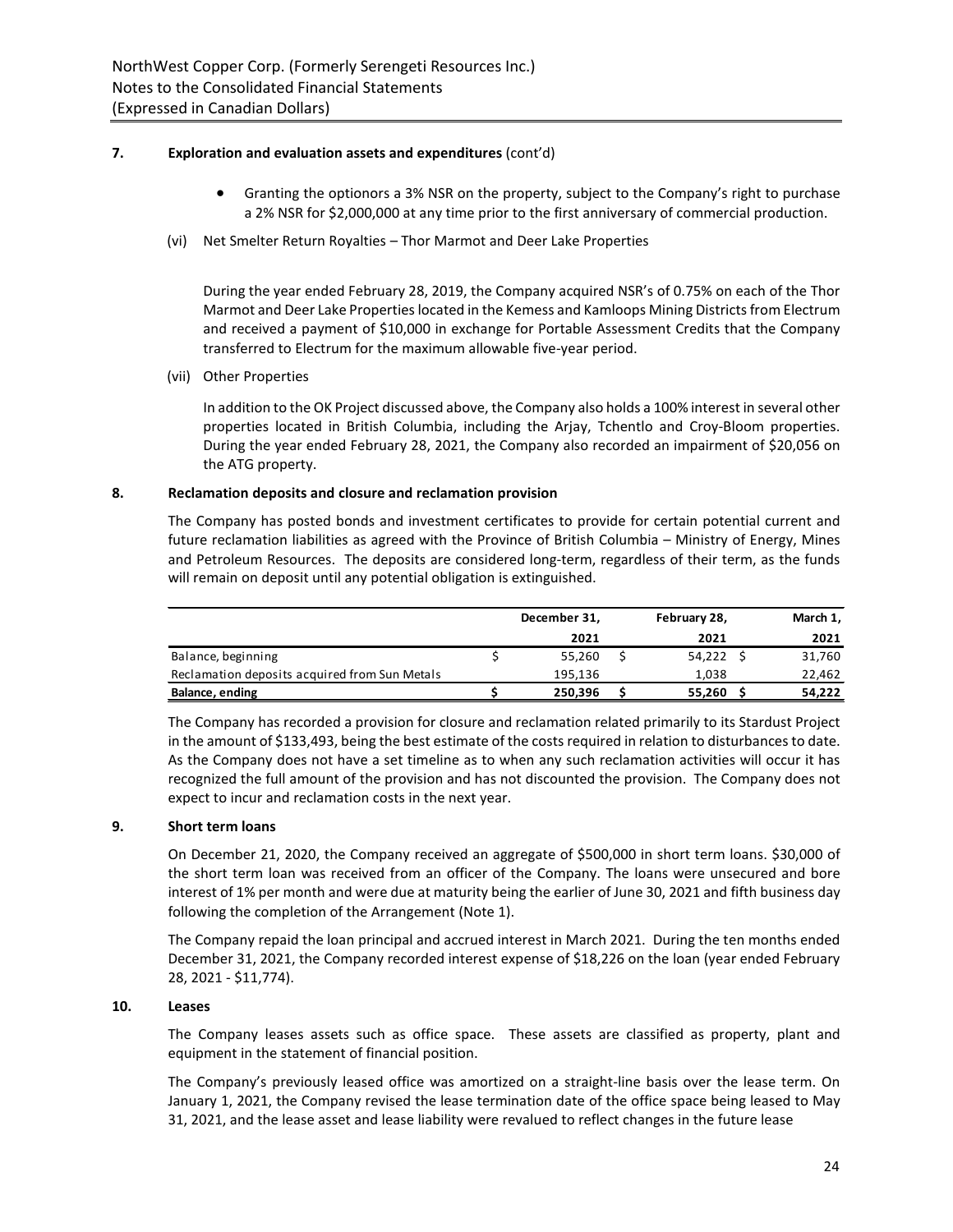NorthWest Copper Corp. (Formerly Serengeti Resources Inc.)
Notes to the Consolidated Financial Statements
(Expressed in Canadian Dollars)

**7. Exploration and evaluation assets and expenditures** (cont'd)

- Granting the optionors a 3% NSR on the property, subject to the Company's right to purchase a 2% NSR for $2,000,000 at any time prior to the first anniversary of commercial production.

(vi) Net Smelter Return Royalties – Thor Marmot and Deer Lake Properties

During the year ended February 28, 2019, the Company acquired NSR's of 0.75% on each of the Thor Marmot and Deer Lake Properties located in the Kemess and Kamloops Mining Districts from Electrum and received a payment of $10,000 in exchange for Portable Assessment Credits that the Company transferred to Electrum for the maximum allowable five-year period.

(vii) Other Properties

In addition to the OK Project discussed above, the Company also holds a 100% interest in several other properties located in British Columbia, including the Arjay, Tchentlo and Croy-Bloom properties. During the year ended February 28, 2021, the Company also recorded an impairment of $20,056 on the ATG property.

**8. Reclamation deposits and closure and reclamation provision**

The Company has posted bonds and investment certificates to provide for certain potential current and future reclamation liabilities as agreed with the Province of British Columbia – Ministry of Energy, Mines and Petroleum Resources. The deposits are considered long-term, regardless of their term, as the funds will remain on deposit until any potential obligation is extinguished.

| | December 31, 2021 | February 28, 2021 | March 1, 2021 |
|---|---|---|---|
| Balance, beginning | $ 55,260 | $ 54,222 | $ 31,760 |
| Reclamation deposits acquired from Sun Metals | 195,136 | 1,038 | 22,462 |
| **Balance, ending** | **$ 250,396** | **$ 55,260** | **$ 54,222** |

The Company has recorded a provision for closure and reclamation related primarily to its Stardust Project in the amount of $133,493, being the best estimate of the costs required in relation to disturbances to date. As the Company does not have a set timeline as to when any such reclamation activities will occur it has recognized the full amount of the provision and has not discounted the provision. The Company does not expect to incur and reclamation costs in the next year.

**9. Short term loans**

On December 21, 2020, the Company received an aggregate of $500,000 in short term loans. $30,000 of the short term loan was received from an officer of the Company. The loans were unsecured and bore interest of 1% per month and were due at maturity being the earlier of June 30, 2021 and fifth business day following the completion of the Arrangement (Note 1).

The Company repaid the loan principal and accrued interest in March 2021. During the ten months ended December 31, 2021, the Company recorded interest expense of $18,226 on the loan (year ended February 28, 2021 - $11,774).

**10. Leases**

The Company leases assets such as office space. These assets are classified as property, plant and equipment in the statement of financial position.

The Company's previously leased office was amortized on a straight-line basis over the lease term. On January 1, 2021, the Company revised the lease termination date of the office space being leased to May 31, 2021, and the lease asset and lease liability were revalued to reflect changes in the future lease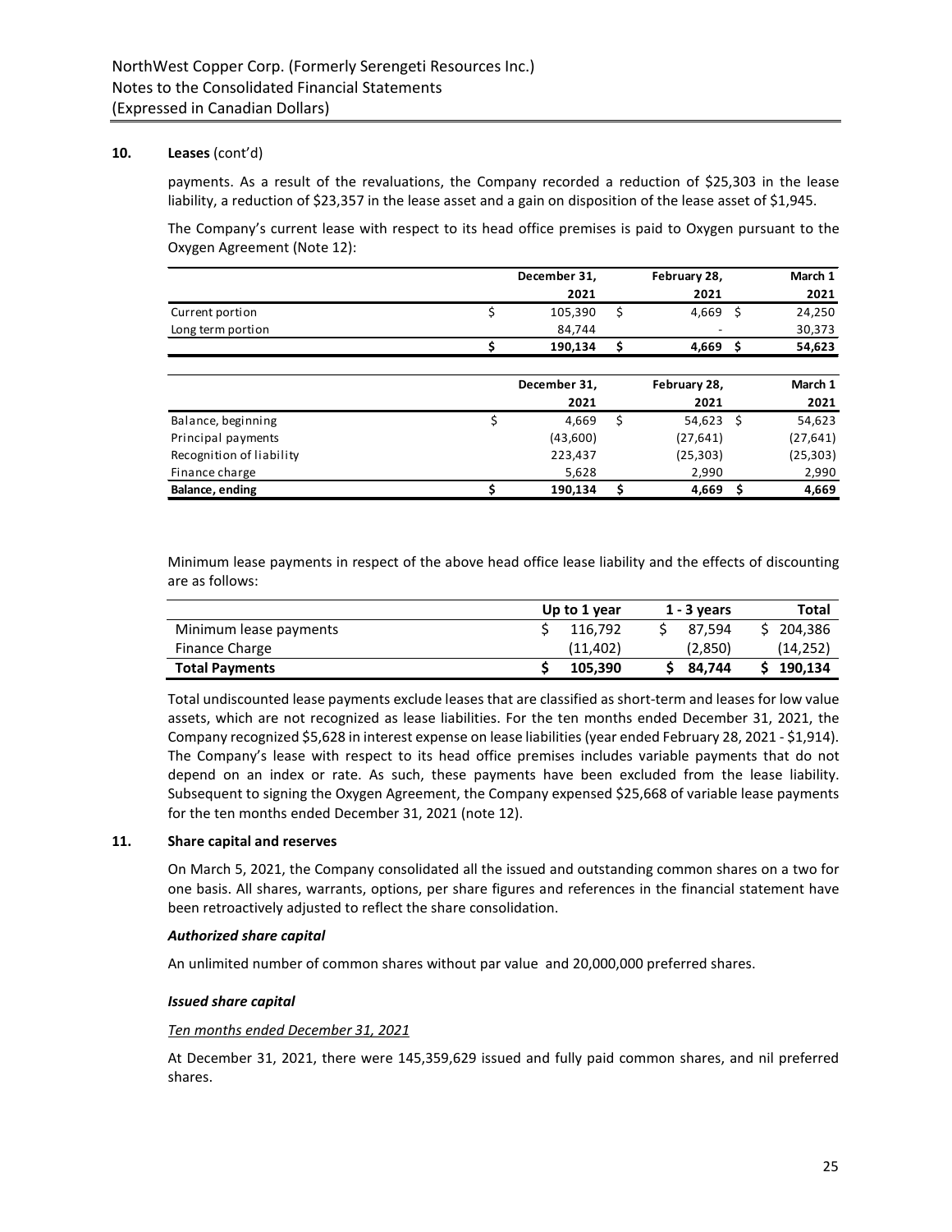## 10. Leases (cont'd)

payments. As a result of the revaluations, the Company recorded a reduction of $25,303 in the lease liability, a reduction of $23,357 in the lease asset and a gain on disposition of the lease asset of $1,945.

The Company's current lease with respect to its head office premises is paid to Oxygen pursuant to the Oxygen Agreement (Note 12):

| | December 31, 2021 | February 28, 2021 | March 1 2021 |
|---|---|---|---|
| Current portion | $ 105,390 | $ 4,669 | $ 24,250 |
| Long term portion | 84,744 | - | 30,373 |
| | **$ 190,134** | **$ 4,669** | **$ 54,623** |

| | December 31, 2021 | February 28, 2021 | March 1 2021 |
|---|---|---|---|
| Balance, beginning | $ 4,669 | $ 54,623 | $ 54,623 |
| Principal payments | (43,600) | (27,641) | (27,641) |
| Recognition of liability | 223,437 | (25,303) | (25,303) |
| Finance charge | 5,628 | 2,990 | 2,990 |
| **Balance, ending** | **$ 190,134** | **$ 4,669** | **$ 4,669** |

Minimum lease payments in respect of the above head office lease liability and the effects of discounting are as follows:

| | Up to 1 year | 1 - 3 years | Total |
|---|---|---|---|
| Minimum lease payments | $ 116,792 | $ 87,594 | $ 204,386 |
| Finance Charge | (11,402) | (2,850) | (14,252) |
| **Total Payments** | **$ 105,390** | **$ 84,744** | **$ 190,134** |

Total undiscounted lease payments exclude leases that are classified as short-term and leases for low value assets, which are not recognized as lease liabilities. For the ten months ended December 31, 2021, the Company recognized $5,628 in interest expense on lease liabilities (year ended February 28, 2021 - $1,914). The Company's lease with respect to its head office premises includes variable payments that do not depend on an index or rate. As such, these payments have been excluded from the lease liability. Subsequent to signing the Oxygen Agreement, the Company expensed $25,668 of variable lease payments for the ten months ended December 31, 2021 (note 12).

## 11. Share capital and reserves

On March 5, 2021, the Company consolidated all the issued and outstanding common shares on a two for one basis. All shares, warrants, options, per share figures and references in the financial statement have been retroactively adjusted to reflect the share consolidation.

### *Authorized share capital*

An unlimited number of common shares without par value and 20,000,000 preferred shares.

### *Issued share capital*

*Ten months ended December 31, 2021*

At December 31, 2021, there were 145,359,629 issued and fully paid common shares, and nil preferred shares.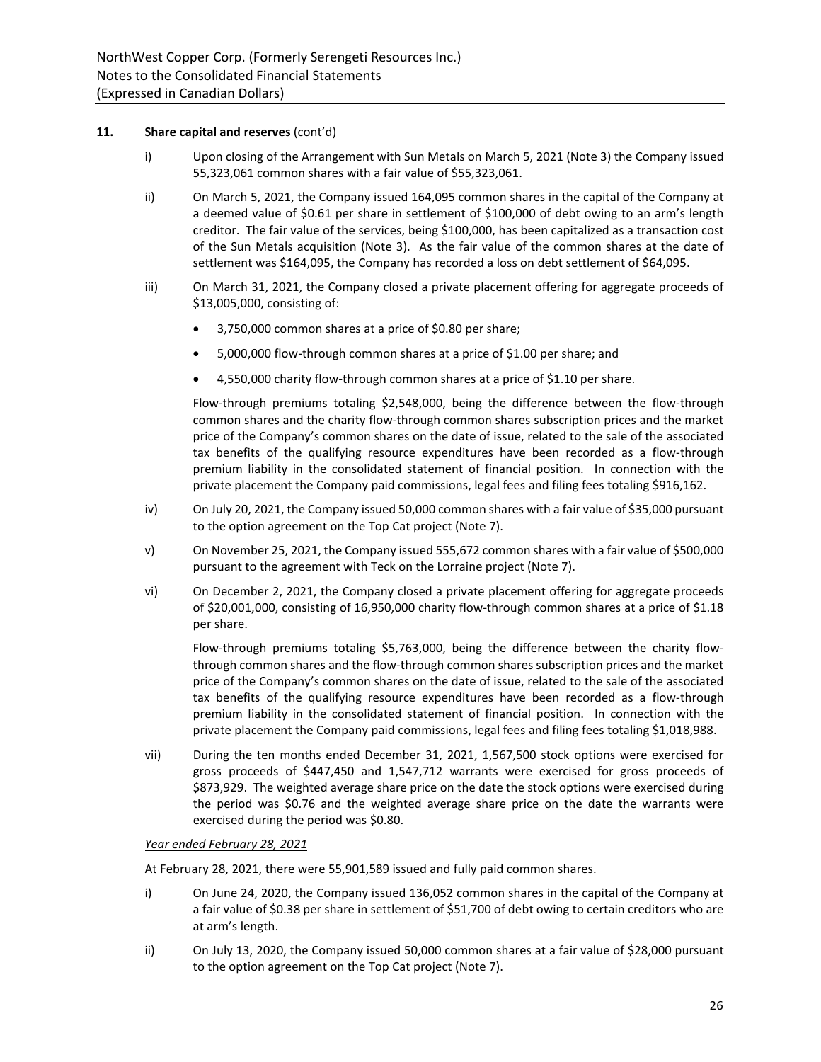## 11. Share capital and reserves (cont'd)

i) Upon closing of the Arrangement with Sun Metals on March 5, 2021 (Note 3) the Company issued 55,323,061 common shares with a fair value of $55,323,061.

ii) On March 5, 2021, the Company issued 164,095 common shares in the capital of the Company at a deemed value of $0.61 per share in settlement of $100,000 of debt owing to an arm's length creditor. The fair value of the services, being $100,000, has been capitalized as a transaction cost of the Sun Metals acquisition (Note 3). As the fair value of the common shares at the date of settlement was $164,095, the Company has recorded a loss on debt settlement of $64,095.

iii) On March 31, 2021, the Company closed a private placement offering for aggregate proceeds of $13,005,000, consisting of:

- 3,750,000 common shares at a price of $0.80 per share;
- 5,000,000 flow-through common shares at a price of $1.00 per share; and
- 4,550,000 charity flow-through common shares at a price of $1.10 per share.

Flow-through premiums totaling $2,548,000, being the difference between the flow-through common shares and the charity flow-through common shares subscription prices and the market price of the Company's common shares on the date of issue, related to the sale of the associated tax benefits of the qualifying resource expenditures have been recorded as a flow-through premium liability in the consolidated statement of financial position. In connection with the private placement the Company paid commissions, legal fees and filing fees totaling $916,162.

iv) On July 20, 2021, the Company issued 50,000 common shares with a fair value of $35,000 pursuant to the option agreement on the Top Cat project (Note 7).

v) On November 25, 2021, the Company issued 555,672 common shares with a fair value of $500,000 pursuant to the agreement with Teck on the Lorraine project (Note 7).

vi) On December 2, 2021, the Company closed a private placement offering for aggregate proceeds of $20,001,000, consisting of 16,950,000 charity flow-through common shares at a price of $1.18 per share.

Flow-through premiums totaling $5,763,000, being the difference between the charity flow-through common shares and the flow-through common shares subscription prices and the market price of the Company's common shares on the date of issue, related to the sale of the associated tax benefits of the qualifying resource expenditures have been recorded as a flow-through premium liability in the consolidated statement of financial position. In connection with the private placement the Company paid commissions, legal fees and filing fees totaling $1,018,988.

vii) During the ten months ended December 31, 2021, 1,567,500 stock options were exercised for gross proceeds of $447,450 and 1,547,712 warrants were exercised for gross proceeds of $873,929. The weighted average share price on the date the stock options were exercised during the period was $0.76 and the weighted average share price on the date the warrants were exercised during the period was $0.80.

*Year ended February 28, 2021*

At February 28, 2021, there were 55,901,589 issued and fully paid common shares.

i) On June 24, 2020, the Company issued 136,052 common shares in the capital of the Company at a fair value of $0.38 per share in settlement of $51,700 of debt owing to certain creditors who are at arm's length.

ii) On July 13, 2020, the Company issued 50,000 common shares at a fair value of $28,000 pursuant to the option agreement on the Top Cat project (Note 7).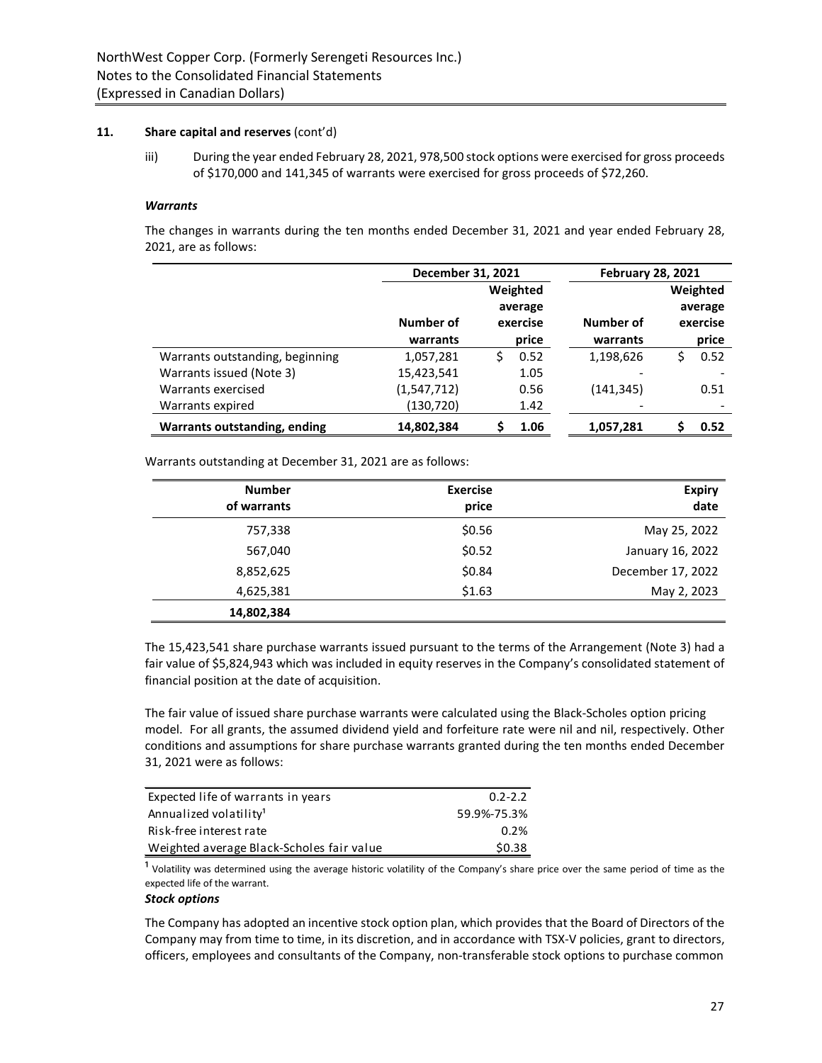## 11. Share capital and reserves (cont'd)

iii) During the year ended February 28, 2021, 978,500 stock options were exercised for gross proceeds of $170,000 and 141,345 of warrants were exercised for gross proceeds of $72,260.

### *Warrants*

The changes in warrants during the ten months ended December 31, 2021 and year ended February 28, 2021, are as follows:

| | December 31, 2021 | | February 28, 2021 | |
|---|---|---|---|---|
| | Number of warrants | Weighted average exercise price | Number of warrants | Weighted average exercise price |
| Warrants outstanding, beginning | 1,057,281 | $ 0.52 | 1,198,626 | $ 0.52 |
| Warrants issued (Note 3) | 15,423,541 | 1.05 | - | - |
| Warrants exercised | (1,547,712) | 0.56 | (141,345) | 0.51 |
| Warrants expired | (130,720) | 1.42 | - | - |
| **Warrants outstanding, ending** | **14,802,384** | **$ 1.06** | **1,057,281** | **$ 0.52** |

Warrants outstanding at December 31, 2021 are as follows:

| Number of warrants | Exercise price | Expiry date |
|---|---|---|
| 757,338 | $0.56 | May 25, 2022 |
| 567,040 | $0.52 | January 16, 2022 |
| 8,852,625 | $0.84 | December 17, 2022 |
| 4,625,381 | $1.63 | May 2, 2023 |
| **14,802,384** | | |

The 15,423,541 share purchase warrants issued pursuant to the terms of the Arrangement (Note 3) had a fair value of $5,824,943 which was included in equity reserves in the Company's consolidated statement of financial position at the date of acquisition.

The fair value of issued share purchase warrants were calculated using the Black-Scholes option pricing model. For all grants, the assumed dividend yield and forfeiture rate were nil and nil, respectively. Other conditions and assumptions for share purchase warrants granted during the ten months ended December 31, 2021 were as follows:

| | |
|---|---|
| Expected life of warrants in years | 0.2-2.2 |
| Annualized volatility[1] | 59.9%-75.3% |
| Risk-free interest rate | 0.2% |
| Weighted average Black-Scholes fair value | $0.38 |

[1] Volatility was determined using the average historic volatility of the Company's share price over the same period of time as the expected life of the warrant.

### *Stock options*

The Company has adopted an incentive stock option plan, which provides that the Board of Directors of the Company may from time to time, in its discretion, and in accordance with TSX-V policies, grant to directors, officers, employees and consultants of the Company, non-transferable stock options to purchase common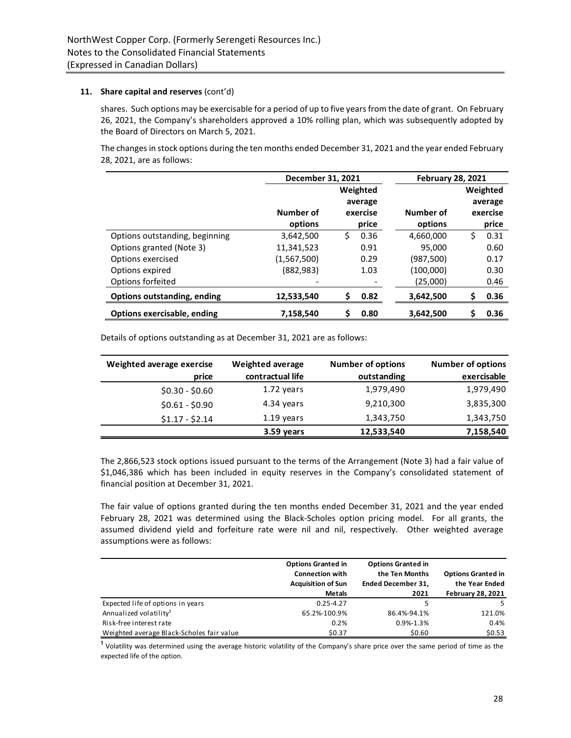**11. Share capital and reserves** (cont'd)

shares. Such options may be exercisable for a period of up to five years from the date of grant. On February 26, 2021, the Company's shareholders approved a 10% rolling plan, which was subsequently adopted by the Board of Directors on March 5, 2021.

The changes in stock options during the ten months ended December 31, 2021 and the year ended February 28, 2021, are as follows:

| | December 31, 2021 | | February 28, 2021 | |
|---|---|---|---|---|
| | Number of options | Weighted average exercise price | Number of options | Weighted average exercise price |
| Options outstanding, beginning | 3,642,500 | $ 0.36 | 4,660,000 | $ 0.31 |
| Options granted (Note 3) | 11,341,523 | 0.91 | 95,000 | 0.60 |
| Options exercised | (1,567,500) | 0.29 | (987,500) | 0.17 |
| Options expired | (882,983) | 1.03 | (100,000) | 0.30 |
| Options forfeited | - | - | (25,000) | 0.46 |
| **Options outstanding, ending** | **12,533,540** | **$ 0.82** | **3,642,500** | **$ 0.36** |
| **Options exercisable, ending** | **7,158,540** | **$ 0.80** | **3,642,500** | **$ 0.36** |

Details of options outstanding as at December 31, 2021 are as follows:

| Weighted average exercise price | Weighted average contractual life | Number of options outstanding | Number of options exercisable |
|---|---|---|---|
| $0.30 - $0.60 | 1.72 years | 1,979,490 | 1,979,490 |
| $0.61 - $0.90 | 4.34 years | 9,210,300 | 3,835,300 |
| $1.17 - $2.14 | 1.19 years | 1,343,750 | 1,343,750 |
| | **3.59 years** | **12,533,540** | **7,158,540** |

The 2,866,523 stock options issued pursuant to the terms of the Arrangement (Note 3) had a fair value of $1,046,386 which has been included in equity reserves in the Company's consolidated statement of financial position at December 31, 2021.

The fair value of options granted during the ten months ended December 31, 2021 and the year ended February 28, 2021 was determined using the Black-Scholes option pricing model. For all grants, the assumed dividend yield and forfeiture rate were nil and nil, respectively. Other weighted average assumptions were as follows:

| | Options Granted in Connection with Acquisition of Sun Metals | Options Granted in the Ten Months Ended December 31, 2021 | Options Granted in the Year Ended February 28, 2021 |
|---|---|---|---|
| Expected life of options in years | 0.25-4.27 | 5 | 5 |
| Annualized volatility[1] | 65.2%-100.9% | 86.4%-94.1% | 121.0% |
| Risk-free interest rate | 0.2% | 0.9%-1.3% | 0.4% |
| Weighted average Black-Scholes fair value | $0.37 | $0.60 | $0.53 |

[1] Volatility was determined using the average historic volatility of the Company's share price over the same period of time as the expected life of the option.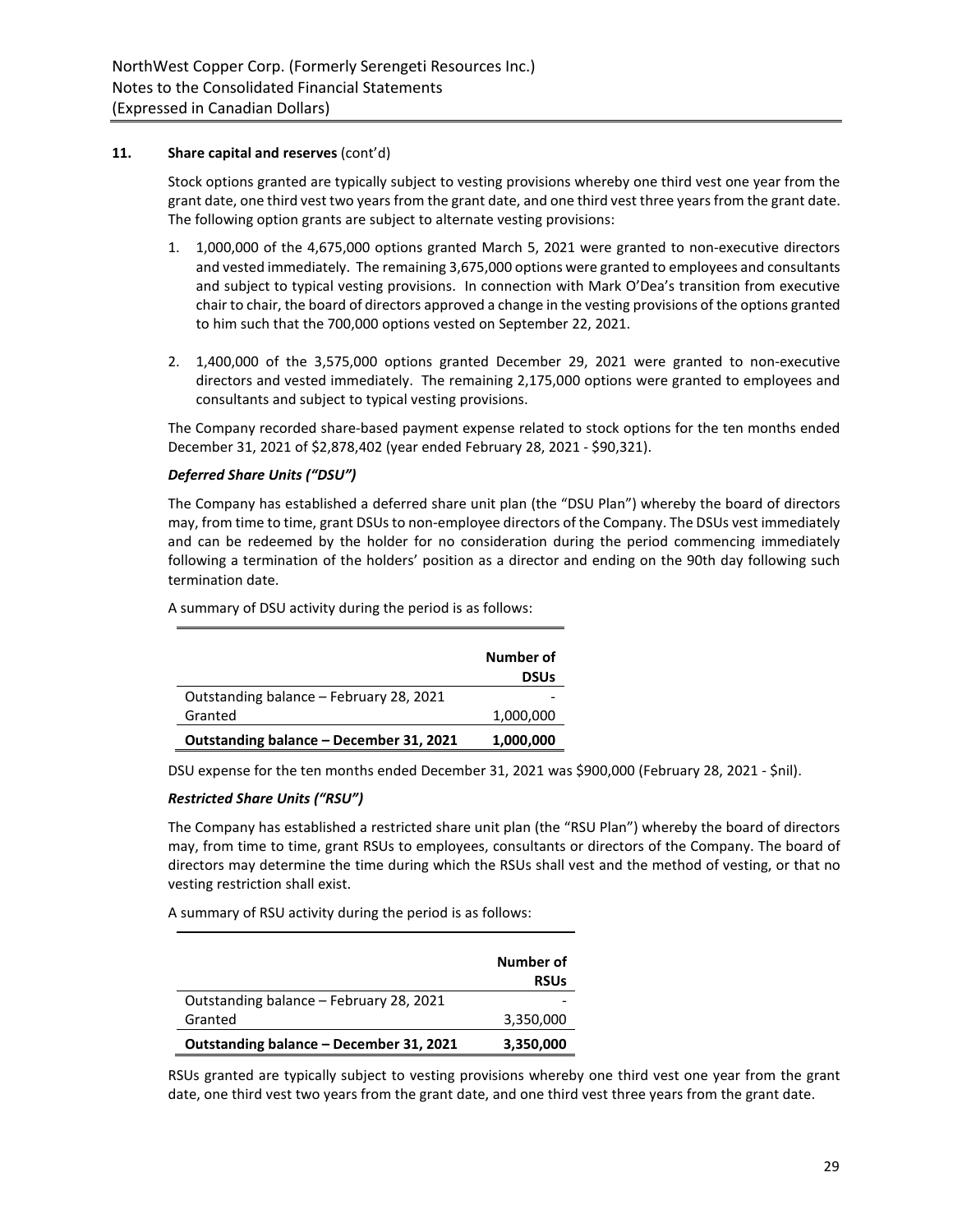**11. Share capital and reserves** (cont'd)

Stock options granted are typically subject to vesting provisions whereby one third vest one year from the grant date, one third vest two years from the grant date, and one third vest three years from the grant date. The following option grants are subject to alternate vesting provisions:

1. 1,000,000 of the 4,675,000 options granted March 5, 2021 were granted to non-executive directors and vested immediately. The remaining 3,675,000 options were granted to employees and consultants and subject to typical vesting provisions. In connection with Mark O'Dea's transition from executive chair to chair, the board of directors approved a change in the vesting provisions of the options granted to him such that the 700,000 options vested on September 22, 2021.

2. 1,400,000 of the 3,575,000 options granted December 29, 2021 were granted to non-executive directors and vested immediately. The remaining 2,175,000 options were granted to employees and consultants and subject to typical vesting provisions.

The Company recorded share-based payment expense related to stock options for the ten months ended December 31, 2021 of $2,878,402 (year ended February 28, 2021 - $90,321).

***Deferred Share Units ("DSU")***

The Company has established a deferred share unit plan (the "DSU Plan") whereby the board of directors may, from time to time, grant DSUs to non-employee directors of the Company. The DSUs vest immediately and can be redeemed by the holder for no consideration during the period commencing immediately following a termination of the holders' position as a director and ending on the 90th day following such termination date.

A summary of DSU activity during the period is as follows:

| | Number of DSUs |
|---|---|
| Outstanding balance – February 28, 2021 | - |
| Granted | 1,000,000 |
| **Outstanding balance – December 31, 2021** | **1,000,000** |

DSU expense for the ten months ended December 31, 2021 was $900,000 (February 28, 2021 - $nil).

***Restricted Share Units ("RSU")***

The Company has established a restricted share unit plan (the "RSU Plan") whereby the board of directors may, from time to time, grant RSUs to employees, consultants or directors of the Company. The board of directors may determine the time during which the RSUs shall vest and the method of vesting, or that no vesting restriction shall exist.

A summary of RSU activity during the period is as follows:

| | Number of RSUs |
|---|---|
| Outstanding balance – February 28, 2021 | - |
| Granted | 3,350,000 |
| **Outstanding balance – December 31, 2021** | **3,350,000** |

RSUs granted are typically subject to vesting provisions whereby one third vest one year from the grant date, one third vest two years from the grant date, and one third vest three years from the grant date.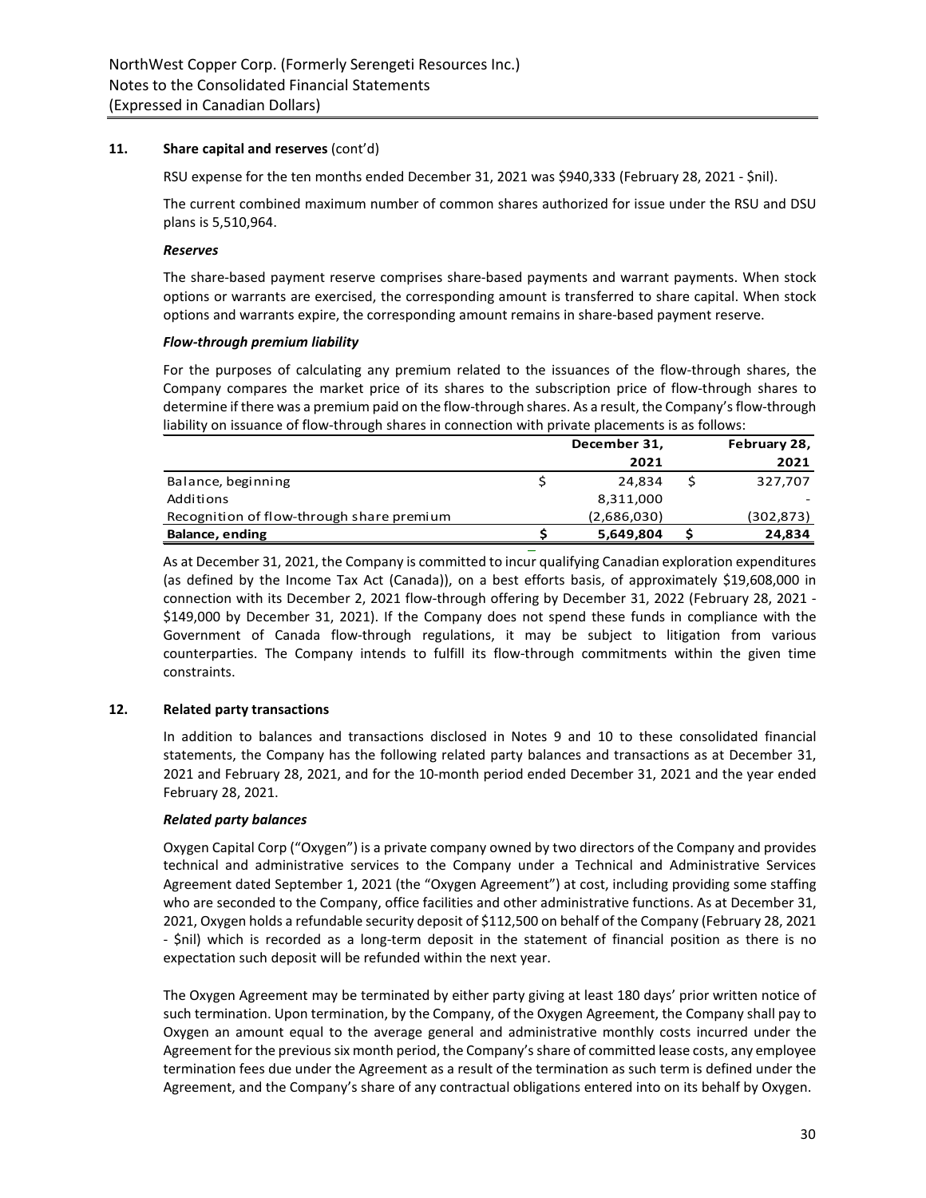## 11. Share capital and reserves (cont'd)

RSU expense for the ten months ended December 31, 2021 was $940,333 (February 28, 2021 - $nil).

The current combined maximum number of common shares authorized for issue under the RSU and DSU plans is 5,510,964.

### *Reserves*

The share-based payment reserve comprises share-based payments and warrant payments. When stock options or warrants are exercised, the corresponding amount is transferred to share capital. When stock options and warrants expire, the corresponding amount remains in share-based payment reserve.

### *Flow-through premium liability*

For the purposes of calculating any premium related to the issuances of the flow-through shares, the Company compares the market price of its shares to the subscription price of flow-through shares to determine if there was a premium paid on the flow-through shares. As a result, the Company's flow-through liability on issuance of flow-through shares in connection with private placements is as follows:

| | | December 31, 2021 | | February 28, 2021 |
|---|---|---|---|---|
| Balance, beginning | $ | 24,834 | $ | 327,707 |
| Additions | | 8,311,000 | | - |
| Recognition of flow-through share premium | | (2,686,030) | | (302,873) |
| **Balance, ending** | **$** | **5,649,804** | **$** | **24,834** |

As at December 31, 2021, the Company is committed to incur qualifying Canadian exploration expenditures (as defined by the Income Tax Act (Canada)), on a best efforts basis, of approximately $19,608,000 in connection with its December 2, 2021 flow-through offering by December 31, 2022 (February 28, 2021 - $149,000 by December 31, 2021). If the Company does not spend these funds in compliance with the Government of Canada flow-through regulations, it may be subject to litigation from various counterparties. The Company intends to fulfill its flow-through commitments within the given time constraints.

## 12. Related party transactions

In addition to balances and transactions disclosed in Notes 9 and 10 to these consolidated financial statements, the Company has the following related party balances and transactions as at December 31, 2021 and February 28, 2021, and for the 10-month period ended December 31, 2021 and the year ended February 28, 2021.

### *Related party balances*

Oxygen Capital Corp ("Oxygen") is a private company owned by two directors of the Company and provides technical and administrative services to the Company under a Technical and Administrative Services Agreement dated September 1, 2021 (the "Oxygen Agreement") at cost, including providing some staffing who are seconded to the Company, office facilities and other administrative functions. As at December 31, 2021, Oxygen holds a refundable security deposit of $112,500 on behalf of the Company (February 28, 2021 - $nil) which is recorded as a long-term deposit in the statement of financial position as there is no expectation such deposit will be refunded within the next year.

The Oxygen Agreement may be terminated by either party giving at least 180 days' prior written notice of such termination. Upon termination, by the Company, of the Oxygen Agreement, the Company shall pay to Oxygen an amount equal to the average general and administrative monthly costs incurred under the Agreement for the previous six month period, the Company's share of committed lease costs, any employee termination fees due under the Agreement as a result of the termination as such term is defined under the Agreement, and the Company's share of any contractual obligations entered into on its behalf by Oxygen.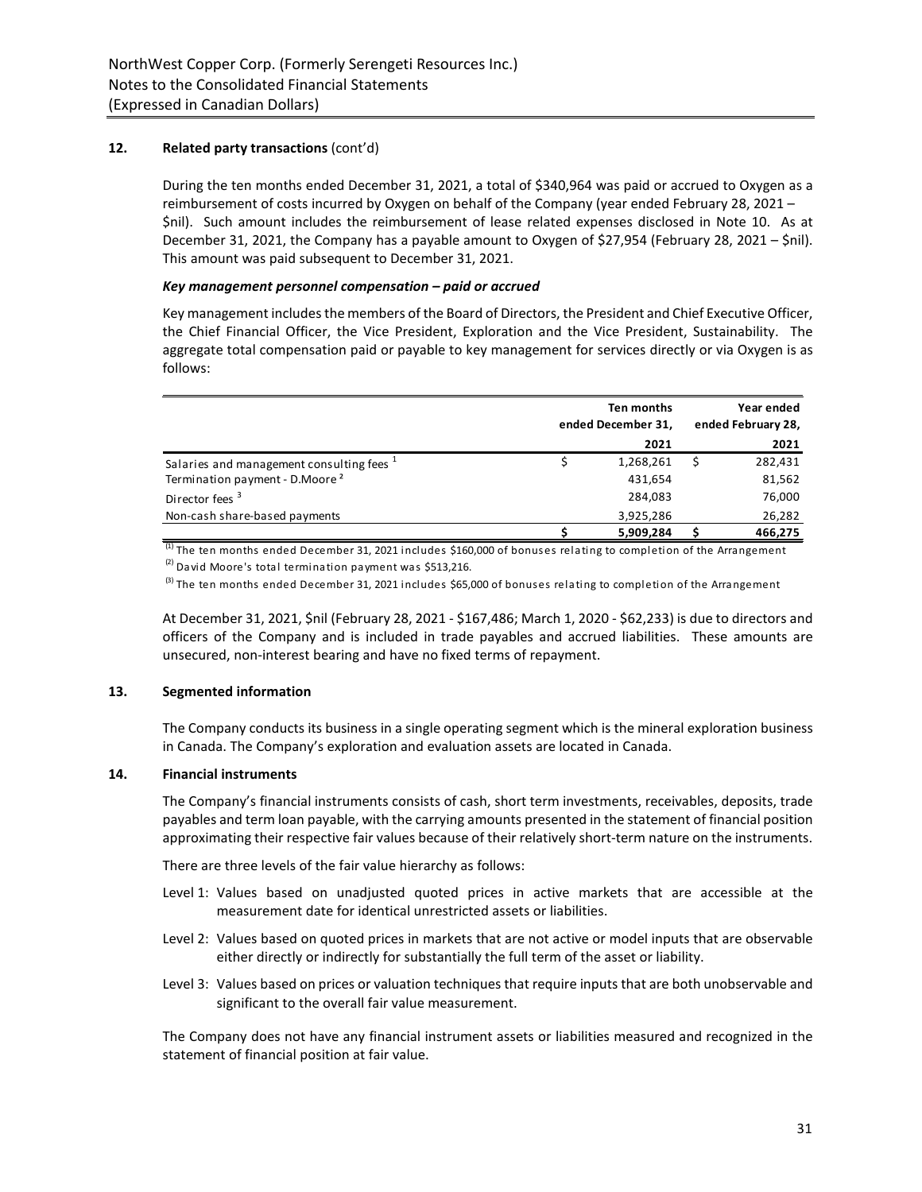## 12. Related party transactions (cont'd)

During the ten months ended December 31, 2021, a total of $340,964 was paid or accrued to Oxygen as a reimbursement of costs incurred by Oxygen on behalf of the Company (year ended February 28, 2021 – $nil). Such amount includes the reimbursement of lease related expenses disclosed in Note 10. As at December 31, 2021, the Company has a payable amount to Oxygen of $27,954 (February 28, 2021 – $nil). This amount was paid subsequent to December 31, 2021.

***Key management personnel compensation – paid or accrued***

Key management includes the members of the Board of Directors, the President and Chief Executive Officer, the Chief Financial Officer, the Vice President, Exploration and the Vice President, Sustainability. The aggregate total compensation paid or payable to key management for services directly or via Oxygen is as follows:

| | Ten months ended December 31, 2021 | Year ended February 28, 2021 |
|---|---|---|
| Salaries and management consulting fees [1] | $ 1,268,261 | $ 282,431 |
| Termination payment - D.Moore [2] | 431,654 | 81,562 |
| Director fees [3] | 284,083 | 76,000 |
| Non-cash share-based payments | 3,925,286 | 26,282 |
| | $ 5,909,284 | $ 466,275 |

[1] The ten months ended December 31, 2021 includes $160,000 of bonuses relating to completion of the Arrangement

[2] David Moore's total termination payment was $513,216.

[3] The ten months ended December 31, 2021 includes $65,000 of bonuses relating to completion of the Arrangement

At December 31, 2021, $nil (February 28, 2021 - $167,486; March 1, 2020 - $62,233) is due to directors and officers of the Company and is included in trade payables and accrued liabilities. These amounts are unsecured, non-interest bearing and have no fixed terms of repayment.

## 13. Segmented information

The Company conducts its business in a single operating segment which is the mineral exploration business in Canada. The Company's exploration and evaluation assets are located in Canada.

## 14. Financial instruments

The Company's financial instruments consists of cash, short term investments, receivables, deposits, trade payables and term loan payable, with the carrying amounts presented in the statement of financial position approximating their respective fair values because of their relatively short-term nature on the instruments.

There are three levels of the fair value hierarchy as follows:

- Level 1: Values based on unadjusted quoted prices in active markets that are accessible at the measurement date for identical unrestricted assets or liabilities.
- Level 2: Values based on quoted prices in markets that are not active or model inputs that are observable either directly or indirectly for substantially the full term of the asset or liability.
- Level 3: Values based on prices or valuation techniques that require inputs that are both unobservable and significant to the overall fair value measurement.

The Company does not have any financial instrument assets or liabilities measured and recognized in the statement of financial position at fair value.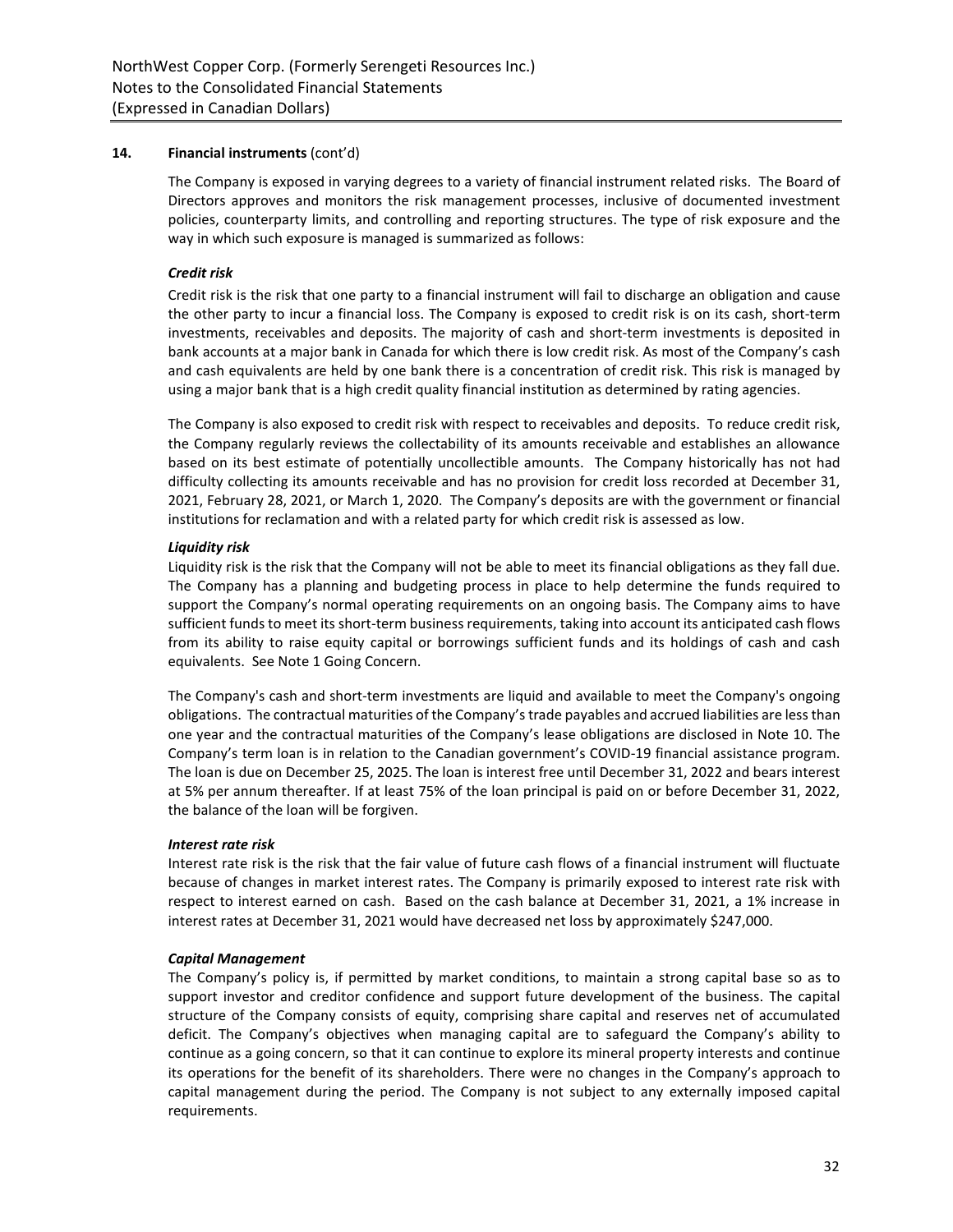## 14. Financial instruments (cont'd)

The Company is exposed in varying degrees to a variety of financial instrument related risks. The Board of Directors approves and monitors the risk management processes, inclusive of documented investment policies, counterparty limits, and controlling and reporting structures. The type of risk exposure and the way in which such exposure is managed is summarized as follows:

### *Credit risk*

Credit risk is the risk that one party to a financial instrument will fail to discharge an obligation and cause the other party to incur a financial loss. The Company is exposed to credit risk is on its cash, short-term investments, receivables and deposits. The majority of cash and short-term investments is deposited in bank accounts at a major bank in Canada for which there is low credit risk. As most of the Company's cash and cash equivalents are held by one bank there is a concentration of credit risk. This risk is managed by using a major bank that is a high credit quality financial institution as determined by rating agencies.

The Company is also exposed to credit risk with respect to receivables and deposits. To reduce credit risk, the Company regularly reviews the collectability of its amounts receivable and establishes an allowance based on its best estimate of potentially uncollectible amounts. The Company historically has not had difficulty collecting its amounts receivable and has no provision for credit loss recorded at December 31, 2021, February 28, 2021, or March 1, 2020. The Company's deposits are with the government or financial institutions for reclamation and with a related party for which credit risk is assessed as low.

### *Liquidity risk*

Liquidity risk is the risk that the Company will not be able to meet its financial obligations as they fall due. The Company has a planning and budgeting process in place to help determine the funds required to support the Company's normal operating requirements on an ongoing basis. The Company aims to have sufficient funds to meet its short-term business requirements, taking into account its anticipated cash flows from its ability to raise equity capital or borrowings sufficient funds and its holdings of cash and cash equivalents. See Note 1 Going Concern.

The Company's cash and short-term investments are liquid and available to meet the Company's ongoing obligations. The contractual maturities of the Company's trade payables and accrued liabilities are less than one year and the contractual maturities of the Company's lease obligations are disclosed in Note 10. The Company's term loan is in relation to the Canadian government's COVID-19 financial assistance program. The loan is due on December 25, 2025. The loan is interest free until December 31, 2022 and bears interest at 5% per annum thereafter. If at least 75% of the loan principal is paid on or before December 31, 2022, the balance of the loan will be forgiven.

### *Interest rate risk*

Interest rate risk is the risk that the fair value of future cash flows of a financial instrument will fluctuate because of changes in market interest rates. The Company is primarily exposed to interest rate risk with respect to interest earned on cash. Based on the cash balance at December 31, 2021, a 1% increase in interest rates at December 31, 2021 would have decreased net loss by approximately $247,000.

### *Capital Management*

The Company's policy is, if permitted by market conditions, to maintain a strong capital base so as to support investor and creditor confidence and support future development of the business. The capital structure of the Company consists of equity, comprising share capital and reserves net of accumulated deficit. The Company's objectives when managing capital are to safeguard the Company's ability to continue as a going concern, so that it can continue to explore its mineral property interests and continue its operations for the benefit of its shareholders. There were no changes in the Company's approach to capital management during the period. The Company is not subject to any externally imposed capital requirements.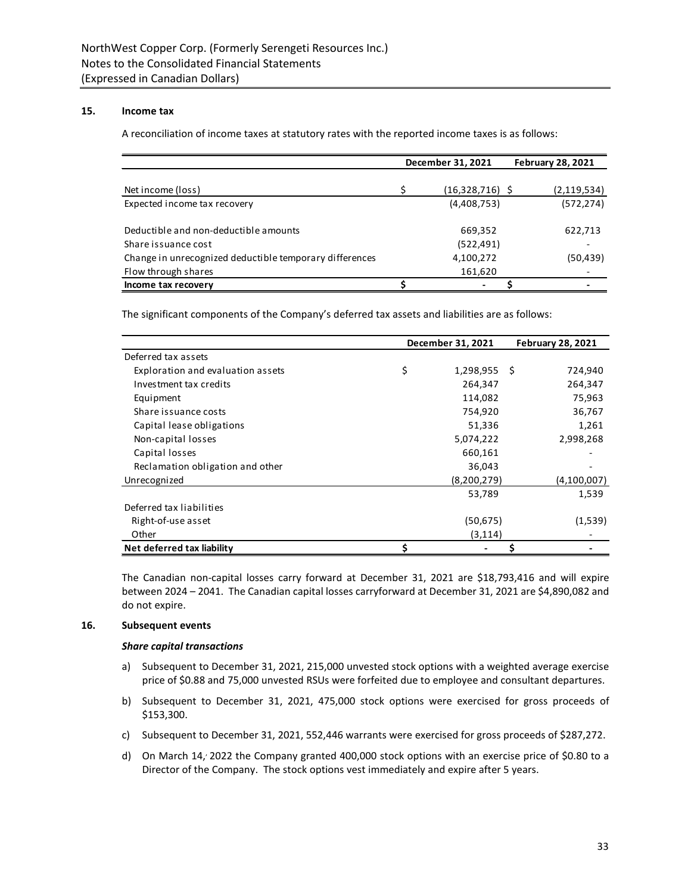## 15. Income tax

A reconciliation of income taxes at statutory rates with the reported income taxes is as follows:

| | December 31, 2021 | February 28, 2021 |
|---|---|---|
| Net income (loss) | $ (16,328,716) | $ (2,119,534) |
| Expected income tax recovery | (4,408,753) | (572,274) |
| Deductible and non-deductible amounts | 669,352 | 622,713 |
| Share issuance cost | (522,491) | - |
| Change in unrecognized deductible temporary differences | 4,100,272 | (50,439) |
| Flow through shares | 161,620 | - |
| **Income tax recovery** | **$ -** | **$ -** |

The significant components of the Company's deferred tax assets and liabilities are as follows:

| | December 31, 2021 | February 28, 2021 |
|---|---|---|
| Deferred tax assets | | |
| Exploration and evaluation assets | $ 1,298,955 | $ 724,940 |
| Investment tax credits | 264,347 | 264,347 |
| Equipment | 114,082 | 75,963 |
| Share issuance costs | 754,920 | 36,767 |
| Capital lease obligations | 51,336 | 1,261 |
| Non-capital losses | 5,074,222 | 2,998,268 |
| Capital losses | 660,161 | - |
| Reclamation obligation and other | 36,043 | - |
| Unrecognized | (8,200,279) | (4,100,007) |
| | 53,789 | 1,539 |
| Deferred tax liabilities | | |
| Right-of-use asset | (50,675) | (1,539) |
| Other | (3,114) | - |
| **Net deferred tax liability** | **$ -** | **$ -** |

The Canadian non-capital losses carry forward at December 31, 2021 are $18,793,416 and will expire between 2024 – 2041. The Canadian capital losses carryforward at December 31, 2021 are $4,890,082 and do not expire.

## 16. Subsequent events

***Share capital transactions***

a) Subsequent to December 31, 2021, 215,000 unvested stock options with a weighted average exercise price of $0.88 and 75,000 unvested RSUs were forfeited due to employee and consultant departures.

b) Subsequent to December 31, 2021, 475,000 stock options were exercised for gross proceeds of $153,300.

c) Subsequent to December 31, 2021, 552,446 warrants were exercised for gross proceeds of $287,272.

d) On March 14, 2022 the Company granted 400,000 stock options with an exercise price of $0.80 to a Director of the Company. The stock options vest immediately and expire after 5 years.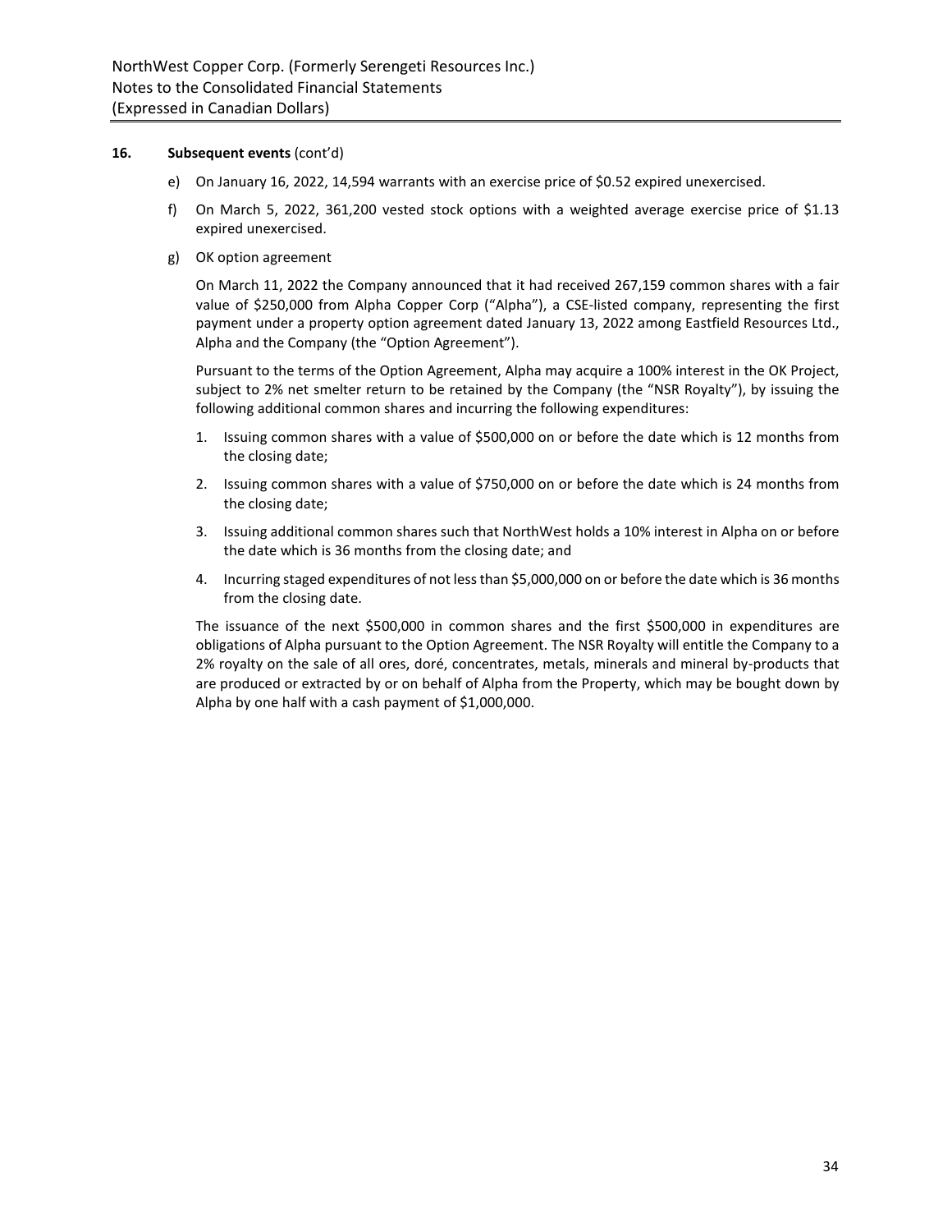## 16. Subsequent events (cont'd)

e) On January 16, 2022, 14,594 warrants with an exercise price of $0.52 expired unexercised.

f) On March 5, 2022, 361,200 vested stock options with a weighted average exercise price of $1.13 expired unexercised.

g) OK option agreement

On March 11, 2022 the Company announced that it had received 267,159 common shares with a fair value of $250,000 from Alpha Copper Corp ("Alpha"), a CSE-listed company, representing the first payment under a property option agreement dated January 13, 2022 among Eastfield Resources Ltd., Alpha and the Company (the "Option Agreement").

Pursuant to the terms of the Option Agreement, Alpha may acquire a 100% interest in the OK Project, subject to 2% net smelter return to be retained by the Company (the "NSR Royalty"), by issuing the following additional common shares and incurring the following expenditures:

1. Issuing common shares with a value of $500,000 on or before the date which is 12 months from the closing date;
2. Issuing common shares with a value of $750,000 on or before the date which is 24 months from the closing date;
3. Issuing additional common shares such that NorthWest holds a 10% interest in Alpha on or before the date which is 36 months from the closing date; and
4. Incurring staged expenditures of not less than $5,000,000 on or before the date which is 36 months from the closing date.

The issuance of the next $500,000 in common shares and the first $500,000 in expenditures are obligations of Alpha pursuant to the Option Agreement. The NSR Royalty will entitle the Company to a 2% royalty on the sale of all ores, doré, concentrates, metals, minerals and mineral by-products that are produced or extracted by or on behalf of Alpha from the Property, which may be bought down by Alpha by one half with a cash payment of $1,000,000.